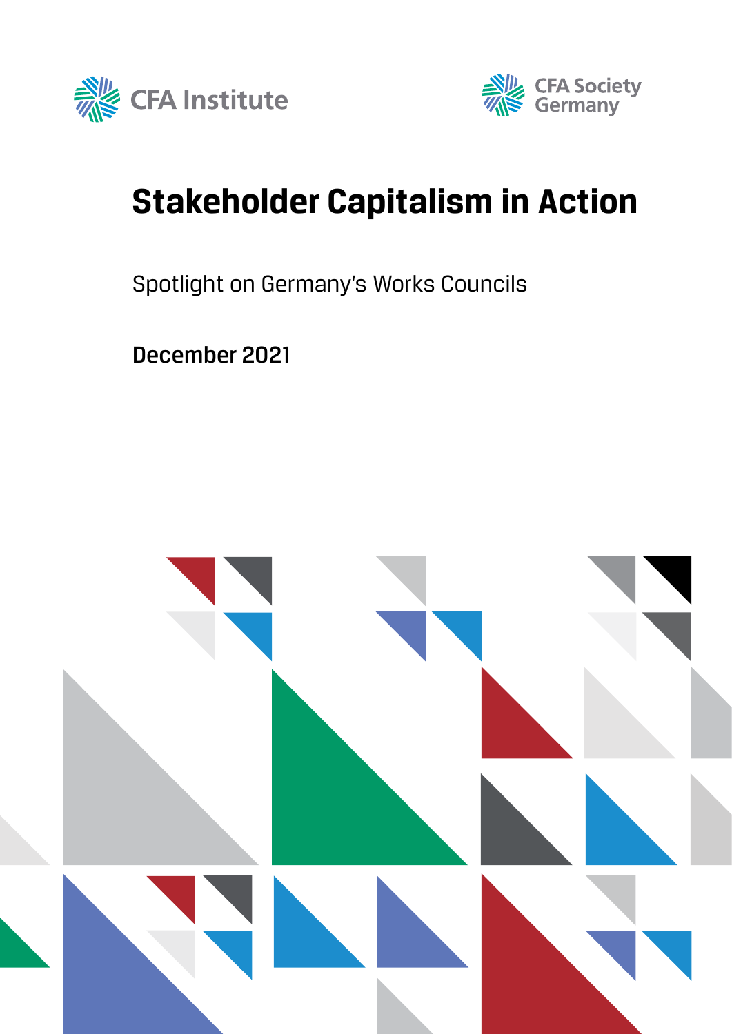CFA Institute

CFA Society Germany

# Stakeholder Capitalism in Action

Spotlight on Germany's Works Councils

**December 2021**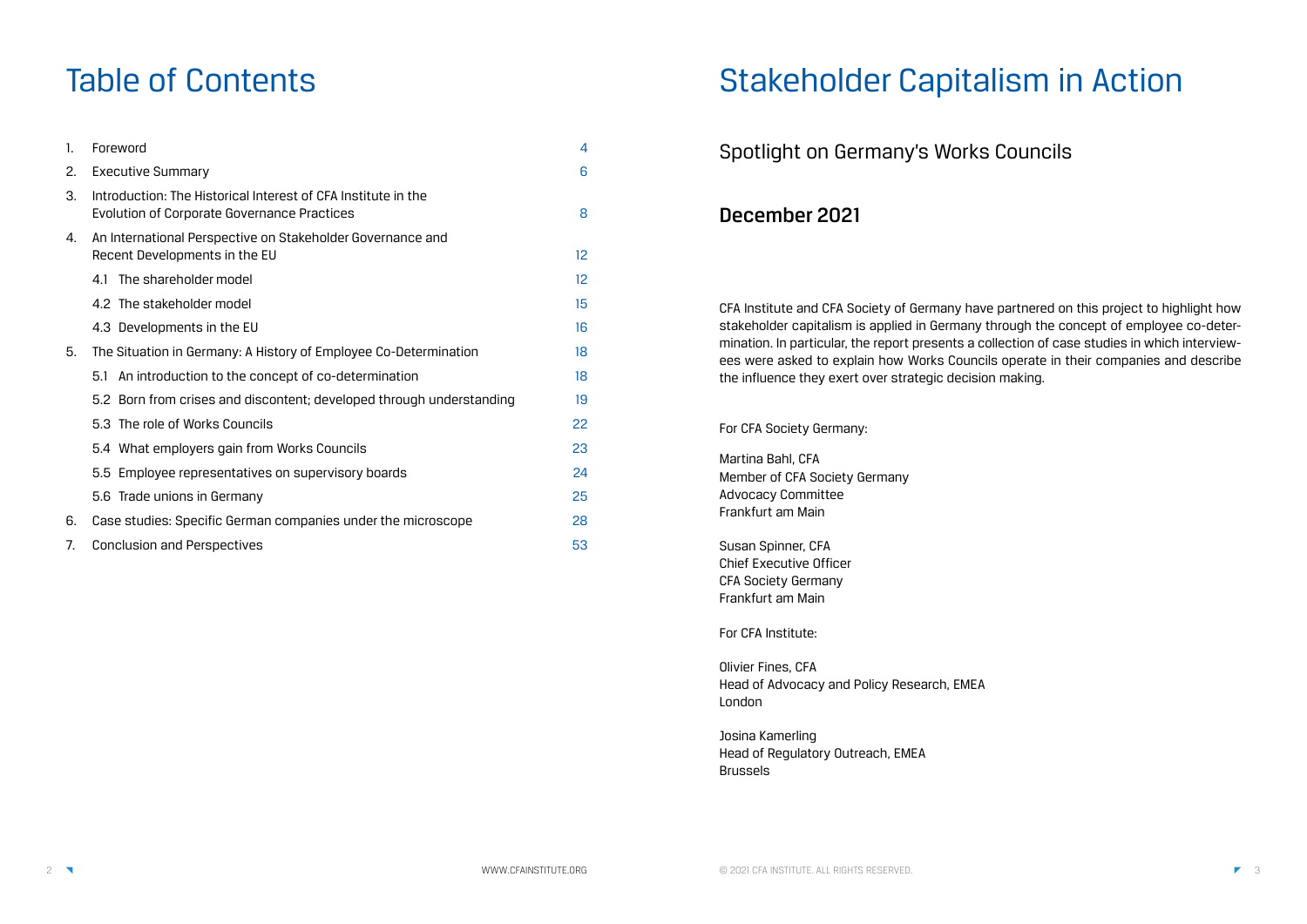# Table of Contents

| | | |
|---|---|---|
| 1. | Foreword | 4 |
| 2. | Executive Summary | 6 |
| 3. | Introduction: The Historical Interest of CFA Institute in the Evolution of Corporate Governance Practices | 8 |
| 4. | An International Perspective on Stakeholder Governance and Recent Developments in the EU | 12 |
| | 4.1 The shareholder model | 12 |
| | 4.2 The stakeholder model | 15 |
| | 4.3 Developments in the EU | 16 |
| 5. | The Situation in Germany: A History of Employee Co-Determination | 18 |
| | 5.1 An introduction to the concept of co-determination | 18 |
| | 5.2 Born from crises and discontent; developed through understanding | 19 |
| | 5.3 The role of Works Councils | 22 |
| | 5.4 What employers gain from Works Councils | 23 |
| | 5.5 Employee representatives on supervisory boards | 24 |
| | 5.6 Trade unions in Germany | 25 |
| 6. | Case studies: Specific German companies under the microscope | 28 |
| 7. | Conclusion and Perspectives | 53 |

# Stakeholder Capitalism in Action

## Spotlight on Germany's Works Councils

### December 2021

CFA Institute and CFA Society of Germany have partnered on this project to highlight how stakeholder capitalism is applied in Germany through the concept of employee co-determination. In particular, the report presents a collection of case studies in which interviewees were asked to explain how Works Councils operate in their companies and describe the influence they exert over strategic decision making.

For CFA Society Germany:

Martina Bahl, CFA
Member of CFA Society Germany
Advocacy Committee
Frankfurt am Main

Susan Spinner, CFA
Chief Executive Officer
CFA Society Germany
Frankfurt am Main

For CFA Institute:

Olivier Fines, CFA
Head of Advocacy and Policy Research, EMEA
London

Josina Kamerling
Head of Regulatory Outreach, EMEA
Brussels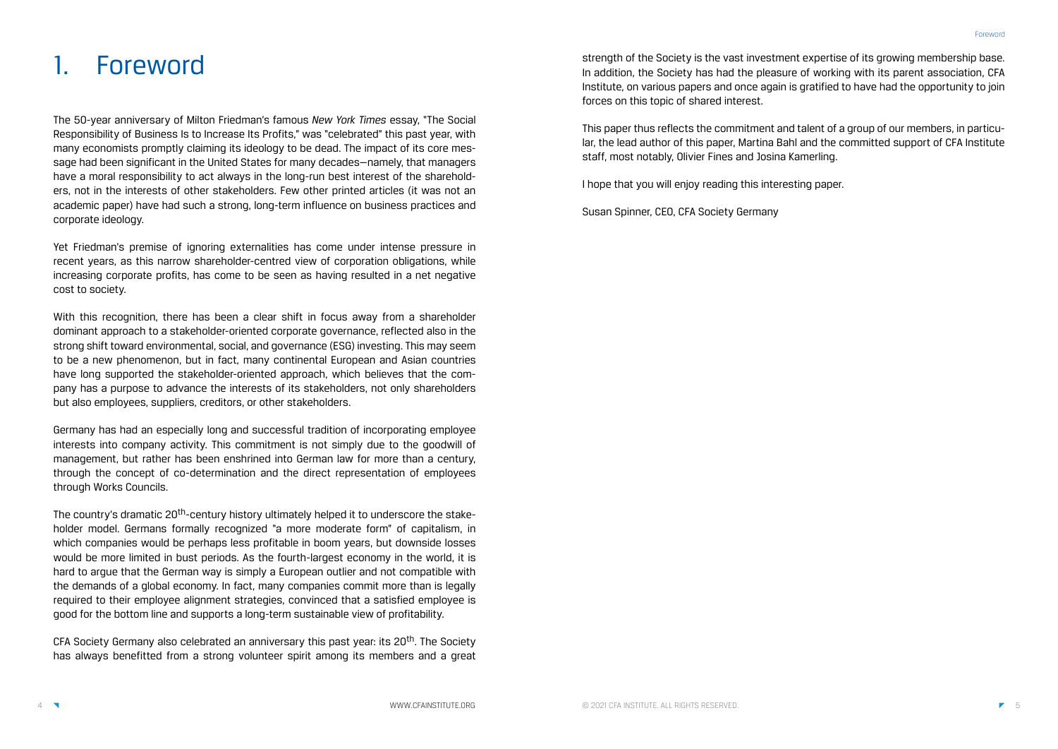# 1. Foreword

The 50-year anniversary of Milton Friedman's famous *New York Times* essay, "The Social Responsibility of Business Is to Increase Its Profits," was "celebrated" this past year, with many economists promptly claiming its ideology to be dead. The impact of its core message had been significant in the United States for many decades—namely, that managers have a moral responsibility to act always in the long-run best interest of the shareholders, not in the interests of other stakeholders. Few other printed articles (it was not an academic paper) have had such a strong, long-term influence on business practices and corporate ideology.

Yet Friedman's premise of ignoring externalities has come under intense pressure in recent years, as this narrow shareholder-centred view of corporation obligations, while increasing corporate profits, has come to be seen as having resulted in a net negative cost to society.

With this recognition, there has been a clear shift in focus away from a shareholder dominant approach to a stakeholder-oriented corporate governance, reflected also in the strong shift toward environmental, social, and governance (ESG) investing. This may seem to be a new phenomenon, but in fact, many continental European and Asian countries have long supported the stakeholder-oriented approach, which believes that the company has a purpose to advance the interests of its stakeholders, not only shareholders but also employees, suppliers, creditors, or other stakeholders.

Germany has had an especially long and successful tradition of incorporating employee interests into company activity. This commitment is not simply due to the goodwill of management, but rather has been enshrined into German law for more than a century, through the concept of co-determination and the direct representation of employees through Works Councils.

The country's dramatic 20th-century history ultimately helped it to underscore the stakeholder model. Germans formally recognized "a more moderate form" of capitalism, in which companies would be perhaps less profitable in boom years, but downside losses would be more limited in bust periods. As the fourth-largest economy in the world, it is hard to argue that the German way is simply a European outlier and not compatible with the demands of a global economy. In fact, many companies commit more than is legally required to their employee alignment strategies, convinced that a satisfied employee is good for the bottom line and supports a long-term sustainable view of profitability.

CFA Society Germany also celebrated an anniversary this past year: its 20th. The Society has always benefitted from a strong volunteer spirit among its members and a great strength of the Society is the vast investment expertise of its growing membership base. In addition, the Society has had the pleasure of working with its parent association, CFA Institute, on various papers and once again is gratified to have had the opportunity to join forces on this topic of shared interest.

This paper thus reflects the commitment and talent of a group of our members, in particular, the lead author of this paper, Martina Bahl and the committed support of CFA Institute staff, most notably, Olivier Fines and Josina Kamerling.

I hope that you will enjoy reading this interesting paper.

Susan Spinner, CEO, CFA Society Germany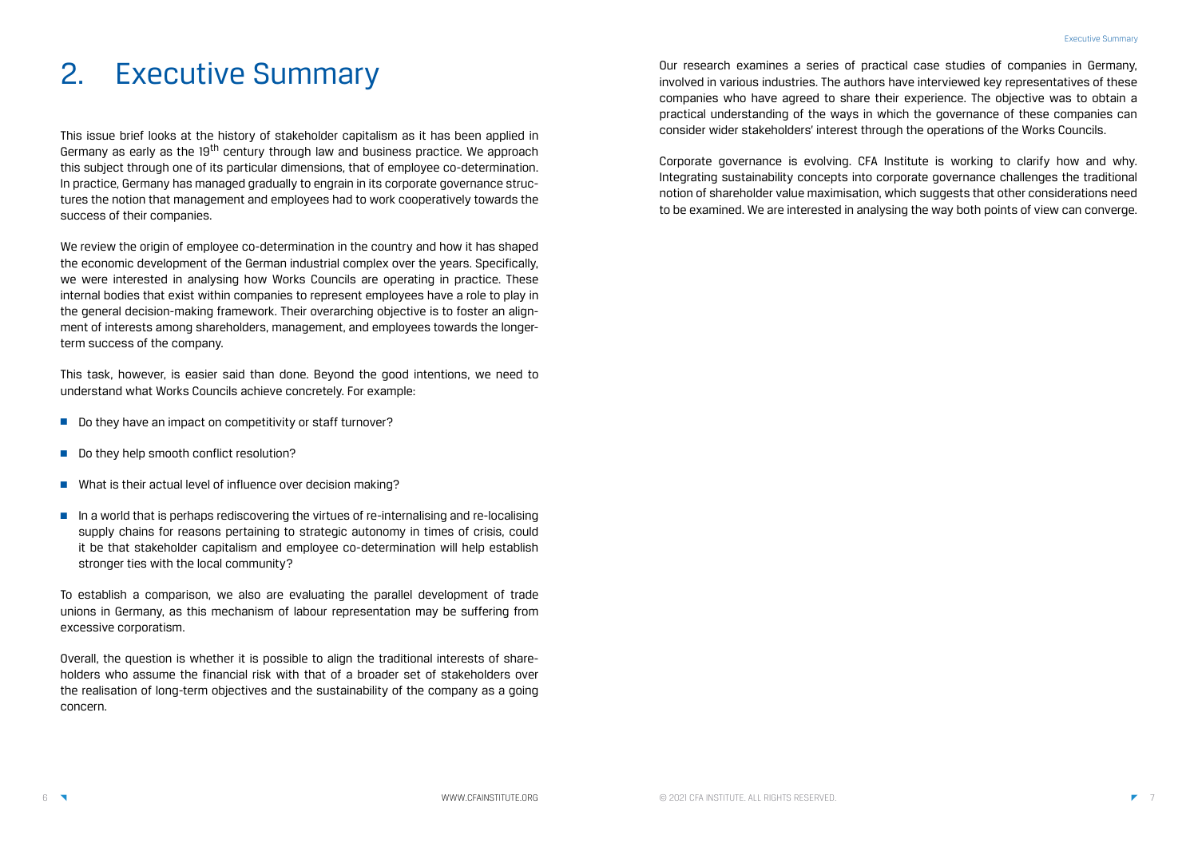# 2. Executive Summary

This issue brief looks at the history of stakeholder capitalism as it has been applied in Germany as early as the 19th century through law and business practice. We approach this subject through one of its particular dimensions, that of employee co-determination. In practice, Germany has managed gradually to engrain in its corporate governance structures the notion that management and employees had to work cooperatively towards the success of their companies.

We review the origin of employee co-determination in the country and how it has shaped the economic development of the German industrial complex over the years. Specifically, we were interested in analysing how Works Councils are operating in practice. These internal bodies that exist within companies to represent employees have a role to play in the general decision-making framework. Their overarching objective is to foster an alignment of interests among shareholders, management, and employees towards the longer-term success of the company.

This task, however, is easier said than done. Beyond the good intentions, we need to understand what Works Councils achieve concretely. For example:

- Do they have an impact on competitivity or staff turnover?
- Do they help smooth conflict resolution?
- What is their actual level of influence over decision making?
- In a world that is perhaps rediscovering the virtues of re-internalising and re-localising supply chains for reasons pertaining to strategic autonomy in times of crisis, could it be that stakeholder capitalism and employee co-determination will help establish stronger ties with the local community?

To establish a comparison, we also are evaluating the parallel development of trade unions in Germany, as this mechanism of labour representation may be suffering from excessive corporatism.

Overall, the question is whether it is possible to align the traditional interests of shareholders who assume the financial risk with that of a broader set of stakeholders over the realisation of long-term objectives and the sustainability of the company as a going concern.

Our research examines a series of practical case studies of companies in Germany, involved in various industries. The authors have interviewed key representatives of these companies who have agreed to share their experience. The objective was to obtain a practical understanding of the ways in which the governance of these companies can consider wider stakeholders' interest through the operations of the Works Councils.

Corporate governance is evolving. CFA Institute is working to clarify how and why. Integrating sustainability concepts into corporate governance challenges the traditional notion of shareholder value maximisation, which suggests that other considerations need to be examined. We are interested in analysing the way both points of view can converge.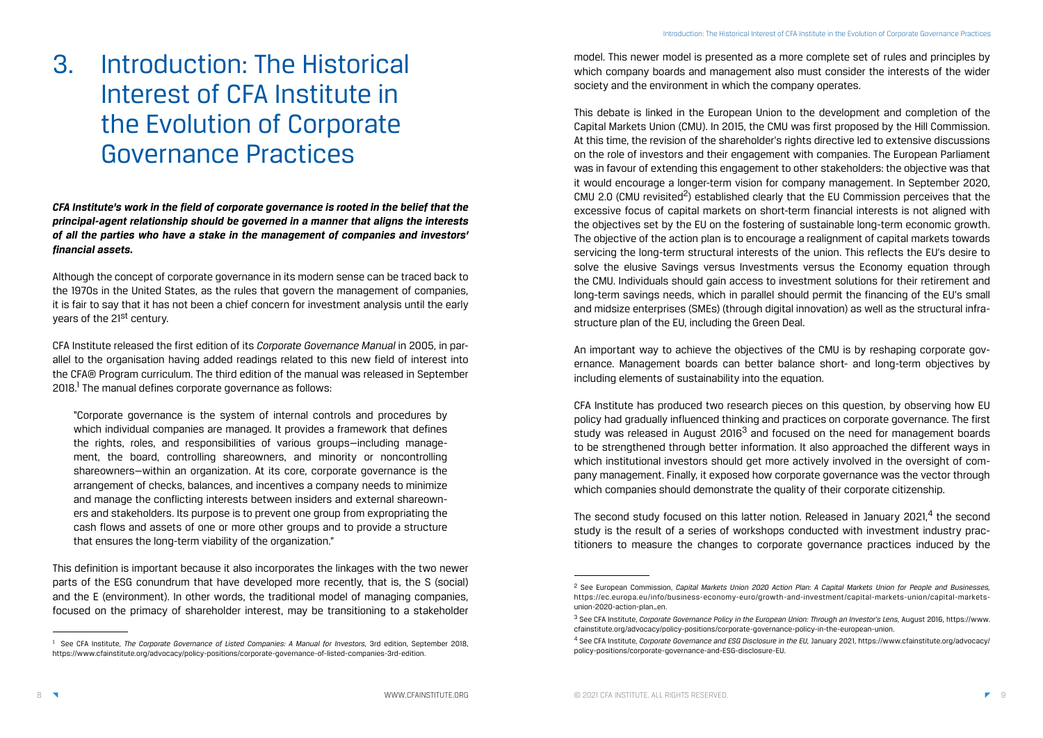# 3. Introduction: The Historical Interest of CFA Institute in the Evolution of Corporate Governance Practices

***CFA Institute's work in the field of corporate governance is rooted in the belief that the principal-agent relationship should be governed in a manner that aligns the interests of all the parties who have a stake in the management of companies and investors' financial assets.***

Although the concept of corporate governance in its modern sense can be traced back to the 1970s in the United States, as the rules that govern the management of companies, it is fair to say that it has not been a chief concern for investment analysis until the early years of the 21st century.

CFA Institute released the first edition of its *Corporate Governance Manual* in 2005, in parallel to the organisation having added readings related to this new field of interest into the CFA® Program curriculum. The third edition of the manual was released in September 2018.[1] The manual defines corporate governance as follows:

> "Corporate governance is the system of internal controls and procedures by which individual companies are managed. It provides a framework that defines the rights, roles, and responsibilities of various groups—including management, the board, controlling shareowners, and minority or noncontrolling shareowners—within an organization. At its core, corporate governance is the arrangement of checks, balances, and incentives a company needs to minimize and manage the conflicting interests between insiders and external shareowners and stakeholders. Its purpose is to prevent one group from expropriating the cash flows and assets of one or more other groups and to provide a structure that ensures the long-term viability of the organization."

This definition is important because it also incorporates the linkages with the two newer parts of the ESG conundrum that have developed more recently, that is, the S (social) and the E (environment). In other words, the traditional model of managing companies, focused on the primacy of shareholder interest, may be transitioning to a stakeholder model. This newer model is presented as a more complete set of rules and principles by which company boards and management also must consider the interests of the wider society and the environment in which the company operates.

This debate is linked in the European Union to the development and completion of the Capital Markets Union (CMU). In 2015, the CMU was first proposed by the Hill Commission. At this time, the revision of the shareholder's rights directive led to extensive discussions on the role of investors and their engagement with companies. The European Parliament was in favour of extending this engagement to other stakeholders: the objective was that it would encourage a longer-term vision for company management. In September 2020, CMU 2.0 (CMU revisited[2]) established clearly that the EU Commission perceives that the excessive focus of capital markets on short-term financial interests is not aligned with the objectives set by the EU on the fostering of sustainable long-term economic growth. The objective of the action plan is to encourage a realignment of capital markets towards servicing the long-term structural interests of the union. This reflects the EU's desire to solve the elusive Savings versus Investments versus the Economy equation through the CMU. Individuals should gain access to investment solutions for their retirement and long-term savings needs, which in parallel should permit the financing of the EU's small and midsize enterprises (SMEs) (through digital innovation) as well as the structural infrastructure plan of the EU, including the Green Deal.

An important way to achieve the objectives of the CMU is by reshaping corporate governance. Management boards can better balance short- and long-term objectives by including elements of sustainability into the equation.

CFA Institute has produced two research pieces on this question, by observing how EU policy had gradually influenced thinking and practices on corporate governance. The first study was released in August 2016[3] and focused on the need for management boards to be strengthened through better information. It also approached the different ways in which institutional investors should get more actively involved in the oversight of company management. Finally, it exposed how corporate governance was the vector through which companies should demonstrate the quality of their corporate citizenship.

The second study focused on this latter notion. Released in January 2021,[4] the second study is the result of a series of workshops conducted with investment industry practitioners to measure the changes to corporate governance practices induced by the

---

[1] See CFA Institute, *The Corporate Governance of Listed Companies: A Manual for Investors*, 3rd edition, September 2018, https://www.cfainstitute.org/advocacy/policy-positions/corporate-governance-of-listed-companies-3rd-edition.

[2] See European Commission, *Capital Markets Union 2020 Action Plan: A Capital Markets Union for People and Businesses*, https://ec.europa.eu/info/business-economy-euro/growth-and-investment/capital-markets-union/capital-markets-union-2020-action-plan_en.

[3] See CFA Institute, *Corporate Governance Policy in the European Union: Through an Investor's Lens*, August 2016, https://www.cfainstitute.org/advocacy/policy-positions/corporate-governance-policy-in-the-european-union.

[4] See CFA Institute, *Corporate Governance and ESG Disclosure in the EU*, January 2021, https://www.cfainstitute.org/advocacy/policy-positions/corporate-governance-and-ESG-disclosure-EU.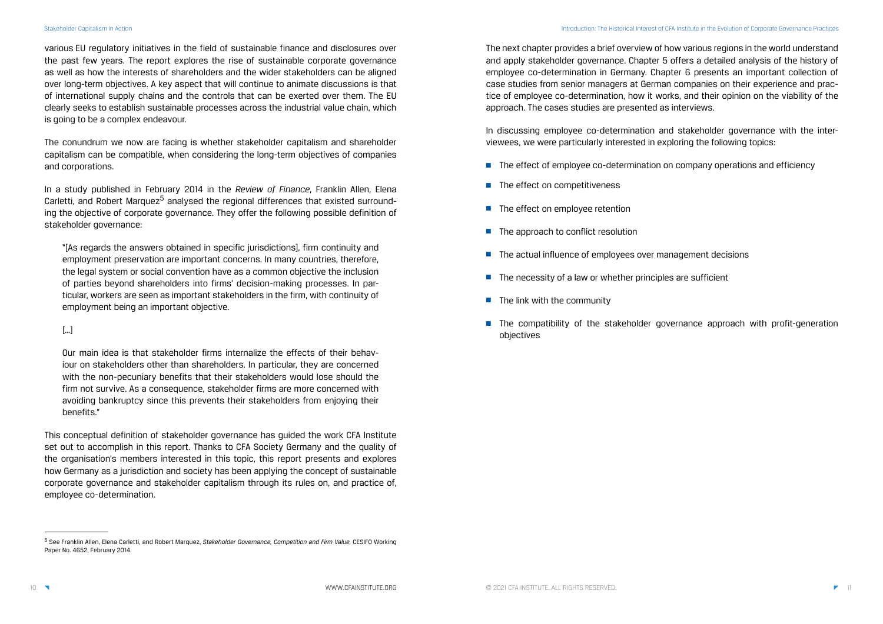various EU regulatory initiatives in the field of sustainable finance and disclosures over the past few years. The report explores the rise of sustainable corporate governance as well as how the interests of shareholders and the wider stakeholders can be aligned over long-term objectives. A key aspect that will continue to animate discussions is that of international supply chains and the controls that can be exerted over them. The EU clearly seeks to establish sustainable processes across the industrial value chain, which is going to be a complex endeavour.

The conundrum we now are facing is whether stakeholder capitalism and shareholder capitalism can be compatible, when considering the long-term objectives of companies and corporations.

In a study published in February 2014 in the *Review of Finance*, Franklin Allen, Elena Carletti, and Robert Marquez[5] analysed the regional differences that existed surrounding the objective of corporate governance. They offer the following possible definition of stakeholder governance:

> "[As regards the answers obtained in specific jurisdictions], firm continuity and employment preservation are important concerns. In many countries, therefore, the legal system or social convention have as a common objective the inclusion of parties beyond shareholders into firms' decision-making processes. In particular, workers are seen as important stakeholders in the firm, with continuity of employment being an important objective.
>
> [...]
>
> Our main idea is that stakeholder firms internalize the effects of their behaviour on stakeholders other than shareholders. In particular, they are concerned with the non-pecuniary benefits that their stakeholders would lose should the firm not survive. As a consequence, stakeholder firms are more concerned with avoiding bankruptcy since this prevents their stakeholders from enjoying their benefits."

This conceptual definition of stakeholder governance has guided the work CFA Institute set out to accomplish in this report. Thanks to CFA Society Germany and the quality of the organisation's members interested in this topic, this report presents and explores how Germany as a jurisdiction and society has been applying the concept of sustainable corporate governance and stakeholder capitalism through its rules on, and practice of, employee co-determination.

[5] See Franklin Allen, Elena Carletti, and Robert Marquez, *Stakeholder Governance, Competition and Firm Value*, CESIFO Working Paper No. 4652, February 2014.

The next chapter provides a brief overview of how various regions in the world understand and apply stakeholder governance. Chapter 5 offers a detailed analysis of the history of employee co-determination in Germany. Chapter 6 presents an important collection of case studies from senior managers at German companies on their experience and practice of employee co-determination, how it works, and their opinion on the viability of the approach. The cases studies are presented as interviews.

In discussing employee co-determination and stakeholder governance with the interviewees, we were particularly interested in exploring the following topics:

- The effect of employee co-determination on company operations and efficiency
- The effect on competitiveness
- The effect on employee retention
- The approach to conflict resolution
- The actual influence of employees over management decisions
- The necessity of a law or whether principles are sufficient
- The link with the community
- The compatibility of the stakeholder governance approach with profit-generation objectives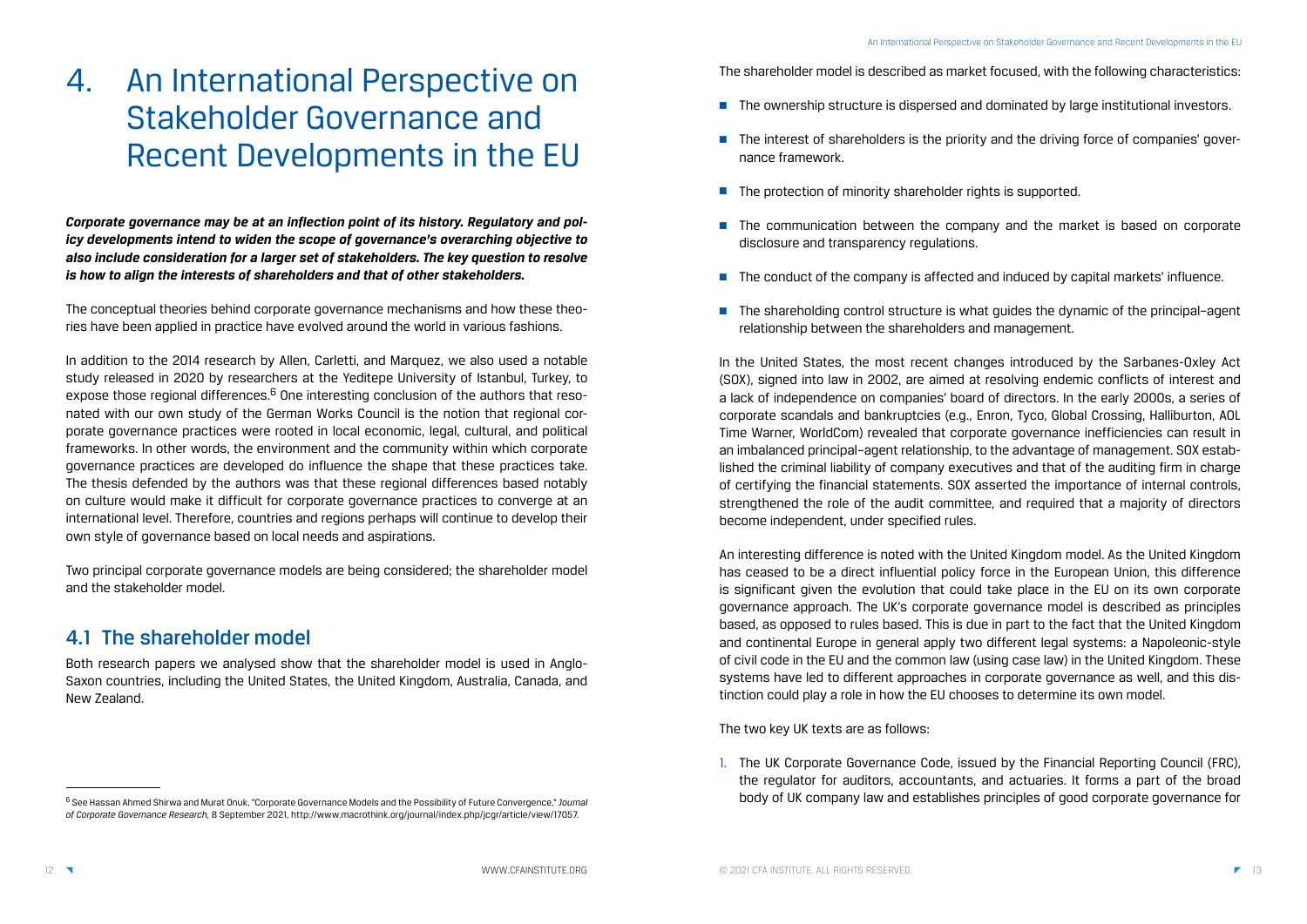# 4. An International Perspective on Stakeholder Governance and Recent Developments in the EU

***Corporate governance may be at an inflection point of its history. Regulatory and policy developments intend to widen the scope of governance's overarching objective to also include consideration for a larger set of stakeholders. The key question to resolve is how to align the interests of shareholders and that of other stakeholders.***

The conceptual theories behind corporate governance mechanisms and how these theories have been applied in practice have evolved around the world in various fashions.

In addition to the 2014 research by Allen, Carletti, and Marquez, we also used a notable study released in 2020 by researchers at the Yeditepe University of Istanbul, Turkey, to expose those regional differences.[6] One interesting conclusion of the authors that resonated with our own study of the German Works Council is the notion that regional corporate governance practices were rooted in local economic, legal, cultural, and political frameworks. In other words, the environment and the community within which corporate governance practices are developed do influence the shape that these practices take. The thesis defended by the authors was that these regional differences based notably on culture would make it difficult for corporate governance practices to converge at an international level. Therefore, countries and regions perhaps will continue to develop their own style of governance based on local needs and aspirations.

Two principal corporate governance models are being considered; the shareholder model and the stakeholder model.

## 4.1 The shareholder model

Both research papers we analysed show that the shareholder model is used in Anglo-Saxon countries, including the United States, the United Kingdom, Australia, Canada, and New Zealand.

The shareholder model is described as market focused, with the following characteristics:

- The ownership structure is dispersed and dominated by large institutional investors.
- The interest of shareholders is the priority and the driving force of companies' governance framework.
- The protection of minority shareholder rights is supported.
- The communication between the company and the market is based on corporate disclosure and transparency regulations.
- The conduct of the company is affected and induced by capital markets' influence.
- The shareholding control structure is what guides the dynamic of the principal–agent relationship between the shareholders and management.

In the United States, the most recent changes introduced by the Sarbanes-Oxley Act (SOX), signed into law in 2002, are aimed at resolving endemic conflicts of interest and a lack of independence on companies' board of directors. In the early 2000s, a series of corporate scandals and bankruptcies (e.g., Enron, Tyco, Global Crossing, Halliburton, AOL Time Warner, WorldCom) revealed that corporate governance inefficiencies can result in an imbalanced principal–agent relationship, to the advantage of management. SOX established the criminal liability of company executives and that of the auditing firm in charge of certifying the financial statements. SOX asserted the importance of internal controls, strengthened the role of the audit committee, and required that a majority of directors become independent, under specified rules.

An interesting difference is noted with the United Kingdom model. As the United Kingdom has ceased to be a direct influential policy force in the European Union, this difference is significant given the evolution that could take place in the EU on its own corporate governance approach. The UK's corporate governance model is described as principles based, as opposed to rules based. This is due in part to the fact that the United Kingdom and continental Europe in general apply two different legal systems: a Napoleonic-style of civil code in the EU and the common law (using case law) in the United Kingdom. These systems have led to different approaches in corporate governance as well, and this distinction could play a role in how the EU chooses to determine its own model.

The two key UK texts are as follows:

1. The UK Corporate Governance Code, issued by the Financial Reporting Council (FRC), the regulator for auditors, accountants, and actuaries. It forms a part of the broad body of UK company law and establishes principles of good corporate governance for

---

[6] See Hassan Ahmed Shirwa and Murat Onuk, "Corporate Governance Models and the Possibility of Future Convergence," *Journal of Corporate Governance Research*, 8 September 2021, http://www.macrothink.org/journal/index.php/jcgr/article/view/17057.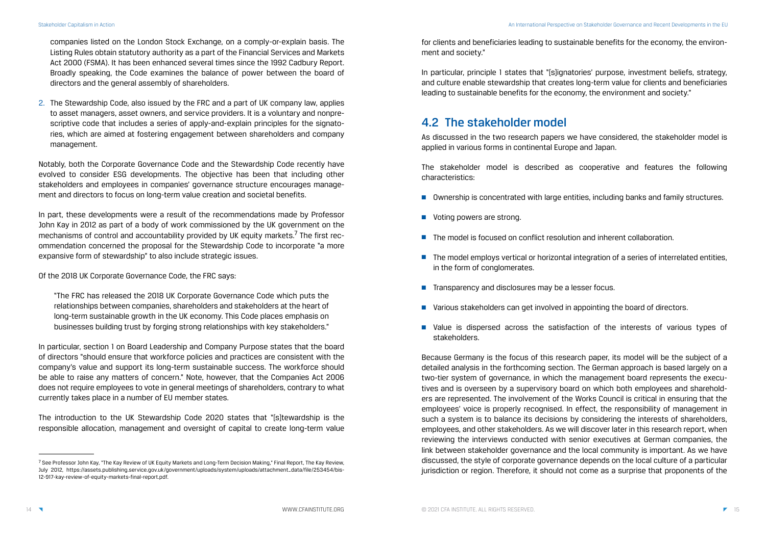companies listed on the London Stock Exchange, on a comply-or-explain basis. The Listing Rules obtain statutory authority as a part of the Financial Services and Markets Act 2000 (FSMA). It has been enhanced several times since the 1992 Cadbury Report. Broadly speaking, the Code examines the balance of power between the board of directors and the general assembly of shareholders.

2. The Stewardship Code, also issued by the FRC and a part of UK company law, applies to asset managers, asset owners, and service providers. It is a voluntary and nonprescriptive code that includes a series of apply-and-explain principles for the signatories, which are aimed at fostering engagement between shareholders and company management.

Notably, both the Corporate Governance Code and the Stewardship Code recently have evolved to consider ESG developments. The objective has been that including other stakeholders and employees in companies' governance structure encourages management and directors to focus on long-term value creation and societal benefits.

In part, these developments were a result of the recommendations made by Professor John Kay in 2012 as part of a body of work commissioned by the UK government on the mechanisms of control and accountability provided by UK equity markets.[7] The first recommendation concerned the proposal for the Stewardship Code to incorporate "a more expansive form of stewardship" to also include strategic issues.

Of the 2018 UK Corporate Governance Code, the FRC says:

> "The FRC has released the 2018 UK Corporate Governance Code which puts the relationships between companies, shareholders and stakeholders at the heart of long-term sustainable growth in the UK economy. This Code places emphasis on businesses building trust by forging strong relationships with key stakeholders."

In particular, section 1 on Board Leadership and Company Purpose states that the board of directors "should ensure that workforce policies and practices are consistent with the company's value and support its long-term sustainable success. The workforce should be able to raise any matters of concern." Note, however, that the Companies Act 2006 does not require employees to vote in general meetings of shareholders, contrary to what currently takes place in a number of EU member states.

The introduction to the UK Stewardship Code 2020 states that "[s]tewardship is the responsible allocation, management and oversight of capital to create long-term value for clients and beneficiaries leading to sustainable benefits for the economy, the environment and society."

In particular, principle 1 states that "[s]ignatories' purpose, investment beliefs, strategy, and culture enable stewardship that creates long-term value for clients and beneficiaries leading to sustainable benefits for the economy, the environment and society."

## 4.2 The stakeholder model

As discussed in the two research papers we have considered, the stakeholder model is applied in various forms in continental Europe and Japan.

The stakeholder model is described as cooperative and features the following characteristics:

- Ownership is concentrated with large entities, including banks and family structures.
- Voting powers are strong.
- The model is focused on conflict resolution and inherent collaboration.
- The model employs vertical or horizontal integration of a series of interrelated entities, in the form of conglomerates.
- Transparency and disclosures may be a lesser focus.
- Various stakeholders can get involved in appointing the board of directors.
- Value is dispersed across the satisfaction of the interests of various types of stakeholders.

Because Germany is the focus of this research paper, its model will be the subject of a detailed analysis in the forthcoming section. The German approach is based largely on a two-tier system of governance, in which the management board represents the executives and is overseen by a supervisory board on which both employees and shareholders are represented. The involvement of the Works Council is critical in ensuring that the employees' voice is properly recognised. In effect, the responsibility of management in such a system is to balance its decisions by considering the interests of shareholders, employees, and other stakeholders. As we will discover later in this research report, when reviewing the interviews conducted with senior executives at German companies, the link between stakeholder governance and the local community is important. As we have discussed, the style of corporate governance depends on the local culture of a particular jurisdiction or region. Therefore, it should not come as a surprise that proponents of the

---

[7] See Professor John Kay, "The Kay Review of UK Equity Markets and Long-Term Decision Making," Final Report, The Kay Review, July 2012, https://assets.publishing.service.gov.uk/government/uploads/system/uploads/attachment_data/file/253454/bis-12-917-kay-review-of-equity-markets-final-report.pdf.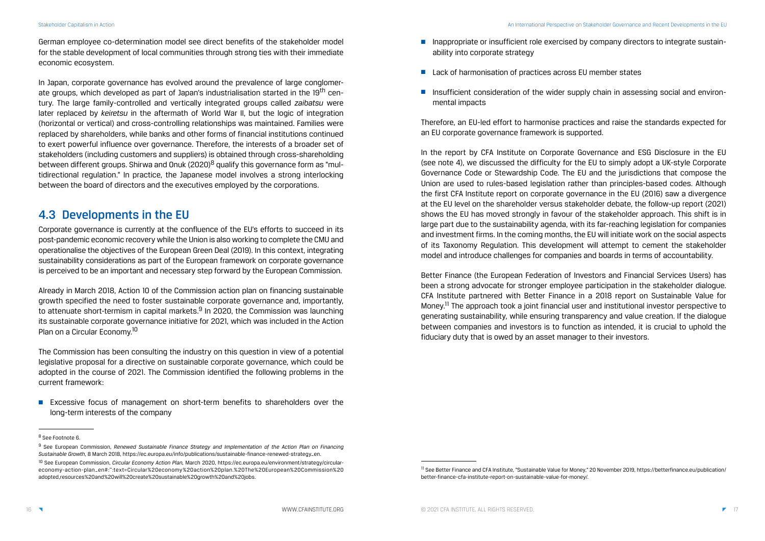German employee co-determination model see direct benefits of the stakeholder model for the stable development of local communities through strong ties with their immediate economic ecosystem.

In Japan, corporate governance has evolved around the prevalence of large conglomerate groups, which developed as part of Japan's industrialisation started in the 19th century. The large family-controlled and vertically integrated groups called *zaibatsu* were later replaced by *keiretsu* in the aftermath of World War II, but the logic of integration (horizontal or vertical) and cross-controlling relationships was maintained. Families were replaced by shareholders, while banks and other forms of financial institutions continued to exert powerful influence over governance. Therefore, the interests of a broader set of stakeholders (including customers and suppliers) is obtained through cross-shareholding between different groups. Shirwa and Onuk (2020)[8] qualify this governance form as "multidirectional regulation." In practice, the Japanese model involves a strong interlocking between the board of directors and the executives employed by the corporations.

## 4.3 Developments in the EU

Corporate governance is currently at the confluence of the EU's efforts to succeed in its post-pandemic economic recovery while the Union is also working to complete the CMU and operationalise the objectives of the European Green Deal (2019). In this context, integrating sustainability considerations as part of the European framework on corporate governance is perceived to be an important and necessary step forward by the European Commission.

Already in March 2018, Action 10 of the Commission action plan on financing sustainable growth specified the need to foster sustainable corporate governance and, importantly, to attenuate short-termism in capital markets.[9] In 2020, the Commission was launching its sustainable corporate governance initiative for 2021, which was included in the Action Plan on a Circular Economy.[10]

The Commission has been consulting the industry on this question in view of a potential legislative proposal for a directive on sustainable corporate governance, which could be adopted in the course of 2021. The Commission identified the following problems in the current framework:

- Excessive focus of management on short-term benefits to shareholders over the long-term interests of the company
- Inappropriate or insufficient role exercised by company directors to integrate sustainability into corporate strategy
- Lack of harmonisation of practices across EU member states
- Insufficient consideration of the wider supply chain in assessing social and environmental impacts

Therefore, an EU-led effort to harmonise practices and raise the standards expected for an EU corporate governance framework is supported.

In the report by CFA Institute on Corporate Governance and ESG Disclosure in the EU (see note 4), we discussed the difficulty for the EU to simply adopt a UK-style Corporate Governance Code or Stewardship Code. The EU and the jurisdictions that compose the Union are used to rules-based legislation rather than principles-based codes. Although the first CFA Institute report on corporate governance in the EU (2016) saw a divergence at the EU level on the shareholder versus stakeholder debate, the follow-up report (2021) shows the EU has moved strongly in favour of the stakeholder approach. This shift is in large part due to the sustainability agenda, with its far-reaching legislation for companies and investment firms. In the coming months, the EU will initiate work on the social aspects of its Taxonomy Regulation. This development will attempt to cement the stakeholder model and introduce challenges for companies and boards in terms of accountability.

Better Finance (the European Federation of Investors and Financial Services Users) has been a strong advocate for stronger employee participation in the stakeholder dialogue. CFA Institute partnered with Better Finance in a 2018 report on Sustainable Value for Money.[11] The approach took a joint financial user and institutional investor perspective to generating sustainability, while ensuring transparency and value creation. If the dialogue between companies and investors is to function as intended, it is crucial to uphold the fiduciary duty that is owed by an asset manager to their investors.

---

[8] See Footnote 6.

[9] See European Commission, *Renewed Sustainable Finance Strategy and Implementation of the Action Plan on Financing Sustainable Growth*, 8 March 2018, https://ec.europa.eu/info/publications/sustainable-finance-renewed-strategy_en.

[10] See European Commission, *Circular Economy Action Plan*, March 2020, https://ec.europa.eu/environment/strategy/circular-economy-action-plan_en#:~:text=Circular%20economy%20action%20plan.%20The%20European%20Commission%20adopted,resources%20and%20will%20create%20sustainable%20growth%20and%20jobs.

[11] See Better Finance and CFA Institute, "Sustainable Value for Money," 20 November 2019, https://betterfinance.eu/publication/better-finance-cfa-institute-report-on-sustainable-value-for-money/.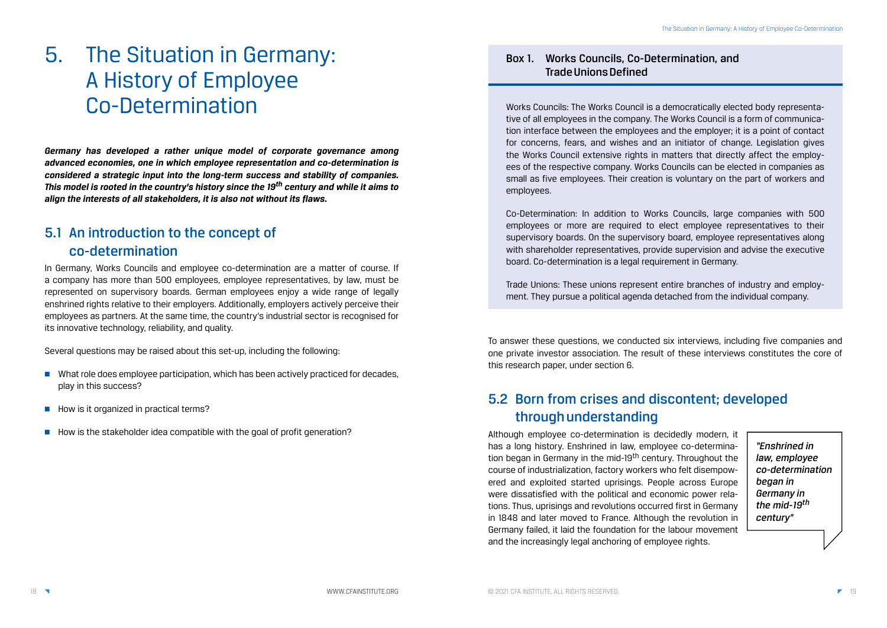# 5. The Situation in Germany: A History of Employee Co-Determination

***Germany has developed a rather unique model of corporate governance among advanced economies, one in which employee representation and co-determination is considered a strategic input into the long-term success and stability of companies. This model is rooted in the country's history since the 19th century and while it aims to align the interests of all stakeholders, it is also not without its flaws.***

## 5.1 An introduction to the concept of co-determination

In Germany, Works Councils and employee co-determination are a matter of course. If a company has more than 500 employees, employee representatives, by law, must be represented on supervisory boards. German employees enjoy a wide range of legally enshrined rights relative to their employers. Additionally, employers actively perceive their employees as partners. At the same time, the country's industrial sector is recognised for its innovative technology, reliability, and quality.

Several questions may be raised about this set-up, including the following:

- What role does employee participation, which has been actively practiced for decades, play in this success?
- How is it organized in practical terms?
- How is the stakeholder idea compatible with the goal of profit generation?

### Box 1. Works Councils, Co-Determination, and Trade Unions Defined

Works Councils: The Works Council is a democratically elected body representative of all employees in the company. The Works Council is a form of communication interface between the employees and the employer; it is a point of contact for concerns, fears, and wishes and an initiator of change. Legislation gives the Works Council extensive rights in matters that directly affect the employees of the respective company. Works Councils can be elected in companies as small as five employees. Their creation is voluntary on the part of workers and employees.

Co-Determination: In addition to Works Councils, large companies with 500 employees or more are required to elect employee representatives to their supervisory boards. On the supervisory board, employee representatives along with shareholder representatives, provide supervision and advise the executive board. Co-determination is a legal requirement in Germany.

Trade Unions: These unions represent entire branches of industry and employment. They pursue a political agenda detached from the individual company.

To answer these questions, we conducted six interviews, including five companies and one private investor association. The result of these interviews constitutes the core of this research paper, under section 6.

## 5.2 Born from crises and discontent; developed through understanding

Although employee co-determination is decidedly modern, it has a long history. Enshrined in law, employee co-determination began in Germany in the mid-19th century. Throughout the course of industrialization, factory workers who felt disempowered and exploited started uprisings. People across Europe were dissatisfied with the political and economic power relations. Thus, uprisings and revolutions occurred first in Germany in 1848 and later moved to France. Although the revolution in Germany failed, it laid the foundation for the labour movement and the increasingly legal anchoring of employee rights.

> *"Enshrined in law, employee co-determination began in Germany in the mid-19th century"*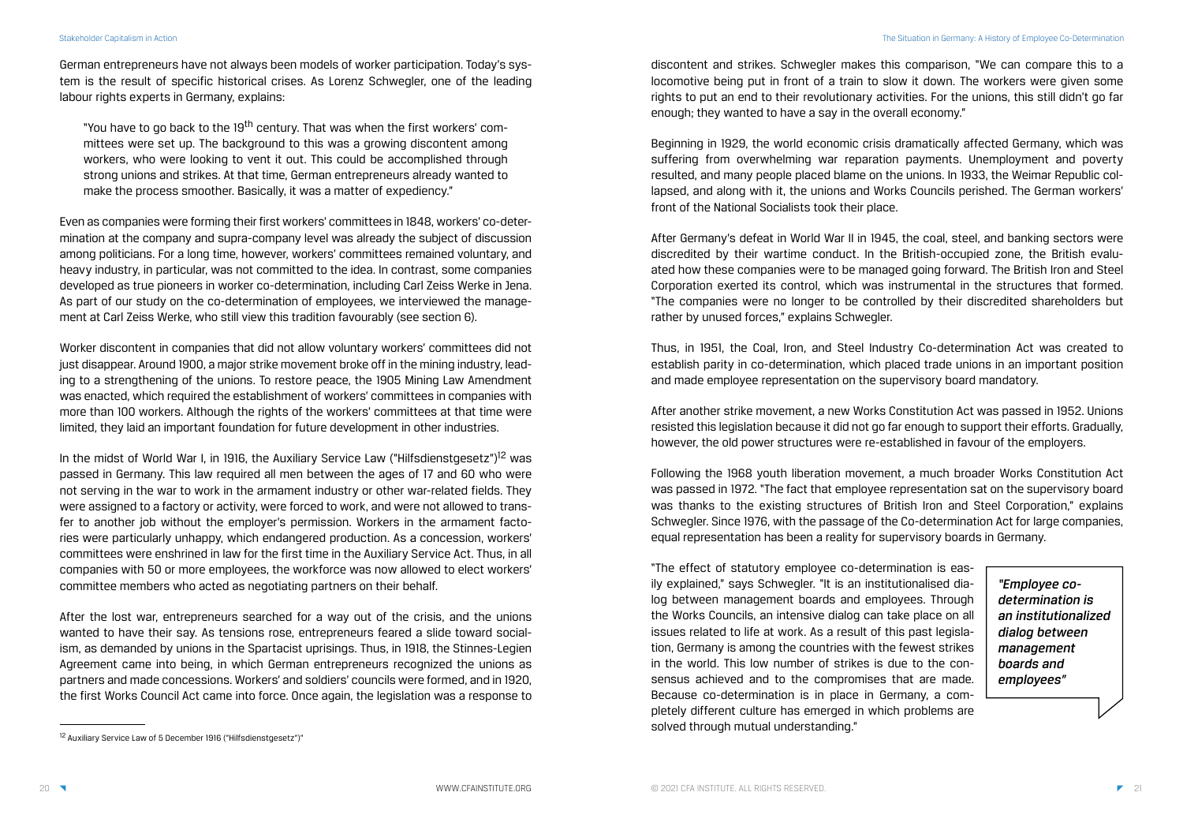German entrepreneurs have not always been models of worker participation. Today's system is the result of specific historical crises. As Lorenz Schwegler, one of the leading labour rights experts in Germany, explains:

> "You have to go back to the 19th century. That was when the first workers' committees were set up. The background to this was a growing discontent among workers, who were looking to vent it out. This could be accomplished through strong unions and strikes. At that time, German entrepreneurs already wanted to make the process smoother. Basically, it was a matter of expediency."

Even as companies were forming their first workers' committees in 1848, workers' co-determination at the company and supra-company level was already the subject of discussion among politicians. For a long time, however, workers' committees remained voluntary, and heavy industry, in particular, was not committed to the idea. In contrast, some companies developed as true pioneers in worker co-determination, including Carl Zeiss Werke in Jena. As part of our study on the co-determination of employees, we interviewed the management at Carl Zeiss Werke, who still view this tradition favourably (see section 6).

Worker discontent in companies that did not allow voluntary workers' committees did not just disappear. Around 1900, a major strike movement broke off in the mining industry, leading to a strengthening of the unions. To restore peace, the 1905 Mining Law Amendment was enacted, which required the establishment of workers' committees in companies with more than 100 workers. Although the rights of the workers' committees at that time were limited, they laid an important foundation for future development in other industries.

In the midst of World War I, in 1916, the Auxiliary Service Law ("Hilfsdienstgesetz")[12] was passed in Germany. This law required all men between the ages of 17 and 60 who were not serving in the war to work in the armament industry or other war-related fields. They were assigned to a factory or activity, were forced to work, and were not allowed to transfer to another job without the employer's permission. Workers in the armament factories were particularly unhappy, which endangered production. As a concession, workers' committees were enshrined in law for the first time in the Auxiliary Service Act. Thus, in all companies with 50 or more employees, the workforce was now allowed to elect workers' committee members who acted as negotiating partners on their behalf.

After the lost war, entrepreneurs searched for a way out of the crisis, and the unions wanted to have their say. As tensions rose, entrepreneurs feared a slide toward socialism, as demanded by unions in the Spartacist uprisings. Thus, in 1918, the Stinnes-Legien Agreement came into being, in which German entrepreneurs recognized the unions as partners and made concessions. Workers' and soldiers' councils were formed, and in 1920, the first Works Council Act came into force. Once again, the legislation was a response to discontent and strikes. Schwegler makes this comparison, "We can compare this to a locomotive being put in front of a train to slow it down. The workers were given some rights to put an end to their revolutionary activities. For the unions, this still didn't go far enough; they wanted to have a say in the overall economy."

Beginning in 1929, the world economic crisis dramatically affected Germany, which was suffering from overwhelming war reparation payments. Unemployment and poverty resulted, and many people placed blame on the unions. In 1933, the Weimar Republic collapsed, and along with it, the unions and Works Councils perished. The German workers' front of the National Socialists took their place.

After Germany's defeat in World War II in 1945, the coal, steel, and banking sectors were discredited by their wartime conduct. In the British-occupied zone, the British evaluated how these companies were to be managed going forward. The British Iron and Steel Corporation exerted its control, which was instrumental in the structures that formed. "The companies were no longer to be controlled by their discredited shareholders but rather by unused forces," explains Schwegler.

Thus, in 1951, the Coal, Iron, and Steel Industry Co-determination Act was created to establish parity in co-determination, which placed trade unions in an important position and made employee representation on the supervisory board mandatory.

After another strike movement, a new Works Constitution Act was passed in 1952. Unions resisted this legislation because it did not go far enough to support their efforts. Gradually, however, the old power structures were re-established in favour of the employers.

Following the 1968 youth liberation movement, a much broader Works Constitution Act was passed in 1972. "The fact that employee representation sat on the supervisory board was thanks to the existing structures of British Iron and Steel Corporation," explains Schwegler. Since 1976, with the passage of the Co-determination Act for large companies, equal representation has been a reality for supervisory boards in Germany.

"The effect of statutory employee co-determination is easily explained," says Schwegler. "It is an institutionalised dialog between management boards and employees. Through the Works Councils, an intensive dialog can take place on all issues related to life at work. As a result of this past legislation, Germany is among the countries with the fewest strikes in the world. This low number of strikes is due to the consensus achieved and to the compromises that are made. Because co-determination is in place in Germany, a completely different culture has emerged in which problems are solved through mutual understanding."

> ***"Employee co-determination is an institutionalized dialog between management boards and employees"***

[12] Auxiliary Service Law of 5 December 1916 ("Hilfsdienstgesetz")"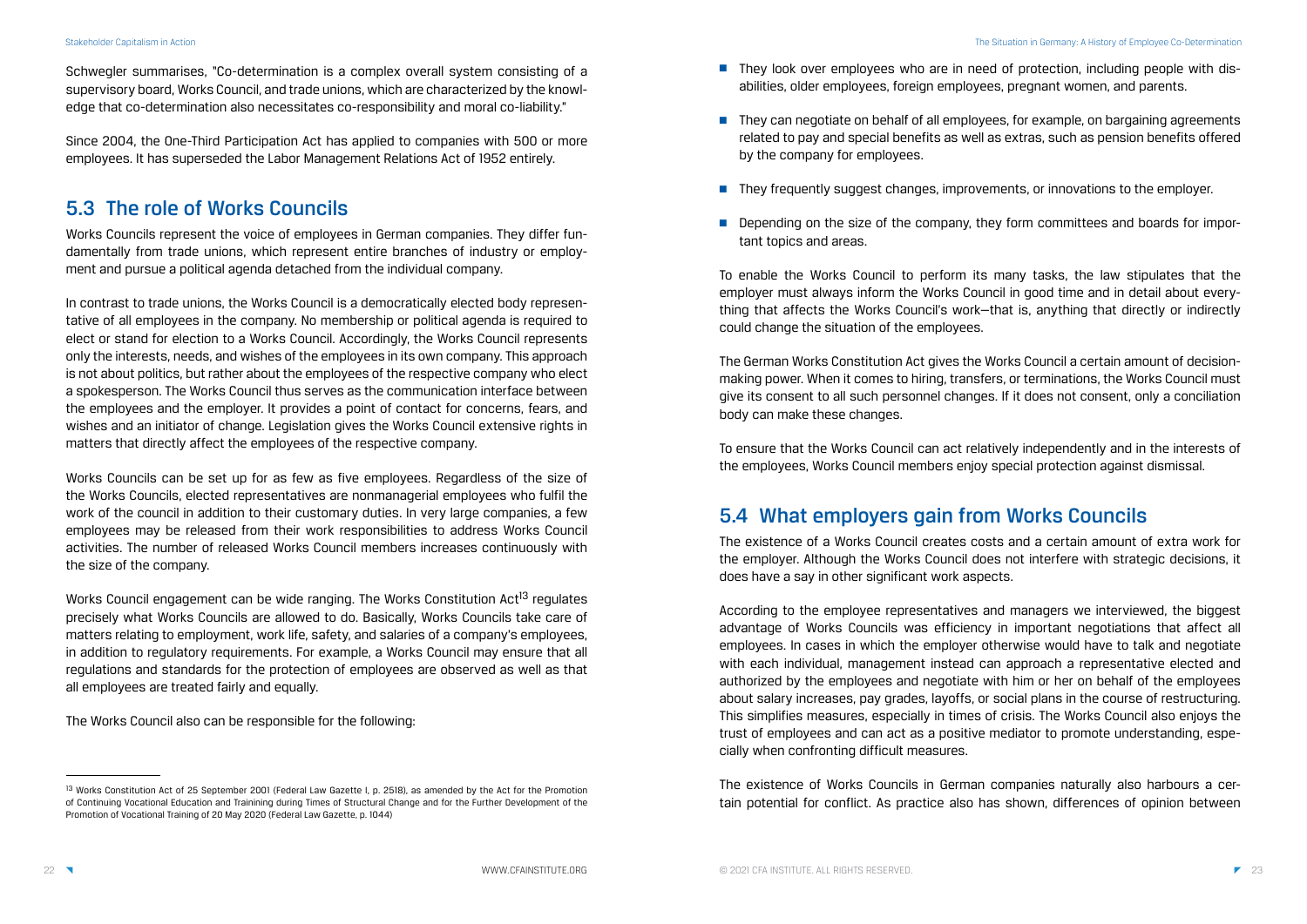Schwegler summarises, "Co-determination is a complex overall system consisting of a supervisory board, Works Council, and trade unions, which are characterized by the knowledge that co-determination also necessitates co-responsibility and moral co-liability."

Since 2004, the One-Third Participation Act has applied to companies with 500 or more employees. It has superseded the Labor Management Relations Act of 1952 entirely.

## 5.3 The role of Works Councils

Works Councils represent the voice of employees in German companies. They differ fundamentally from trade unions, which represent entire branches of industry or employment and pursue a political agenda detached from the individual company.

In contrast to trade unions, the Works Council is a democratically elected body representative of all employees in the company. No membership or political agenda is required to elect or stand for election to a Works Council. Accordingly, the Works Council represents only the interests, needs, and wishes of the employees in its own company. This approach is not about politics, but rather about the employees of the respective company who elect a spokesperson. The Works Council thus serves as the communication interface between the employees and the employer. It provides a point of contact for concerns, fears, and wishes and an initiator of change. Legislation gives the Works Council extensive rights in matters that directly affect the employees of the respective company.

Works Councils can be set up for as few as five employees. Regardless of the size of the Works Councils, elected representatives are nonmanagerial employees who fulfil the work of the council in addition to their customary duties. In very large companies, a few employees may be released from their work responsibilities to address Works Council activities. The number of released Works Council members increases continuously with the size of the company.

Works Council engagement can be wide ranging. The Works Constitution Act[13] regulates precisely what Works Councils are allowed to do. Basically, Works Councils take care of matters relating to employment, work life, safety, and salaries of a company's employees, in addition to regulatory requirements. For example, a Works Council may ensure that all regulations and standards for the protection of employees are observed as well as that all employees are treated fairly and equally.

The Works Council also can be responsible for the following:

- They look over employees who are in need of protection, including people with disabilities, older employees, foreign employees, pregnant women, and parents.
- They can negotiate on behalf of all employees, for example, on bargaining agreements related to pay and special benefits as well as extras, such as pension benefits offered by the company for employees.
- They frequently suggest changes, improvements, or innovations to the employer.
- Depending on the size of the company, they form committees and boards for important topics and areas.

To enable the Works Council to perform its many tasks, the law stipulates that the employer must always inform the Works Council in good time and in detail about everything that affects the Works Council's work—that is, anything that directly or indirectly could change the situation of the employees.

The German Works Constitution Act gives the Works Council a certain amount of decision-making power. When it comes to hiring, transfers, or terminations, the Works Council must give its consent to all such personnel changes. If it does not consent, only a conciliation body can make these changes.

To ensure that the Works Council can act relatively independently and in the interests of the employees, Works Council members enjoy special protection against dismissal.

## 5.4 What employers gain from Works Councils

The existence of a Works Council creates costs and a certain amount of extra work for the employer. Although the Works Council does not interfere with strategic decisions, it does have a say in other significant work aspects.

According to the employee representatives and managers we interviewed, the biggest advantage of Works Councils was efficiency in important negotiations that affect all employees. In cases in which the employer otherwise would have to talk and negotiate with each individual, management instead can approach a representative elected and authorized by the employees and negotiate with him or her on behalf of the employees about salary increases, pay grades, layoffs, or social plans in the course of restructuring. This simplifies measures, especially in times of crisis. The Works Council also enjoys the trust of employees and can act as a positive mediator to promote understanding, especially when confronting difficult measures.

The existence of Works Councils in German companies naturally also harbours a certain potential for conflict. As practice also has shown, differences of opinion between

---

[13] Works Constitution Act of 25 September 2001 (Federal Law Gazette I, p. 2518), as amended by the Act for the Promotion of Continuing Vocational Education and Trainining during Times of Structural Change and for the Further Development of the Promotion of Vocational Training of 20 May 2020 (Federal Law Gazette, p. 1044)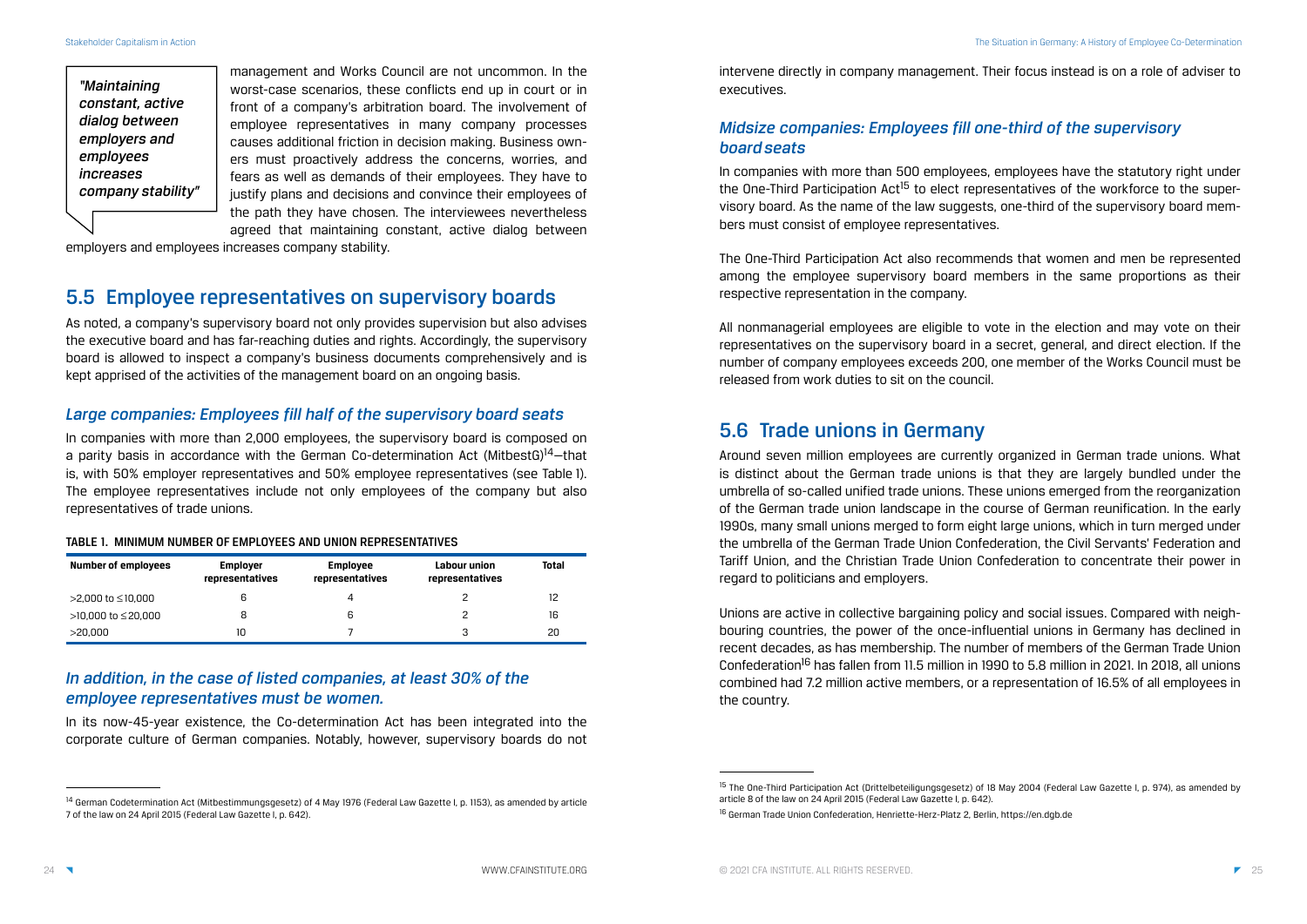> *"Maintaining constant, active dialog between employers and employees increases company stability"*

management and Works Council are not uncommon. In the worst-case scenarios, these conflicts end up in court or in front of a company's arbitration board. The involvement of employee representatives in many company processes causes additional friction in decision making. Business owners must proactively address the concerns, worries, and fears as well as demands of their employees. They have to justify plans and decisions and convince their employees of the path they have chosen. The interviewees nevertheless agreed that maintaining constant, active dialog between employers and employees increases company stability.

## 5.5 Employee representatives on supervisory boards

As noted, a company's supervisory board not only provides supervision but also advises the executive board and has far-reaching duties and rights. Accordingly, the supervisory board is allowed to inspect a company's business documents comprehensively and is kept apprised of the activities of the management board on an ongoing basis.

### *Large companies: Employees fill half of the supervisory board seats*

In companies with more than 2,000 employees, the supervisory board is composed on a parity basis in accordance with the German Co-determination Act (MitbestG)[14]—that is, with 50% employer representatives and 50% employee representatives (see Table 1). The employee representatives include not only employees of the company but also representatives of trade unions.

**TABLE 1. MINIMUM NUMBER OF EMPLOYEES AND UNION REPRESENTATIVES**

| Number of employees | Employer representatives | Employee representatives | Labour union representatives | Total |
|---|---|---|---|---|
| >2,000 to ≤10,000 | 6 | 4 | 2 | 12 |
| >10,000 to ≤20,000 | 8 | 6 | 2 | 16 |
| >20,000 | 10 | 7 | 3 | 20 |

### *In addition, in the case of listed companies, at least 30% of the employee representatives must be women.*

In its now-45-year existence, the Co-determination Act has been integrated into the corporate culture of German companies. Notably, however, supervisory boards do not intervene directly in company management. Their focus instead is on a role of adviser to executives.

### *Midsize companies: Employees fill one-third of the supervisory board seats*

In companies with more than 500 employees, employees have the statutory right under the One-Third Participation Act[15] to elect representatives of the workforce to the supervisory board. As the name of the law suggests, one-third of the supervisory board members must consist of employee representatives.

The One-Third Participation Act also recommends that women and men be represented among the employee supervisory board members in the same proportions as their respective representation in the company.

All nonmanagerial employees are eligible to vote in the election and may vote on their representatives on the supervisory board in a secret, general, and direct election. If the number of company employees exceeds 200, one member of the Works Council must be released from work duties to sit on the council.

## 5.6 Trade unions in Germany

Around seven million employees are currently organized in German trade unions. What is distinct about the German trade unions is that they are largely bundled under the umbrella of so-called unified trade unions. These unions emerged from the reorganization of the German trade union landscape in the course of German reunification. In the early 1990s, many small unions merged to form eight large unions, which in turn merged under the umbrella of the German Trade Union Confederation, the Civil Servants' Federation and Tariff Union, and the Christian Trade Union Confederation to concentrate their power in regard to politicians and employers.

Unions are active in collective bargaining policy and social issues. Compared with neighbouring countries, the power of the once-influential unions in Germany has declined in recent decades, as has membership. The number of members of the German Trade Union Confederation[16] has fallen from 11.5 million in 1990 to 5.8 million in 2021. In 2018, all unions combined had 7.2 million active members, or a representation of 16.5% of all employees in the country.

---

[14] German Codetermination Act (Mitbestimmungsgesetz) of 4 May 1976 (Federal Law Gazette I, p. 1153), as amended by article 7 of the law on 24 April 2015 (Federal Law Gazette I, p. 642).

[15] The One-Third Participation Act (Drittelbeteiligungsgesetz) of 18 May 2004 (Federal Law Gazette I, p. 974), as amended by article 8 of the law on 24 April 2015 (Federal Law Gazette I, p. 642).

[16] German Trade Union Confederation, Henriette-Herz-Platz 2, Berlin, https://en.dgb.de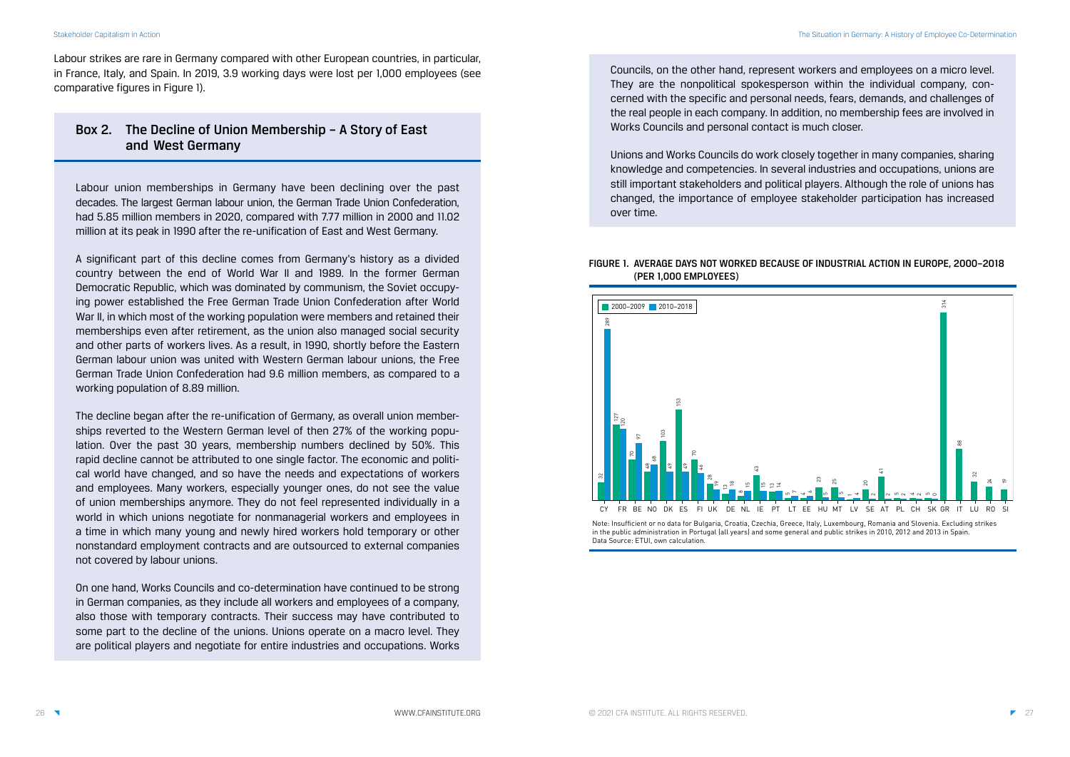Labour strikes are rare in Germany compared with other European countries, in particular, in France, Italy, and Spain. In 2019, 3.9 working days were lost per 1,000 employees (see comparative figures in Figure 1).

## Box 2. The Decline of Union Membership – A Story of East and West Germany

Labour union memberships in Germany have been declining over the past decades. The largest German labour union, the German Trade Union Confederation, had 5.85 million members in 2020, compared with 7.77 million in 2000 and 11.02 million at its peak in 1990 after the re-unification of East and West Germany.

A significant part of this decline comes from Germany's history as a divided country between the end of World War II and 1989. In the former German Democratic Republic, which was dominated by communism, the Soviet occupying power established the Free German Trade Union Confederation after World War II, in which most of the working population were members and retained their memberships even after retirement, as the union also managed social security and other parts of workers lives. As a result, in 1990, shortly before the Eastern German labour union was united with Western German labour unions, the Free German Trade Union Confederation had 9.6 million members, as compared to a working population of 8.89 million.

The decline began after the re-unification of Germany, as overall union memberships reverted to the Western German level of then 27% of the working population. Over the past 30 years, membership numbers declined by 50%. This rapid decline cannot be attributed to one single factor. The economic and political world have changed, and so have the needs and expectations of workers and employees. Many workers, especially younger ones, do not see the value of union memberships anymore. They do not feel represented individually in a world in which unions negotiate for nonmanagerial workers and employees in a time in which many young and newly hired workers hold temporary or other nonstandard employment contracts and are outsourced to external companies not covered by labour unions.

On one hand, Works Councils and co-determination have continued to be strong in German companies, as they include all workers and employees of a company, also those with temporary contracts. Their success may have contributed to some part to the decline of the unions. Unions operate on a macro level. They are political players and negotiate for entire industries and occupations. Works Councils, on the other hand, represent workers and employees on a micro level. They are the nonpolitical spokesperson within the individual company, concerned with the specific and personal needs, fears, demands, and challenges of the real people in each company. In addition, no membership fees are involved in Works Councils and personal contact is much closer.

Unions and Works Councils do work closely together in many companies, sharing knowledge and competencies. In several industries and occupations, unions are still important stakeholders and political players. Although the role of unions has changed, the importance of employee stakeholder participation has increased over time.

### Figure 1. Average Days Not Worked Because of Industrial Action in Europe, 2000–2018 (per 1,000 Employees)

| Country | 2000–2009 | 2010–2018 |
|---|---|---|
| CY | 32 | 289 |
| FR | 127 | 120 |
| BE | 70 | 97 |
| NO | 48 | 68 |
| DK | 103 | 49 |
| ES | 153 | 49 |
| FI | 70 | 46 |
| UK | 28 | 19 |
| DE | 13 | 18 |
| NL | 8 | 15 |
| IE | 43 | 15 |
| PT | 13 | 14 |
| LT | 5 | 7 |
| EE | 4 | 6 |
| HU | 23 | 5 |
| MT | 25 | 5 |
| LV | 1 | 4 |
| SE | 20 | 2 |
| AT | 41 | 2 |
| PL | 5 | 2 |
| CH | 4 | 2 |
| SK | 5 | 0 |
| GR | 314 | |
| IT | 88 | |
| LU | 32 | |
| RO | 24 | |
| SI | 19 | |

Note: Insufficient or no data for Bulgaria, Croatia, Czechia, Greece, Italy, Luxembourg, Romania and Slovenia. Excluding strikes in the public administration in Portugal (all years) and some general and public strikes in 2010, 2012 and 2013 in Spain.
Data Source: ETUI, own calculation.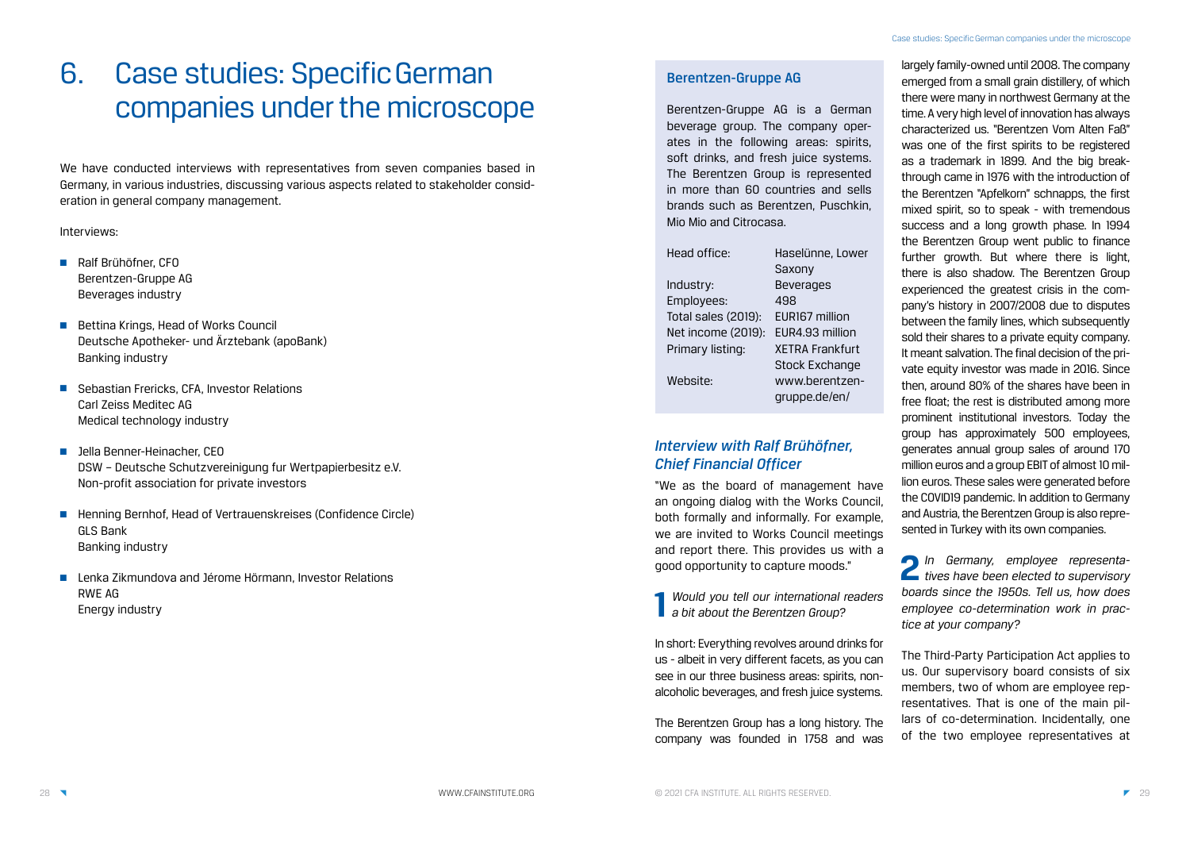# 6. Case studies: Specific German companies under the microscope

We have conducted interviews with representatives from seven companies based in Germany, in various industries, discussing various aspects related to stakeholder consideration in general company management.

Interviews:

- Ralf Brühöfner, CFO
  Berentzen-Gruppe AG
  Beverages industry
- Bettina Krings, Head of Works Council
  Deutsche Apotheker- und Ärztebank (apoBank)
  Banking industry
- Sebastian Frericks, CFA, Investor Relations
  Carl Zeiss Meditec AG
  Medical technology industry
- Jella Benner-Heinacher, CEO
  DSW – Deutsche Schutzvereinigung fur Wertpapierbesitz e.V.
  Non-profit association for private investors
- Henning Bernhof, Head of Vertrauenskreises (Confidence Circle)
  GLS Bank
  Banking industry
- Lenka Zikmundova and Jérome Hörmann, Investor Relations
  RWE AG
  Energy industry

## Berentzen-Gruppe AG

Berentzen-Gruppe AG is a German beverage group. The company operates in the following areas: spirits, soft drinks, and fresh juice systems. The Berentzen Group is represented in more than 60 countries and sells brands such as Berentzen, Puschkin, Mio Mio and Citrocasa.

| | |
|---|---|
| Head office: | Haselünne, Lower Saxony |
| Industry: | Beverages |
| Employees: | 498 |
| Total sales (2019): | EUR167 million |
| Net income (2019): | EUR4.93 million |
| Primary listing: | XETRA Frankfurt Stock Exchange |
| Website: | www.berentzen-gruppe.de/en/ |

### *Interview with Ralf Brühöfner, Chief Financial Officer*

"We as the board of management have an ongoing dialog with the Works Council, both formally and informally. For example, we are invited to Works Council meetings and report there. This provides us with a good opportunity to capture moods."

**1** *Would you tell our international readers a bit about the Berentzen Group?*

In short: Everything revolves around drinks for us - albeit in very different facets, as you can see in our three business areas: spirits, non-alcoholic beverages, and fresh juice systems.

The Berentzen Group has a long history. The company was founded in 1758 and was largely family-owned until 2008. The company emerged from a small grain distillery, of which there were many in northwest Germany at the time. A very high level of innovation has always characterized us. "Berentzen Vom Alten Faß" was one of the first spirits to be registered as a trademark in 1899. And the big breakthrough came in 1976 with the introduction of the Berentzen "Apfelkorn" schnapps, the first mixed spirit, so to speak - with tremendous success and a long growth phase. In 1994 the Berentzen Group went public to finance further growth. But where there is light, there is also shadow. The Berentzen Group experienced the greatest crisis in the company's history in 2007/2008 due to disputes between the family lines, which subsequently sold their shares to a private equity company. It meant salvation. The final decision of the private equity investor was made in 2016. Since then, around 80% of the shares have been in free float; the rest is distributed among more prominent institutional investors. Today the group has approximately 500 employees, generates annual group sales of around 170 million euros and a group EBIT of almost 10 million euros. These sales were generated before the COVID19 pandemic. In addition to Germany and Austria, the Berentzen Group is also represented in Turkey with its own companies.

**2** *In Germany, employee representatives have been elected to supervisory boards since the 1950s. Tell us, how does employee co-determination work in practice at your company?*

The Third-Party Participation Act applies to us. Our supervisory board consists of six members, two of whom are employee representatives. That is one of the main pillars of co-determination. Incidentally, one of the two employee representatives at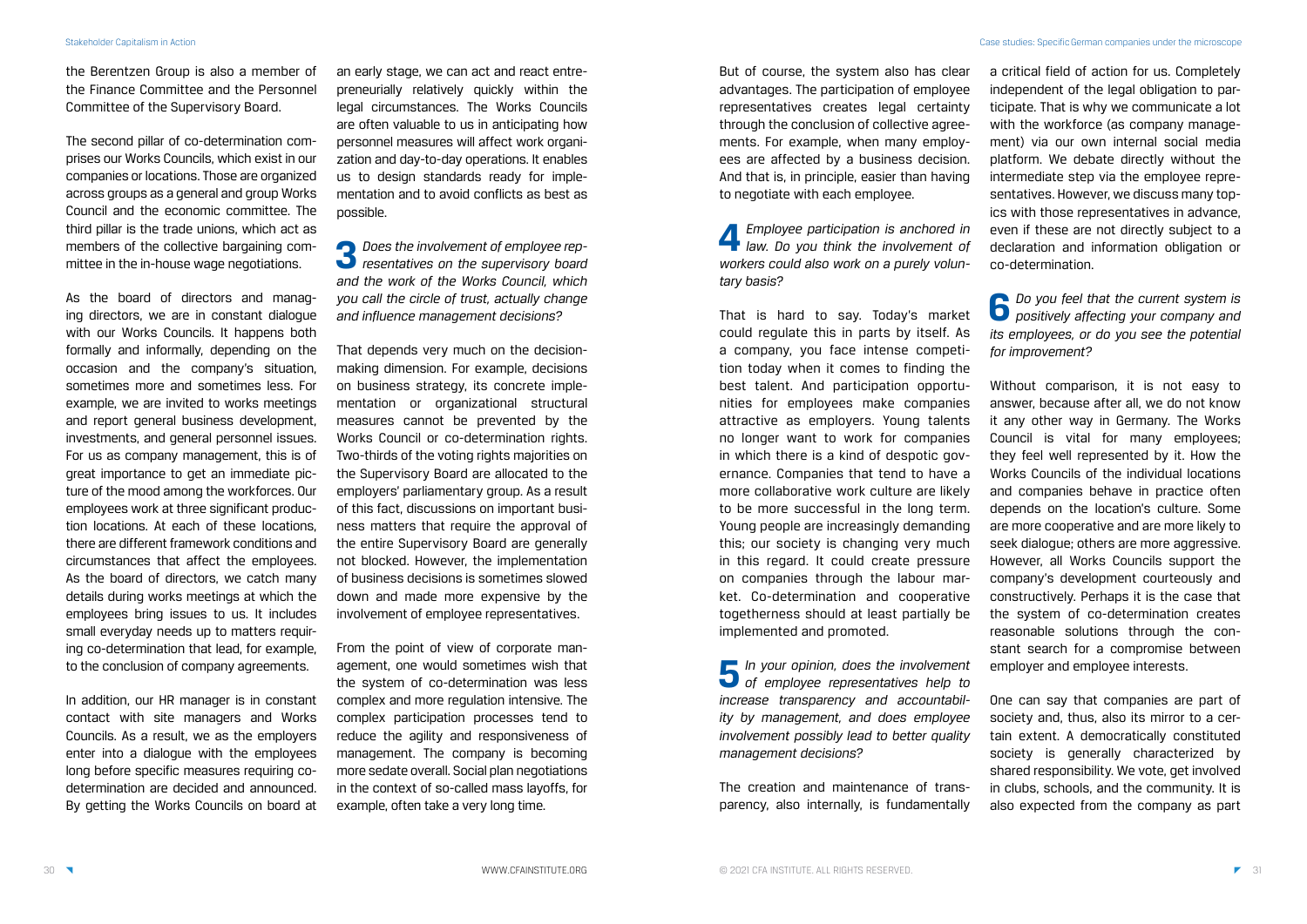the Berentzen Group is also a member of the Finance Committee and the Personnel Committee of the Supervisory Board.

The second pillar of co-determination comprises our Works Councils, which exist in our companies or locations. Those are organized across groups as a general and group Works Council and the economic committee. The third pillar is the trade unions, which act as members of the collective bargaining committee in the in-house wage negotiations.

As the board of directors and managing directors, we are in constant dialogue with our Works Councils. It happens both formally and informally, depending on the occasion and the company's situation, sometimes more and sometimes less. For example, we are invited to works meetings and report general business development, investments, and general personnel issues. For us as company management, this is of great importance to get an immediate picture of the mood among the workforces. Our employees work at three significant production locations. At each of these locations, there are different framework conditions and circumstances that affect the employees. As the board of directors, we catch many details during works meetings at which the employees bring issues to us. It includes small everyday needs up to matters requiring co-determination that lead, for example, to the conclusion of company agreements.

In addition, our HR manager is in constant contact with site managers and Works Councils. As a result, we as the employers enter into a dialogue with the employees long before specific measures requiring co-determination are decided and announced. By getting the Works Councils on board at an early stage, we can act and react entrepreneurially relatively quickly within the legal circumstances. The Works Councils are often valuable to us in anticipating how personnel measures will affect work organization and day-to-day operations. It enables us to design standards ready for implementation and to avoid conflicts as best as possible.

**3** *Does the involvement of employee representatives on the supervisory board and the work of the Works Council, which you call the circle of trust, actually change and influence management decisions?*

That depends very much on the decision-making dimension. For example, decisions on business strategy, its concrete implementation or organizational structural measures cannot be prevented by the Works Council or co-determination rights. Two-thirds of the voting rights majorities on the Supervisory Board are allocated to the employers' parliamentary group. As a result of this fact, discussions on important business matters that require the approval of the entire Supervisory Board are generally not blocked. However, the implementation of business decisions is sometimes slowed down and made more expensive by the involvement of employee representatives.

From the point of view of corporate management, one would sometimes wish that the system of co-determination was less complex and more regulation intensive. The complex participation processes tend to reduce the agility and responsiveness of management. The company is becoming more sedate overall. Social plan negotiations in the context of so-called mass layoffs, for example, often take a very long time.

But of course, the system also has clear advantages. The participation of employee representatives creates legal certainty through the conclusion of collective agreements. For example, when many employees are affected by a business decision. And that is, in principle, easier than having to negotiate with each employee.

**4** *Employee participation is anchored in law. Do you think the involvement of workers could also work on a purely voluntary basis?*

That is hard to say. Today's market could regulate this in parts by itself. As a company, you face intense competition today when it comes to finding the best talent. And participation opportunities for employees make companies attractive as employers. Young talents no longer want to work for companies in which there is a kind of despotic governance. Companies that tend to have a more collaborative work culture are likely to be more successful in the long term. Young people are increasingly demanding this; our society is changing very much in this regard. It could create pressure on companies through the labour market. Co-determination and cooperative togetherness should at least partially be implemented and promoted.

**5** *In your opinion, does the involvement of employee representatives help to increase transparency and accountability by management, and does employee involvement possibly lead to better quality management decisions?*

The creation and maintenance of transparency, also internally, is fundamentally a critical field of action for us. Completely independent of the legal obligation to participate. That is why we communicate a lot with the workforce (as company management) via our own internal social media platform. We debate directly without the intermediate step via the employee representatives. However, we discuss many topics with those representatives in advance, even if these are not directly subject to a declaration and information obligation or co-determination.

**6** *Do you feel that the current system is positively affecting your company and its employees, or do you see the potential for improvement?*

Without comparison, it is not easy to answer, because after all, we do not know it any other way in Germany. The Works Council is vital for many employees; they feel well represented by it. How the Works Councils of the individual locations and companies behave in practice often depends on the location's culture. Some are more cooperative and are more likely to seek dialogue; others are more aggressive. However, all Works Councils support the company's development courteously and constructively. Perhaps it is the case that the system of co-determination creates reasonable solutions through the constant search for a compromise between employer and employee interests.

One can say that companies are part of society and, thus, also its mirror to a certain extent. A democratically constituted society is generally characterized by shared responsibility. We vote, get involved in clubs, schools, and the community. It is also expected from the company as part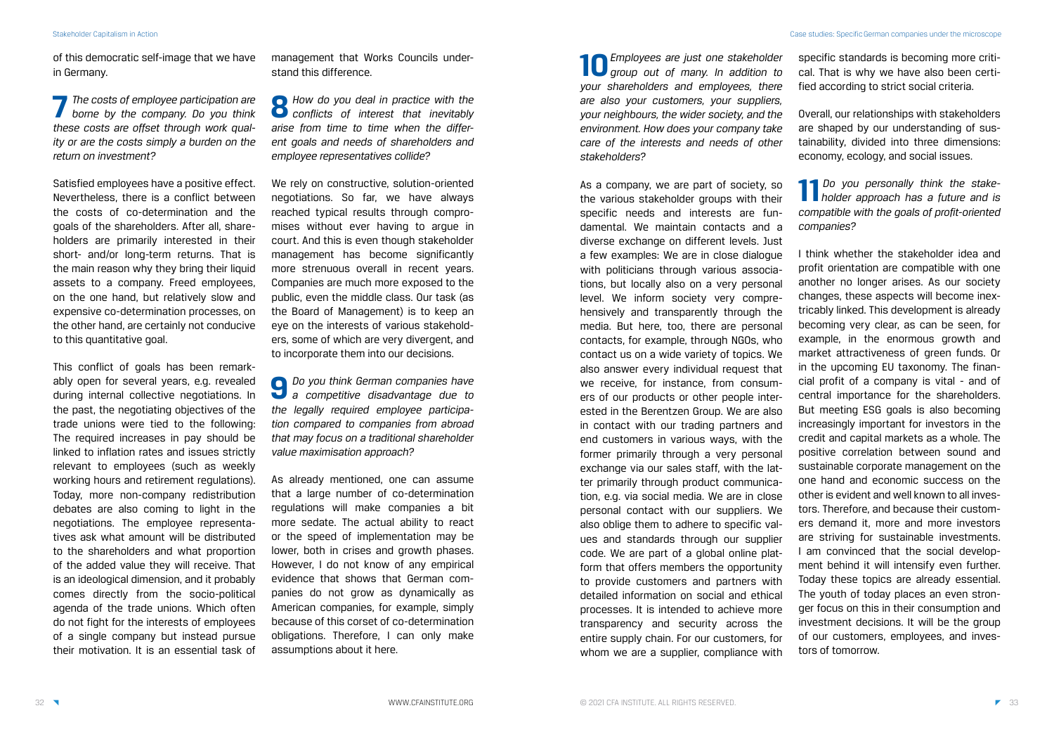of this democratic self-image that we have in Germany.

**7** *The costs of employee participation are borne by the company. Do you think these costs are offset through work quality or are the costs simply a burden on the return on investment?*

Satisfied employees have a positive effect. Nevertheless, there is a conflict between the costs of co-determination and the goals of the shareholders. After all, shareholders are primarily interested in their short- and/or long-term returns. That is the main reason why they bring their liquid assets to a company. Freed employees, on the one hand, but relatively slow and expensive co-determination processes, on the other hand, are certainly not conducive to this quantitative goal.

This conflict of goals has been remarkably open for several years, e.g. revealed during internal collective negotiations. In the past, the negotiating objectives of the trade unions were tied to the following: The required increases in pay should be linked to inflation rates and issues strictly relevant to employees (such as weekly working hours and retirement regulations). Today, more non-company redistribution debates are also coming to light in the negotiations. The employee representatives ask what amount will be distributed to the shareholders and what proportion of the added value they will receive. That is an ideological dimension, and it probably comes directly from the socio-political agenda of the trade unions. Which often do not fight for the interests of employees of a single company but instead pursue their motivation. It is an essential task of management that Works Councils understand this difference.

**8** *How do you deal in practice with the conflicts of interest that inevitably arise from time to time when the different goals and needs of shareholders and employee representatives collide?*

We rely on constructive, solution-oriented negotiations. So far, we have always reached typical results through compromises without ever having to argue in court. And this is even though stakeholder management has become significantly more strenuous overall in recent years. Companies are much more exposed to the public, even the middle class. Our task (as the Board of Management) is to keep an eye on the interests of various stakeholders, some of which are very divergent, and to incorporate them into our decisions.

**9** *Do you think German companies have a competitive disadvantage due to the legally required employee participation compared to companies from abroad that may focus on a traditional shareholder value maximisation approach?*

As already mentioned, one can assume that a large number of co-determination regulations will make companies a bit more sedate. The actual ability to react or the speed of implementation may be lower, both in crises and growth phases. However, I do not know of any empirical evidence that shows that German companies do not grow as dynamically as American companies, for example, simply because of this corset of co-determination obligations. Therefore, I can only make assumptions about it here.

**10** *Employees are just one stakeholder group out of many. In addition to your shareholders and employees, there are also your customers, your suppliers, your neighbours, the wider society, and the environment. How does your company take care of the interests and needs of other stakeholders?*

As a company, we are part of society, so the various stakeholder groups with their specific needs and interests are fundamental. We maintain contacts and a diverse exchange on different levels. Just a few examples: We are in close dialogue with politicians through various associations, but locally also on a very personal level. We inform society very comprehensively and transparently through the media. But here, too, there are personal contacts, for example, through NGOs, who contact us on a wide variety of topics. We also answer every individual request that we receive, for instance, from consumers of our products or other people interested in the Berentzen Group. We are also in contact with our trading partners and end customers in various ways, with the former primarily through a very personal exchange via our sales staff, with the latter primarily through product communication, e.g. via social media. We are in close personal contact with our suppliers. We also oblige them to adhere to specific values and standards through our supplier code. We are part of a global online platform that offers members the opportunity to provide customers and partners with detailed information on social and ethical processes. It is intended to achieve more transparency and security across the entire supply chain. For our customers, for whom we are a supplier, compliance with specific standards is becoming more critical. That is why we have also been certified according to strict social criteria.

Overall, our relationships with stakeholders are shaped by our understanding of sustainability, divided into three dimensions: economy, ecology, and social issues.

**11** *Do you personally think the stakeholder approach has a future and is compatible with the goals of profit-oriented companies?*

I think whether the stakeholder idea and profit orientation are compatible with one another no longer arises. As our society changes, these aspects will become inextricably linked. This development is already becoming very clear, as can be seen, for example, in the enormous growth and market attractiveness of green funds. Or in the upcoming EU taxonomy. The financial profit of a company is vital - and of central importance for the shareholders. But meeting ESG goals is also becoming increasingly important for investors in the credit and capital markets as a whole. The positive correlation between sound and sustainable corporate management on the one hand and economic success on the other is evident and well known to all investors. Therefore, and because their customers demand it, more and more investors are striving for sustainable investments. I am convinced that the social development behind it will intensify even further. Today these topics are already essential. The youth of today places an even stronger focus on this in their consumption and investment decisions. It will be the group of our customers, employees, and investors of tomorrow.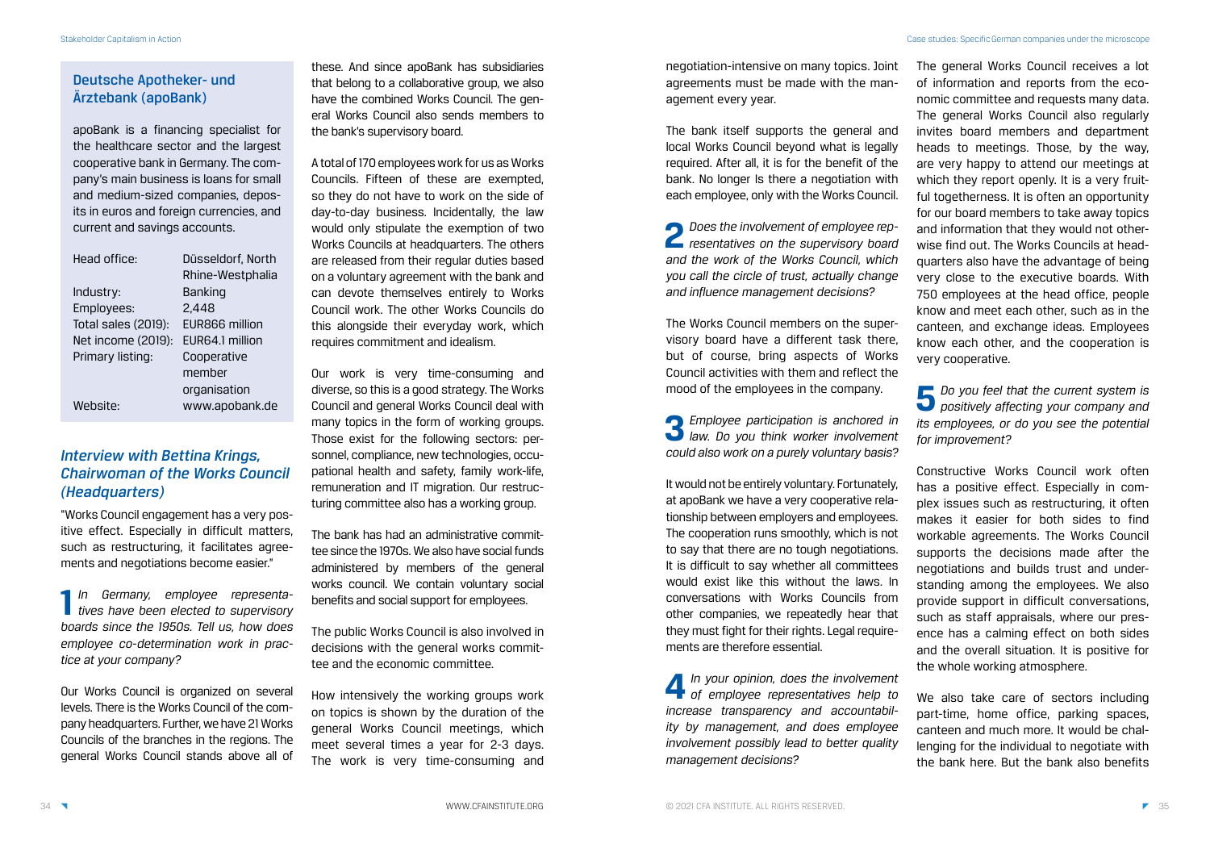## Deutsche Apotheker- und Ärztebank (apoBank)

apoBank is a financing specialist for the healthcare sector and the largest cooperative bank in Germany. The company's main business is loans for small and medium-sized companies, deposits in euros and foreign currencies, and current and savings accounts.

| | |
|---|---|
| Head office: | Düsseldorf, North Rhine-Westphalia |
| Industry: | Banking |
| Employees: | 2,448 |
| Total sales (2019): | EUR866 million |
| Net income (2019): | EUR64.1 million |
| Primary listing: | Cooperative member organisation |
| Website: | www.apobank.de |

### *Interview with Bettina Krings, Chairwoman of the Works Council (Headquarters)*

"Works Council engagement has a very positive effect. Especially in difficult matters, such as restructuring, it facilitates agreements and negotiations become easier."

**1** *In Germany, employee representatives have been elected to supervisory boards since the 1950s. Tell us, how does employee co-determination work in practice at your company?*

Our Works Council is organized on several levels. There is the Works Council of the company headquarters. Further, we have 21 Works Councils of the branches in the regions. The general Works Council stands above all of these. And since apoBank has subsidiaries that belong to a collaborative group, we also have the combined Works Council. The general Works Council also sends members to the bank's supervisory board.

A total of 170 employees work for us as Works Councils. Fifteen of these are exempted, so they do not have to work on the side of day-to-day business. Incidentally, the law would only stipulate the exemption of two Works Councils at headquarters. The others are released from their regular duties based on a voluntary agreement with the bank and can devote themselves entirely to Works Council work. The other Works Councils do this alongside their everyday work, which requires commitment and idealism.

Our work is very time-consuming and diverse, so this is a good strategy. The Works Council and general Works Council deal with many topics in the form of working groups. Those exist for the following sectors: personnel, compliance, new technologies, occupational health and safety, family work-life, remuneration and IT migration. Our restructuring committee also has a working group.

The bank has had an administrative committee since the 1970s. We also have social funds administered by members of the general works council. We contain voluntary social benefits and social support for employees.

The public Works Council is also involved in decisions with the general works committee and the economic committee.

How intensively the working groups work on topics is shown by the duration of the general Works Council meetings, which meet several times a year for 2-3 days. The work is very time-consuming and negotiation-intensive on many topics. Joint agreements must be made with the management every year.

The bank itself supports the general and local Works Council beyond what is legally required. After all, it is for the benefit of the bank. No longer Is there a negotiation with each employee, only with the Works Council.

**2** *Does the involvement of employee representatives on the supervisory board and the work of the Works Council, which you call the circle of trust, actually change and influence management decisions?*

The Works Council members on the supervisory board have a different task there, but of course, bring aspects of Works Council activities with them and reflect the mood of the employees in the company.

**3** *Employee participation is anchored in law. Do you think worker involvement could also work on a purely voluntary basis?*

It would not be entirely voluntary. Fortunately, at apoBank we have a very cooperative relationship between employers and employees. The cooperation runs smoothly, which is not to say that there are no tough negotiations. It is difficult to say whether all committees would exist like this without the laws. In conversations with Works Councils from other companies, we repeatedly hear that they must fight for their rights. Legal requirements are therefore essential.

**4** *In your opinion, does the involvement of employee representatives help to increase transparency and accountability by management, and does employee involvement possibly lead to better quality management decisions?*

The general Works Council receives a lot of information and reports from the economic committee and requests many data. The general Works Council also regularly invites board members and department heads to meetings. Those, by the way, are very happy to attend our meetings at which they report openly. It is a very fruitful togetherness. It is often an opportunity for our board members to take away topics and information that they would not otherwise find out. The Works Councils at headquarters also have the advantage of being very close to the executive boards. With 750 employees at the head office, people know and meet each other, such as in the canteen, and exchange ideas. Employees know each other, and the cooperation is very cooperative.

**5** *Do you feel that the current system is positively affecting your company and its employees, or do you see the potential for improvement?*

Constructive Works Council work often has a positive effect. Especially in complex issues such as restructuring, it often makes it easier for both sides to find workable agreements. The Works Council supports the decisions made after the negotiations and builds trust and understanding among the employees. We also provide support in difficult conversations, such as staff appraisals, where our presence has a calming effect on both sides and the overall situation. It is positive for the whole working atmosphere.

We also take care of sectors including part-time, home office, parking spaces, canteen and much more. It would be challenging for the individual to negotiate with the bank here. But the bank also benefits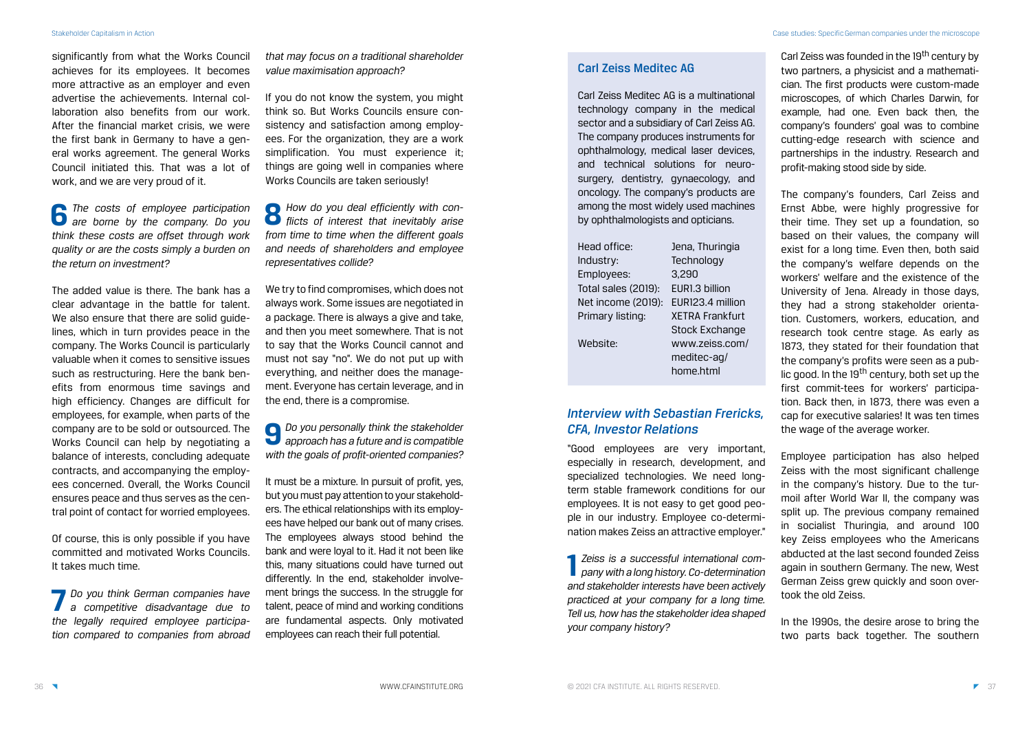significantly from what the Works Council achieves for its employees. It becomes more attractive as an employer and even advertise the achievements. Internal collaboration also benefits from our work. After the financial market crisis, we were the first bank in Germany to have a general works agreement. The general Works Council initiated this. That was a lot of work, and we are very proud of it.

**6** *The costs of employee participation are borne by the company. Do you think these costs are offset through work quality or are the costs simply a burden on the return on investment?*

The added value is there. The bank has a clear advantage in the battle for talent. We also ensure that there are solid guidelines, which in turn provides peace in the company. The Works Council is particularly valuable when it comes to sensitive issues such as restructuring. Here the bank benefits from enormous time savings and high efficiency. Changes are difficult for employees, for example, when parts of the company are to be sold or outsourced. The Works Council can help by negotiating a balance of interests, concluding adequate contracts, and accompanying the employees concerned. Overall, the Works Council ensures peace and thus serves as the central point of contact for worried employees.

Of course, this is only possible if you have committed and motivated Works Councils. It takes much time.

**7** *Do you think German companies have a competitive disadvantage due to the legally required employee participation compared to companies from abroad that may focus on a traditional shareholder value maximisation approach?*

If you do not know the system, you might think so. But Works Councils ensure consistency and satisfaction among employees. For the organization, they are a work simplification. You must experience it; things are going well in companies where Works Councils are taken seriously!

**8** *How do you deal efficiently with conflicts of interest that inevitably arise from time to time when the different goals and needs of shareholders and employee representatives collide?*

We try to find compromises, which does not always work. Some issues are negotiated in a package. There is always a give and take, and then you meet somewhere. That is not to say that the Works Council cannot and must not say "no". We do not put up with everything, and neither does the management. Everyone has certain leverage, and in the end, there is a compromise.

**9** *Do you personally think the stakeholder approach has a future and is compatible with the goals of profit-oriented companies?*

It must be a mixture. In pursuit of profit, yes, but you must pay attention to your stakeholders. The ethical relationships with its employees have helped our bank out of many crises. The employees always stood behind the bank and were loyal to it. Had it not been like this, many situations could have turned out differently. In the end, stakeholder involvement brings the success. In the struggle for talent, peace of mind and working conditions are fundamental aspects. Only motivated employees can reach their full potential.

## Carl Zeiss Meditec AG

Carl Zeiss Meditec AG is a multinational technology company in the medical sector and a subsidiary of Carl Zeiss AG. The company produces instruments for ophthalmology, medical laser devices, and technical solutions for neurosurgery, dentistry, gynaecology, and oncology. The company's products are among the most widely used machines by ophthalmologists and opticians.

| | |
|---|---|
| Head office: | Jena, Thuringia |
| Industry: | Technology |
| Employees: | 3,290 |
| Total sales (2019): | EUR1.3 billion |
| Net income (2019): | EUR123.4 million |
| Primary listing: | XETRA Frankfurt Stock Exchange |
| Website: | www.zeiss.com/meditec-ag/home.html |

### *Interview with Sebastian Frericks, CFA, Investor Relations*

"Good employees are very important, especially in research, development, and specialized technologies. We need long-term stable framework conditions for our employees. It is not easy to get good people in our industry. Employee co-determination makes Zeiss an attractive employer."

**1** *Zeiss is a successful international company with a long history. Co-determination and stakeholder interests have been actively practiced at your company for a long time. Tell us, how has the stakeholder idea shaped your company history?*

Carl Zeiss was founded in the 19th century by two partners, a physicist and a mathematician. The first products were custom-made microscopes, of which Charles Darwin, for example, had one. Even back then, the company's founders' goal was to combine cutting-edge research with science and partnerships in the industry. Research and profit-making stood side by side.

The company's founders, Carl Zeiss and Ernst Abbe, were highly progressive for their time. They set up a foundation, so based on their values, the company will exist for a long time. Even then, both said the company's welfare depends on the workers' welfare and the existence of the University of Jena. Already in those days, they had a strong stakeholder orientation. Customers, workers, education, and research took centre stage. As early as 1873, they stated for their foundation that the company's profits were seen as a public good. In the 19th century, both set up the first commit-tees for workers' participation. Back then, in 1873, there was even a cap for executive salaries! It was ten times the wage of the average worker.

Employee participation has also helped Zeiss with the most significant challenge in the company's history. Due to the turmoil after World War II, the company was split up. The previous company remained in socialist Thuringia, and around 100 key Zeiss employees who the Americans abducted at the last second founded Zeiss again in southern Germany. The new, West German Zeiss grew quickly and soon overtook the old Zeiss.

In the 1990s, the desire arose to bring the two parts back together. The southern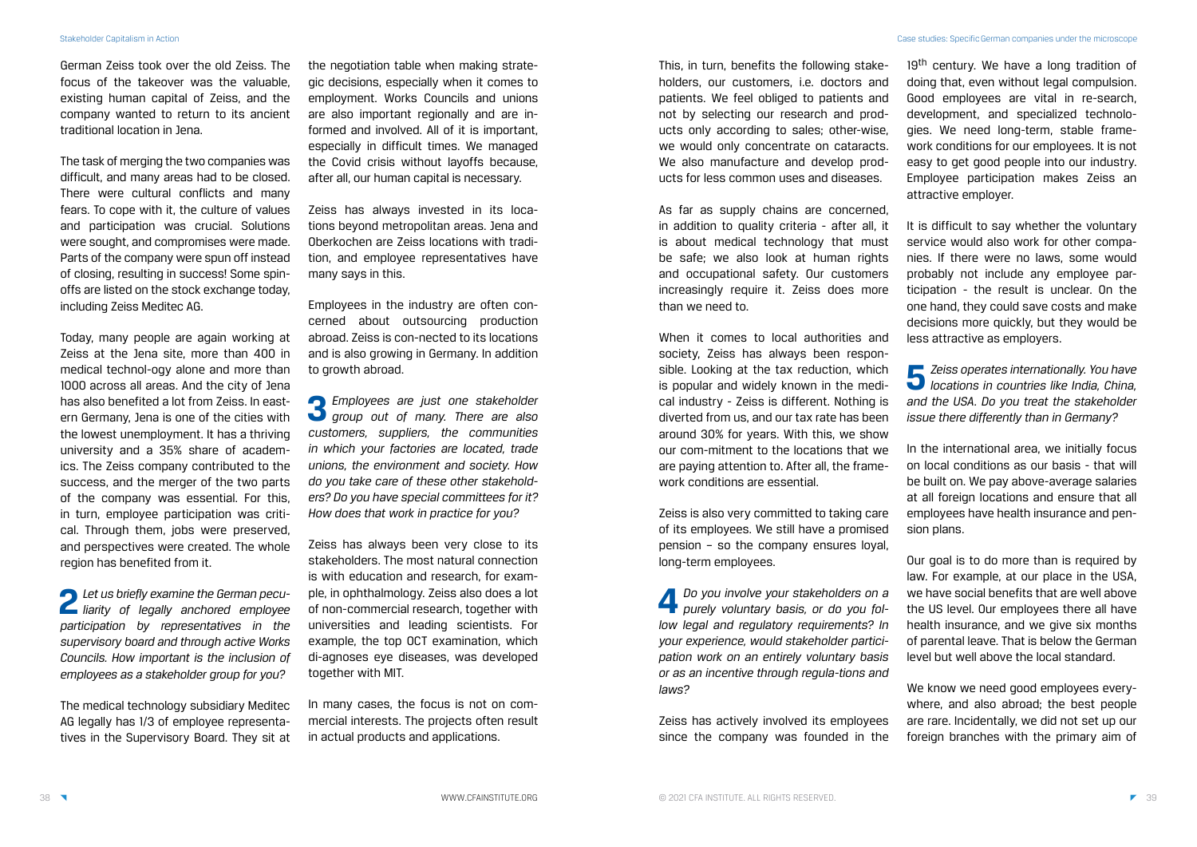German Zeiss took over the old Zeiss. The focus of the takeover was the valuable, existing human capital of Zeiss, and the company wanted to return to its ancient traditional location in Jena.

The task of merging the two companies was difficult, and many areas had to be closed. There were cultural conflicts and many fears. To cope with it, the culture of values and participation was crucial. Solutions were sought, and compromises were made. Parts of the company were spun off instead of closing, resulting in success! Some spin-offs are listed on the stock exchange today, including Zeiss Meditec AG.

Today, many people are again working at Zeiss at the Jena site, more than 400 in medical technol-ogy alone and more than 1000 across all areas. And the city of Jena has also benefited a lot from Zeiss. In eastern Germany, Jena is one of the cities with the lowest unemployment. It has a thriving university and a 35% share of academics. The Zeiss company contributed to the success, and the merger of the two parts of the company was essential. For this, in turn, employee participation was critical. Through them, jobs were preserved, and perspectives were created. The whole region has benefited from it.

**2** *Let us briefly examine the German peculiarity of legally anchored employee participation by representatives in the supervisory board and through active Works Councils. How important is the inclusion of employees as a stakeholder group for you?*

The medical technology subsidiary Meditec AG legally has 1/3 of employee representatives in the Supervisory Board. They sit at the negotiation table when making strategic decisions, especially when it comes to employment. Works Councils and unions are also important regionally and are informed and involved. All of it is important, especially in difficult times. We managed the Covid crisis without layoffs because, after all, our human capital is necessary.

Zeiss has always invested in its locations beyond metropolitan areas. Jena and Oberkochen are Zeiss locations with tradition, and employee representatives have many says in this.

Employees in the industry are often concerned about outsourcing production abroad. Zeiss is con-nected to its locations and is also growing in Germany. In addition to growth abroad.

**3** *Employees are just one stakeholder group out of many. There are also customers, suppliers, the communities in which your factories are located, trade unions, the environment and society. How do you take care of these other stakeholders? Do you have special committees for it? How does that work in practice for you?*

Zeiss has always been very close to its stakeholders. The most natural connection is with education and research, for example, in ophthalmology. Zeiss also does a lot of non-commercial research, together with universities and leading scientists. For example, the top OCT examination, which di-agnoses eye diseases, was developed together with MIT.

In many cases, the focus is not on commercial interests. The projects often result in actual products and applications.

This, in turn, benefits the following stakeholders, our customers, i.e. doctors and patients. We feel obliged to patients and not by selecting our research and products only according to sales; other-wise, we would only concentrate on cataracts. We also manufacture and develop products for less common uses and diseases.

As far as supply chains are concerned, in addition to quality criteria - after all, it is about medical technology that must be safe; we also look at human rights and occupational safety. Our customers increasingly require it. Zeiss does more than we need to.

When it comes to local authorities and society, Zeiss has always been responsible. Looking at the tax reduction, which is popular and widely known in the medical industry - Zeiss is different. Nothing is diverted from us, and our tax rate has been around 30% for years. With this, we show our com-mitment to the locations that we are paying attention to. After all, the framework conditions are essential.

Zeiss is also very committed to taking care of its employees. We still have a promised pension – so the company ensures loyal, long-term employees.

**4** *Do you involve your stakeholders on a purely voluntary basis, or do you follow legal and regulatory requirements? In your experience, would stakeholder participation work on an entirely voluntary basis or as an incentive through regula-tions and laws?*

Zeiss has actively involved its employees since the company was founded in the 19th century. We have a long tradition of doing that, even without legal compulsion. Good employees are vital in re-search, development, and specialized technologies. We need long-term, stable framework conditions for our employees. It is not easy to get good people into our industry. Employee participation makes Zeiss an attractive employer.

It is difficult to say whether the voluntary service would also work for other companies. If there were no laws, some would probably not include any employee participation - the result is unclear. On the one hand, they could save costs and make decisions more quickly, but they would be less attractive as employers.

**5** *Zeiss operates internationally. You have locations in countries like India, China, and the USA. Do you treat the stakeholder issue there differently than in Germany?*

In the international area, we initially focus on local conditions as our basis - that will be built on. We pay above-average salaries at all foreign locations and ensure that all employees have health insurance and pension plans.

Our goal is to do more than is required by law. For example, at our place in the USA, we have social benefits that are well above the US level. Our employees there all have health insurance, and we give six months of parental leave. That is below the German level but well above the local standard.

We know we need good employees everywhere, and also abroad; the best people are rare. Incidentally, we did not set up our foreign branches with the primary aim of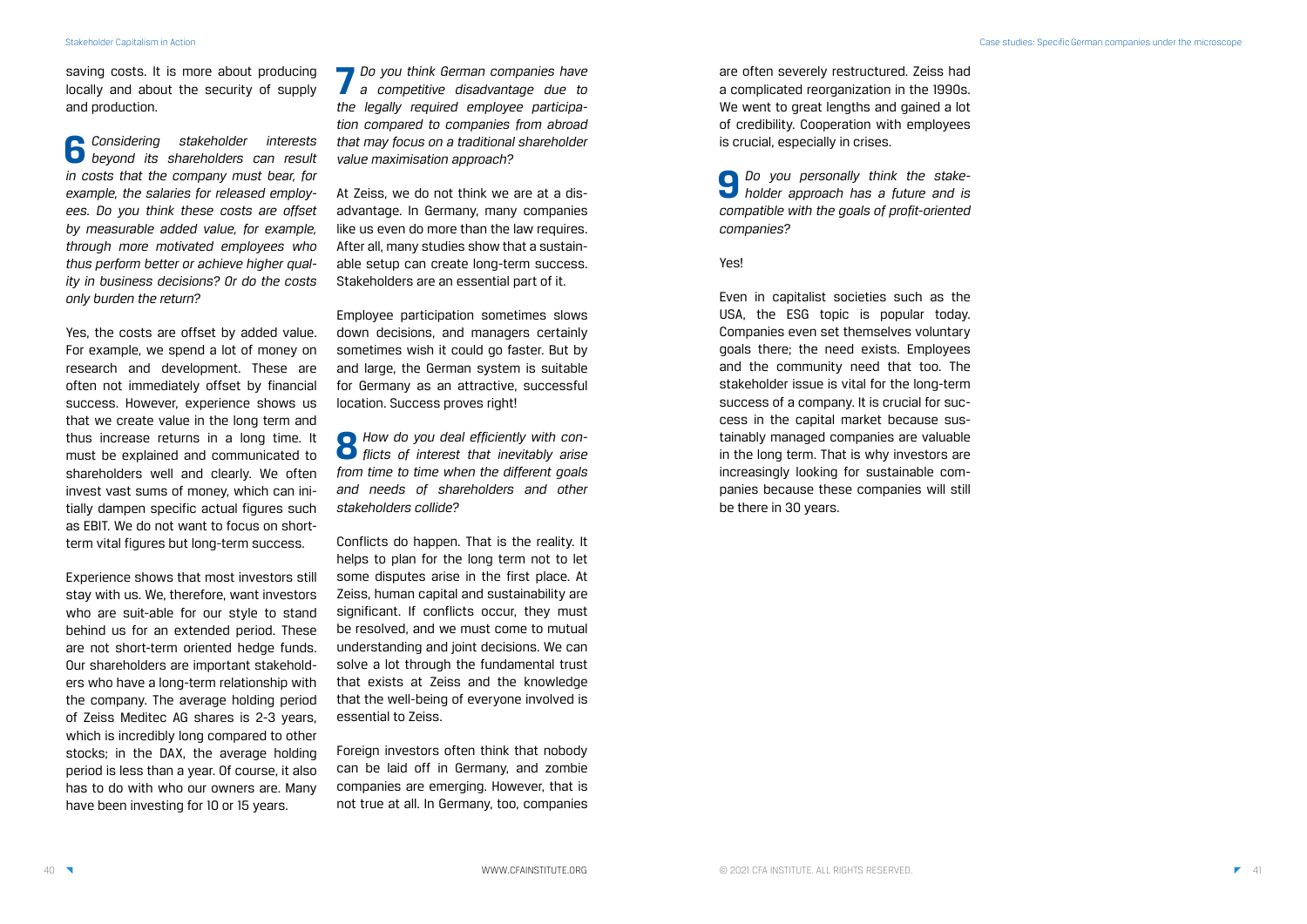saving costs. It is more about producing locally and about the security of supply and production.

**6** *Considering stakeholder interests beyond its shareholders can result in costs that the company must bear, for example, the salaries for released employees. Do you think these costs are offset by measurable added value, for example, through more motivated employees who thus perform better or achieve higher quality in business decisions? Or do the costs only burden the return?*

Yes, the costs are offset by added value. For example, we spend a lot of money on research and development. These are often not immediately offset by financial success. However, experience shows us that we create value in the long term and thus increase returns in a long time. It must be explained and communicated to shareholders well and clearly. We often invest vast sums of money, which can initially dampen specific actual figures such as EBIT. We do not want to focus on short-term vital figures but long-term success.

Experience shows that most investors still stay with us. We, therefore, want investors who are suit-able for our style to stand behind us for an extended period. These are not short-term oriented hedge funds. Our shareholders are important stakeholders who have a long-term relationship with the company. The average holding period of Zeiss Meditec AG shares is 2-3 years, which is incredibly long compared to other stocks; in the DAX, the average holding period is less than a year. Of course, it also has to do with who our owners are. Many have been investing for 10 or 15 years.

**7** *Do you think German companies have a competitive disadvantage due to the legally required employee participation compared to companies from abroad that may focus on a traditional shareholder value maximisation approach?*

At Zeiss, we do not think we are at a disadvantage. In Germany, many companies like us even do more than the law requires. After all, many studies show that a sustainable setup can create long-term success. Stakeholders are an essential part of it.

Employee participation sometimes slows down decisions, and managers certainly sometimes wish it could go faster. But by and large, the German system is suitable for Germany as an attractive, successful location. Success proves right!

**8** *How do you deal efficiently with conflicts of interest that inevitably arise from time to time when the different goals and needs of shareholders and other stakeholders collide?*

Conflicts do happen. That is the reality. It helps to plan for the long term not to let some disputes arise in the first place. At Zeiss, human capital and sustainability are significant. If conflicts occur, they must be resolved, and we must come to mutual understanding and joint decisions. We can solve a lot through the fundamental trust that exists at Zeiss and the knowledge that the well-being of everyone involved is essential to Zeiss.

Foreign investors often think that nobody can be laid off in Germany, and zombie companies are emerging. However, that is not true at all. In Germany, too, companies are often severely restructured. Zeiss had a complicated reorganization in the 1990s. We went to great lengths and gained a lot of credibility. Cooperation with employees is crucial, especially in crises.

**9** *Do you personally think the stakeholder approach has a future and is compatible with the goals of profit-oriented companies?*

Yes!

Even in capitalist societies such as the USA, the ESG topic is popular today. Companies even set themselves voluntary goals there; the need exists. Employees and the community need that too. The stakeholder issue is vital for the long-term success of a company. It is crucial for success in the capital market because sustainably managed companies are valuable in the long term. That is why investors are increasingly looking for sustainable companies because these companies will still be there in 30 years.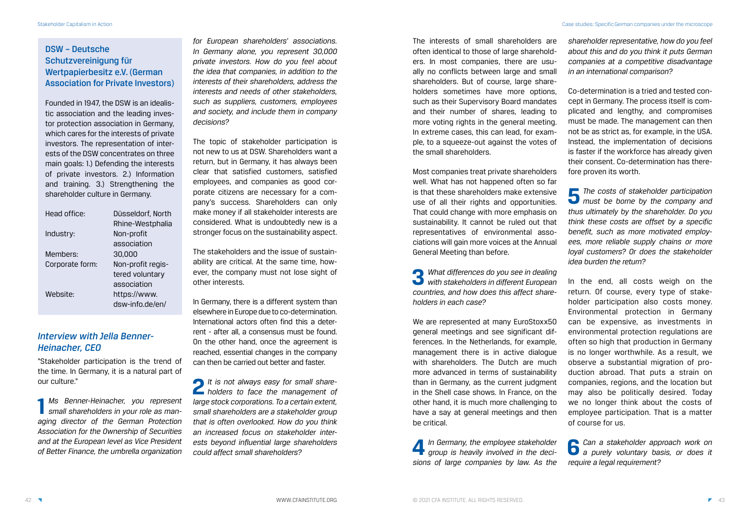## DSW – Deutsche Schutzvereinigung für Wertpapierbesitz e.V. (German Association for Private Investors)

Founded in 1947, the DSW is an idealistic association and the leading investor protection association in Germany, which cares for the interests of private investors. The representation of interests of the DSW concentrates on three main goals: 1.) Defending the interests of private investors. 2.) Information and training. 3.) Strengthening the shareholder culture in Germany.

| | |
|---|---|
| Head office: | Düsseldorf, North Rhine-Westphalia |
| Industry: | Non-profit association |
| Members: | 30,000 |
| Corporate form: | Non-profit registered voluntary association |
| Website: | https://www.dsw-info.de/en/ |

### *Interview with Jella Benner-Heinacher, CEO*

"Stakeholder participation is the trend of the time. In Germany, it is a natural part of our culture."

**1** *Ms Benner-Heinacher, you represent small shareholders in your role as managing director of the German Protection Association for the Ownership of Securities and at the European level as Vice President of Better Finance, the umbrella organization for European shareholders' associations. In Germany alone, you represent 30,000 private investors. How do you feel about the idea that companies, in addition to the interests of their shareholders, address the interests and needs of other stakeholders, such as suppliers, customers, employees and society, and include them in company decisions?*

The topic of stakeholder participation is not new to us at DSW. Shareholders want a return, but in Germany, it has always been clear that satisfied customers, satisfied employees, and companies as good corporate citizens are necessary for a company's success. Shareholders can only make money if all stakeholder interests are considered. What is undoubtedly new is a stronger focus on the sustainability aspect.

The stakeholders and the issue of sustainability are critical. At the same time, however, the company must not lose sight of other interests.

In Germany, there is a different system than elsewhere in Europe due to co-determination. International actors often find this a deterrent - after all, a consensus must be found. On the other hand, once the agreement is reached, essential changes in the company can then be carried out better and faster.

**2** *It is not always easy for small shareholders to face the management of large stock corporations. To a certain extent, small shareholders are a stakeholder group that is often overlooked. How do you think an increased focus on stakeholder interests beyond influential large shareholders could affect small shareholders?*

The interests of small shareholders are often identical to those of large shareholders. In most companies, there are usually no conflicts between large and small shareholders. But of course, large shareholders sometimes have more options, such as their Supervisory Board mandates and their number of shares, leading to more voting rights in the general meeting. In extreme cases, this can lead, for example, to a squeeze-out against the votes of the small shareholders.

Most companies treat private shareholders well. What has not happened often so far is that these shareholders make extensive use of all their rights and opportunities. That could change with more emphasis on sustainability. It cannot be ruled out that representatives of environmental associations will gain more voices at the Annual General Meeting than before.

**3** *What differences do you see in dealing with stakeholders in different European countries, and how does this affect shareholders in each case?*

We are represented at many EuroStoxx50 general meetings and see significant differences. In the Netherlands, for example, management there is in active dialogue with shareholders. The Dutch are much more advanced in terms of sustainability than in Germany, as the current judgment in the Shell case shows. In France, on the other hand, it is much more challenging to have a say at general meetings and then be critical.

**4** *In Germany, the employee stakeholder group is heavily involved in the decisions of large companies by law. As the shareholder representative, how do you feel about this and do you think it puts German companies at a competitive disadvantage in an international comparison?*

Co-determination is a tried and tested concept in Germany. The process itself is complicated and lengthy, and compromises must be made. The management can then not be as strict as, for example, in the USA. Instead, the implementation of decisions is faster if the workforce has already given their consent. Co-determination has therefore proven its worth.

**5** *The costs of stakeholder participation must be borne by the company and thus ultimately by the shareholder. Do you think these costs are offset by a specific benefit, such as more motivated employees, more reliable supply chains or more loyal customers? Or does the stakeholder idea burden the return?*

In the end, all costs weigh on the return. Of course, every type of stakeholder participation also costs money. Environmental protection in Germany can be expensive, as investments in environmental protection regulations are often so high that production in Germany is no longer worthwhile. As a result, we observe a substantial migration of production abroad. That puts a strain on companies, regions, and the location but may also be politically desired. Today we no longer think about the costs of employee participation. That is a matter of course for us.

**6** *Can a stakeholder approach work on a purely voluntary basis, or does it require a legal requirement?*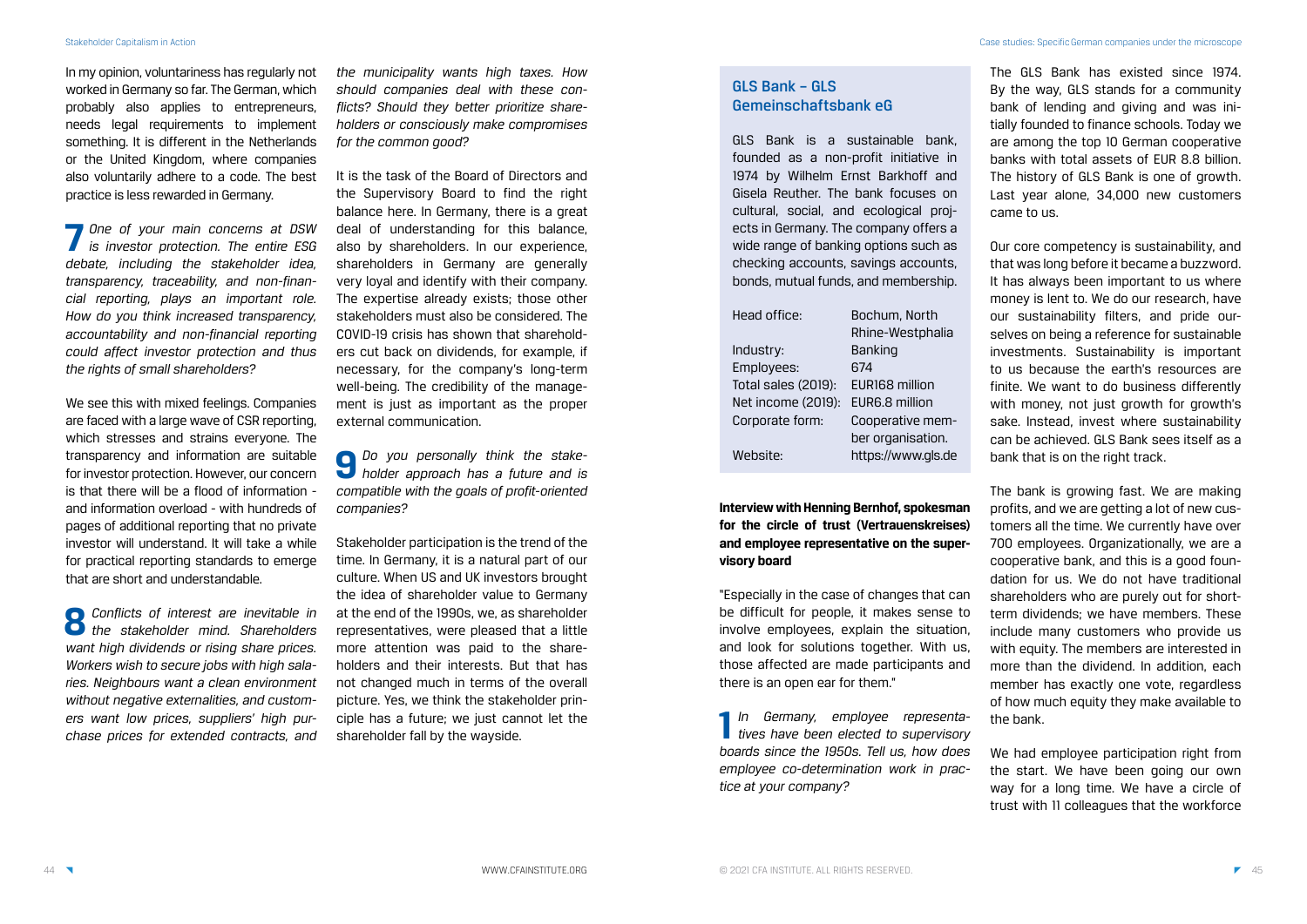In my opinion, voluntariness has regularly not worked in Germany so far. The German, which probably also applies to entrepreneurs, needs legal requirements to implement something. It is different in the Netherlands or the United Kingdom, where companies also voluntarily adhere to a code. The best practice is less rewarded in Germany.

**7** *One of your main concerns at DSW is investor protection. The entire ESG debate, including the stakeholder idea, transparency, traceability, and non-financial reporting, plays an important role. How do you think increased transparency, accountability and non-financial reporting could affect investor protection and thus the rights of small shareholders?*

We see this with mixed feelings. Companies are faced with a large wave of CSR reporting, which stresses and strains everyone. The transparency and information are suitable for investor protection. However, our concern is that there will be a flood of information - and information overload - with hundreds of pages of additional reporting that no private investor will understand. It will take a while for practical reporting standards to emerge that are short and understandable.

**8** *Conflicts of interest are inevitable in the stakeholder mind. Shareholders want high dividends or rising share prices. Workers wish to secure jobs with high salaries. Neighbours want a clean environment without negative externalities, and customers want low prices, suppliers' high purchase prices for extended contracts, and the municipality wants high taxes. How should companies deal with these conflicts? Should they better prioritize shareholders or consciously make compromises for the common good?*

It is the task of the Board of Directors and the Supervisory Board to find the right balance here. In Germany, there is a great deal of understanding for this balance, also by shareholders. In our experience, shareholders in Germany are generally very loyal and identify with their company. The expertise already exists; those other stakeholders must also be considered. The COVID-19 crisis has shown that shareholders cut back on dividends, for example, if necessary, for the company's long-term well-being. The credibility of the management is just as important as the proper external communication.

**9** *Do you personally think the stakeholder approach has a future and is compatible with the goals of profit-oriented companies?*

Stakeholder participation is the trend of the time. In Germany, it is a natural part of our culture. When US and UK investors brought the idea of shareholder value to Germany at the end of the 1990s, we, as shareholder representatives, were pleased that a little more attention was paid to the shareholders and their interests. But that has not changed much in terms of the overall picture. Yes, we think the stakeholder principle has a future; we just cannot let the shareholder fall by the wayside.

## GLS Bank – GLS Gemeinschaftsbank eG

GLS Bank is a sustainable bank, founded as a non-profit initiative in 1974 by Wilhelm Ernst Barkhoff and Gisela Reuther. The bank focuses on cultural, social, and ecological projects in Germany. The company offers a wide range of banking options such as checking accounts, savings accounts, bonds, mutual funds, and membership.

| | |
|---|---|
| Head office: | Bochum, North Rhine-Westphalia |
| Industry: | Banking |
| Employees: | 674 |
| Total sales (2019): | EUR168 million |
| Net income (2019): | EUR6.8 million |
| Corporate form: | Cooperative member organisation. |
| Website: | https://www.gls.de |

**Interview with Henning Bernhof, spokesman for the circle of trust (Vertrauenskreises) and employee representative on the supervisory board**

"Especially in the case of changes that can be difficult for people, it makes sense to involve employees, explain the situation, and look for solutions together. With us, those affected are made participants and there is an open ear for them."

**1** *In Germany, employee representatives have been elected to supervisory boards since the 1950s. Tell us, how does employee co-determination work in practice at your company?*

The GLS Bank has existed since 1974. By the way, GLS stands for a community bank of lending and giving and was initially founded to finance schools. Today we are among the top 10 German cooperative banks with total assets of EUR 8.8 billion. The history of GLS Bank is one of growth. Last year alone, 34,000 new customers came to us.

Our core competency is sustainability, and that was long before it became a buzzword. It has always been important to us where money is lent to. We do our research, have our sustainability filters, and pride ourselves on being a reference for sustainable investments. Sustainability is important to us because the earth's resources are finite. We want to do business differently with money, not just growth for growth's sake. Instead, invest where sustainability can be achieved. GLS Bank sees itself as a bank that is on the right track.

The bank is growing fast. We are making profits, and we are getting a lot of new customers all the time. We currently have over 700 employees. Organizationally, we are a cooperative bank, and this is a good foundation for us. We do not have traditional shareholders who are purely out for short-term dividends; we have members. These include many customers who provide us with equity. The members are interested in more than the dividend. In addition, each member has exactly one vote, regardless of how much equity they make available to the bank.

We had employee participation right from the start. We have been going our own way for a long time. We have a circle of trust with 11 colleagues that the workforce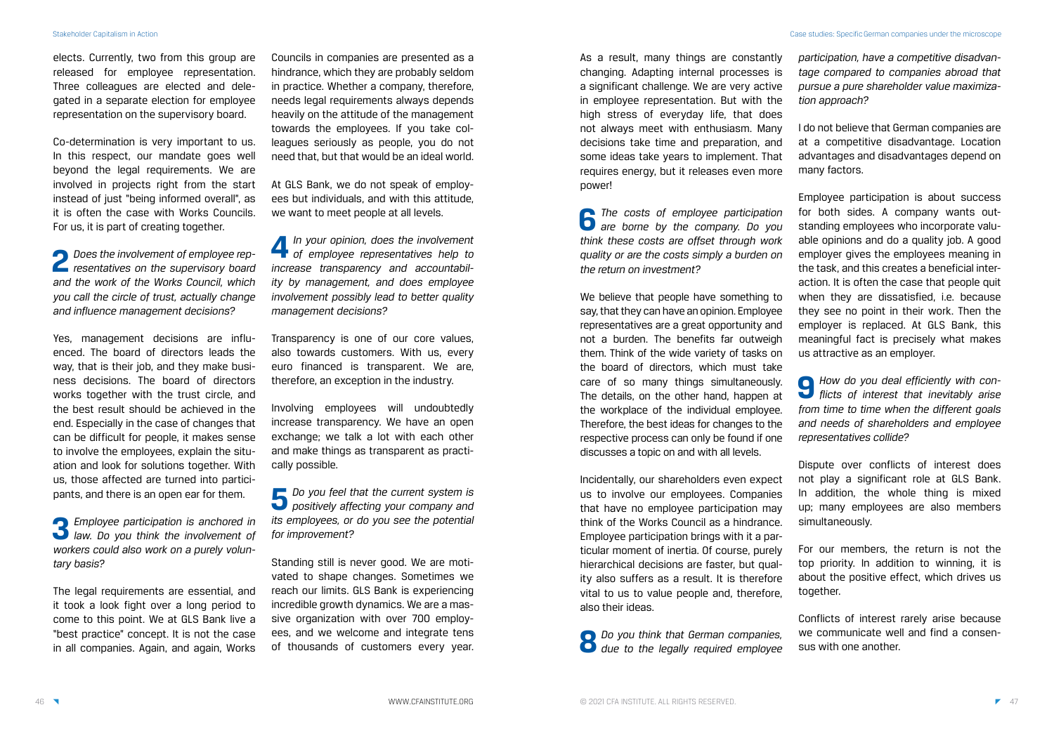elects. Currently, two from this group are released for employee representation. Three colleagues are elected and delegated in a separate election for employee representation on the supervisory board.

Co-determination is very important to us. In this respect, our mandate goes well beyond the legal requirements. We are involved in projects right from the start instead of just "being informed overall", as it is often the case with Works Councils. For us, it is part of creating together.

**2** *Does the involvement of employee representatives on the supervisory board and the work of the Works Council, which you call the circle of trust, actually change and influence management decisions?*

Yes, management decisions are influenced. The board of directors leads the way, that is their job, and they make business decisions. The board of directors works together with the trust circle, and the best result should be achieved in the end. Especially in the case of changes that can be difficult for people, it makes sense to involve the employees, explain the situation and look for solutions together. With us, those affected are turned into participants, and there is an open ear for them.

**3** *Employee participation is anchored in law. Do you think the involvement of workers could also work on a purely voluntary basis?*

The legal requirements are essential, and it took a look fight over a long period to come to this point. We at GLS Bank live a "best practice" concept. It is not the case in all companies. Again, and again, Works Councils in companies are presented as a hindrance, which they are probably seldom in practice. Whether a company, therefore, needs legal requirements always depends heavily on the attitude of the management towards the employees. If you take colleagues seriously as people, you do not need that, but that would be an ideal world.

At GLS Bank, we do not speak of employees but individuals, and with this attitude, we want to meet people at all levels.

**4** *In your opinion, does the involvement of employee representatives help to increase transparency and accountability by management, and does employee involvement possibly lead to better quality management decisions?*

Transparency is one of our core values, also towards customers. With us, every euro financed is transparent. We are, therefore, an exception in the industry.

Involving employees will undoubtedly increase transparency. We have an open exchange; we talk a lot with each other and make things as transparent as practically possible.

**5** *Do you feel that the current system is positively affecting your company and its employees, or do you see the potential for improvement?*

Standing still is never good. We are motivated to shape changes. Sometimes we reach our limits. GLS Bank is experiencing incredible growth dynamics. We are a massive organization with over 700 employees, and we welcome and integrate tens of thousands of customers every year. As a result, many things are constantly changing. Adapting internal processes is a significant challenge. We are very active in employee representation. But with the high stress of everyday life, that does not always meet with enthusiasm. Many decisions take time and preparation, and some ideas take years to implement. That requires energy, but it releases even more power!

**6** *The costs of employee participation are borne by the company. Do you think these costs are offset through work quality or are the costs simply a burden on the return on investment?*

We believe that people have something to say, that they can have an opinion. Employee representatives are a great opportunity and not a burden. The benefits far outweigh them. Think of the wide variety of tasks on the board of directors, which must take care of so many things simultaneously. The details, on the other hand, happen at the workplace of the individual employee. Therefore, the best ideas for changes to the respective process can only be found if one discusses a topic on and with all levels.

Incidentally, our shareholders even expect us to involve our employees. Companies that have no employee participation may think of the Works Council as a hindrance. Employee participation brings with it a particular moment of inertia. Of course, purely hierarchical decisions are faster, but quality also suffers as a result. It is therefore vital to us to value people and, therefore, also their ideas.

**8** *Do you think that German companies, due to the legally required employee participation, have a competitive disadvantage compared to companies abroad that pursue a pure shareholder value maximization approach?*

I do not believe that German companies are at a competitive disadvantage. Location advantages and disadvantages depend on many factors.

Employee participation is about success for both sides. A company wants outstanding employees who incorporate valuable opinions and do a quality job. A good employer gives the employees meaning in the task, and this creates a beneficial interaction. It is often the case that people quit when they are dissatisfied, i.e. because they see no point in their work. Then the employer is replaced. At GLS Bank, this meaningful fact is precisely what makes us attractive as an employer.

**9** *How do you deal efficiently with conflicts of interest that inevitably arise from time to time when the different goals and needs of shareholders and employee representatives collide?*

Dispute over conflicts of interest does not play a significant role at GLS Bank. In addition, the whole thing is mixed up; many employees are also members simultaneously.

For our members, the return is not the top priority. In addition to winning, it is about the positive effect, which drives us together.

Conflicts of interest rarely arise because we communicate well and find a consensus with one another.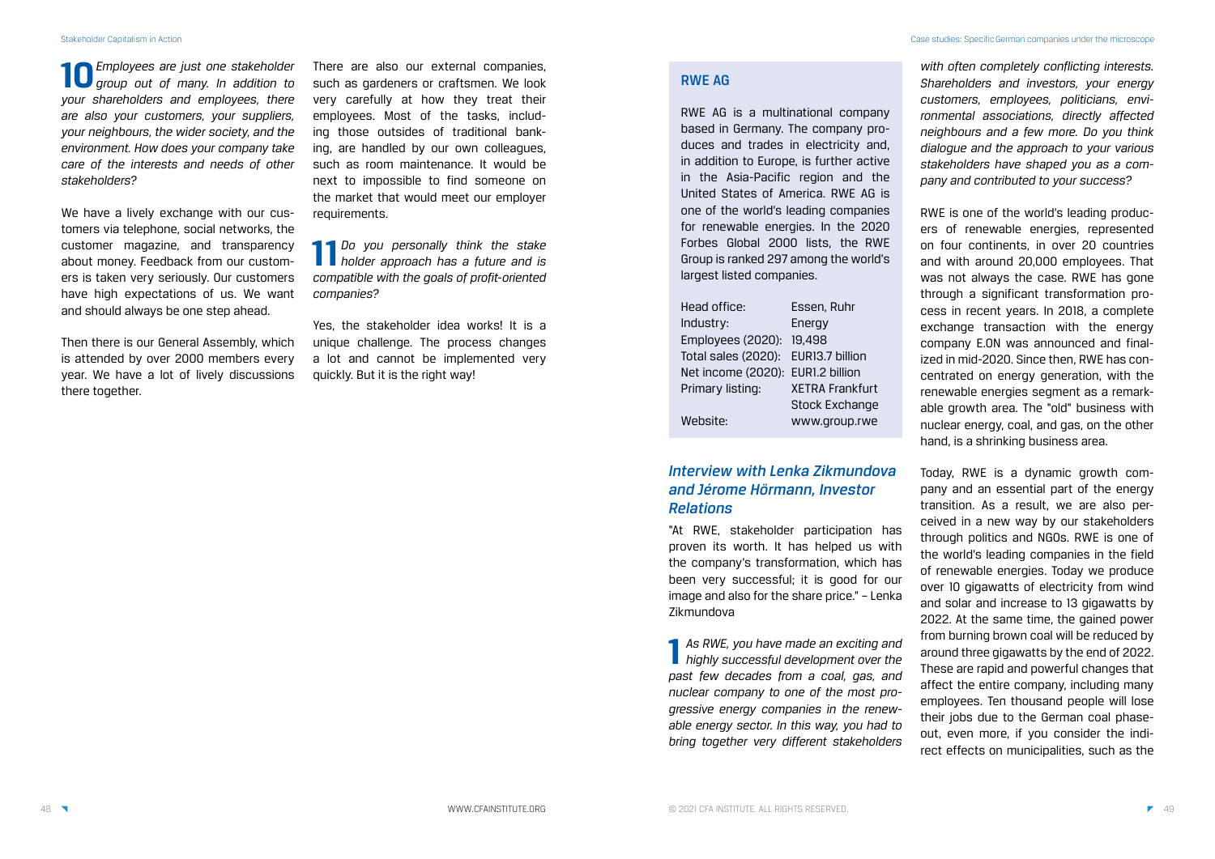**10** *Employees are just one stakeholder group out of many. In addition to your shareholders and employees, there are also your customers, your suppliers, your neighbours, the wider society, and the environment. How does your company take care of the interests and needs of other stakeholders?*

We have a lively exchange with our customers via telephone, social networks, the customer magazine, and transparency about money. Feedback from our customers is taken very seriously. Our customers have high expectations of us. We want and should always be one step ahead.

Then there is our General Assembly, which is attended by over 2000 members every year. We have a lot of lively discussions there together.

There are also our external companies, such as gardeners or craftsmen. We look very carefully at how they treat their employees. Most of the tasks, including those outsides of traditional banking, are handled by our own colleagues, such as room maintenance. It would be next to impossible to find someone on the market that would meet our employer requirements.

**11** *Do you personally think the stake holder approach has a future and is compatible with the goals of profit-oriented companies?*

Yes, the stakeholder idea works! It is a unique challenge. The process changes a lot and cannot be implemented very quickly. But it is the right way!

## RWE AG

RWE AG is a multinational company based in Germany. The company produces and trades in electricity and, in addition to Europe, is further active in the Asia-Pacific region and the United States of America. RWE AG is one of the world's leading companies for renewable energies. In the 2020 Forbes Global 2000 lists, the RWE Group is ranked 297 among the world's largest listed companies.

| | |
|---|---|
| Head office: | Essen, Ruhr |
| Industry: | Energy |
| Employees (2020): | 19,498 |
| Total sales (2020): | EUR13.7 billion |
| Net income (2020): | EUR1.2 billion |
| Primary listing: | XETRA Frankfurt Stock Exchange |
| Website: | www.group.rwe |

### *Interview with Lenka Zikmundova and Jérome Hörmann, Investor Relations*

"At RWE, stakeholder participation has proven its worth. It has helped us with the company's transformation, which has been very successful; it is good for our image and also for the share price." – Lenka Zikmundova

**1** *As RWE, you have made an exciting and highly successful development over the past few decades from a coal, gas, and nuclear company to one of the most progressive energy companies in the renewable energy sector. In this way, you had to bring together very different stakeholders with often completely conflicting interests. Shareholders and investors, your energy customers, employees, politicians, environmental associations, directly affected neighbours and a few more. Do you think dialogue and the approach to your various stakeholders have shaped you as a company and contributed to your success?*

RWE is one of the world's leading producers of renewable energies, represented on four continents, in over 20 countries and with around 20,000 employees. That was not always the case. RWE has gone through a significant transformation process in recent years. In 2018, a complete exchange transaction with the energy company E.ON was announced and finalized in mid-2020. Since then, RWE has concentrated on energy generation, with the renewable energies segment as a remarkable growth area. The "old" business with nuclear energy, coal, and gas, on the other hand, is a shrinking business area.

Today, RWE is a dynamic growth company and an essential part of the energy transition. As a result, we are also perceived in a new way by our stakeholders through politics and NGOs. RWE is one of the world's leading companies in the field of renewable energies. Today we produce over 10 gigawatts of electricity from wind and solar and increase to 13 gigawatts by 2022. At the same time, the gained power from burning brown coal will be reduced by around three gigawatts by the end of 2022. These are rapid and powerful changes that affect the entire company, including many employees. Ten thousand people will lose their jobs due to the German coal phase-out, even more, if you consider the indirect effects on municipalities, such as the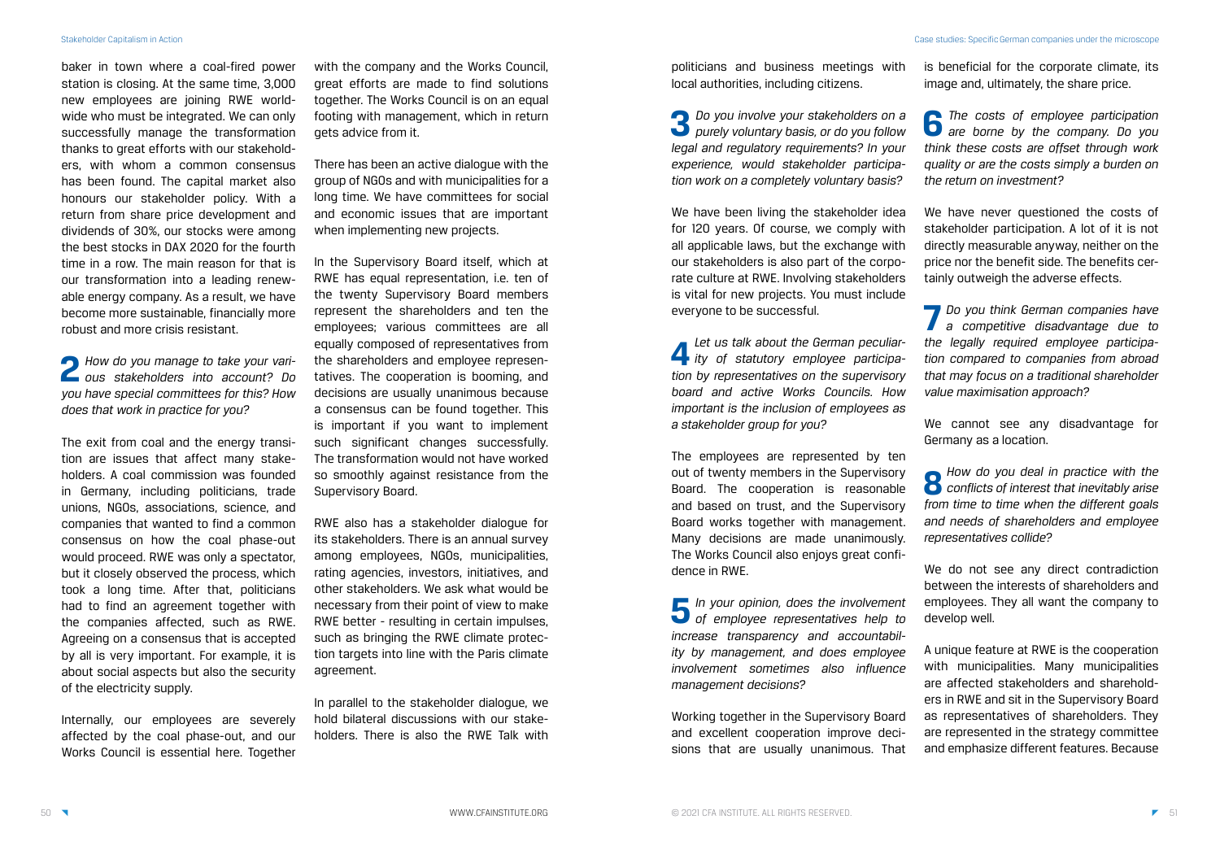baker in town where a coal-fired power station is closing. At the same time, 3,000 new employees are joining RWE worldwide who must be integrated. We can only successfully manage the transformation thanks to great efforts with our stakeholders, with whom a common consensus has been found. The capital market also honours our stakeholder policy. With a return from share price development and dividends of 30%, our stocks were among the best stocks in DAX 2020 for the fourth time in a row. The main reason for that is our transformation into a leading renewable energy company. As a result, we have become more sustainable, financially more robust and more crisis resistant.

**2** *How do you manage to take your various stakeholders into account? Do you have special committees for this? How does that work in practice for you?*

The exit from coal and the energy transition are issues that affect many stakeholders. A coal commission was founded in Germany, including politicians, trade unions, NGOs, associations, science, and companies that wanted to find a common consensus on how the coal phase-out would proceed. RWE was only a spectator, but it closely observed the process, which took a long time. After that, politicians had to find an agreement together with the companies affected, such as RWE. Agreeing on a consensus that is accepted by all is very important. For example, it is about social aspects but also the security of the electricity supply.

Internally, our employees are severely affected by the coal phase-out, and our Works Council is essential here. Together with the company and the Works Council, great efforts are made to find solutions together. The Works Council is on an equal footing with management, which in return gets advice from it.

There has been an active dialogue with the group of NGOs and with municipalities for a long time. We have committees for social and economic issues that are important when implementing new projects.

In the Supervisory Board itself, which at RWE has equal representation, i.e. ten of the twenty Supervisory Board members represent the shareholders and ten the employees; various committees are all equally composed of representatives from the shareholders and employee representatives. The cooperation is booming, and decisions are usually unanimous because a consensus can be found together. This is important if you want to implement such significant changes successfully. The transformation would not have worked so smoothly against resistance from the Supervisory Board.

RWE also has a stakeholder dialogue for its stakeholders. There is an annual survey among employees, NGOs, municipalities, rating agencies, investors, initiatives, and other stakeholders. We ask what would be necessary from their point of view to make RWE better - resulting in certain impulses, such as bringing the RWE climate protection targets into line with the Paris climate agreement.

In parallel to the stakeholder dialogue, we hold bilateral discussions with our stakeholders. There is also the RWE Talk with politicians and business meetings with local authorities, including citizens.

**3** *Do you involve your stakeholders on a purely voluntary basis, or do you follow legal and regulatory requirements? In your experience, would stakeholder participation work on a completely voluntary basis?*

We have been living the stakeholder idea for 120 years. Of course, we comply with all applicable laws, but the exchange with our stakeholders is also part of the corporate culture at RWE. Involving stakeholders is vital for new projects. You must include everyone to be successful.

**4** *Let us talk about the German peculiarity of statutory employee participation by representatives on the supervisory board and active Works Councils. How important is the inclusion of employees as a stakeholder group for you?*

The employees are represented by ten out of twenty members in the Supervisory Board. The cooperation is reasonable and based on trust, and the Supervisory Board works together with management. Many decisions are made unanimously. The Works Council also enjoys great confidence in RWE.

**5** *In your opinion, does the involvement of employee representatives help to increase transparency and accountability by management, and does employee involvement sometimes also influence management decisions?*

Working together in the Supervisory Board and excellent cooperation improve decisions that are usually unanimous. That is beneficial for the corporate climate, its image and, ultimately, the share price.

**6** *The costs of employee participation are borne by the company. Do you think these costs are offset through work quality or are the costs simply a burden on the return on investment?*

We have never questioned the costs of stakeholder participation. A lot of it is not directly measurable anyway, neither on the price nor the benefit side. The benefits certainly outweigh the adverse effects.

**7** *Do you think German companies have a competitive disadvantage due to the legally required employee participation compared to companies from abroad that may focus on a traditional shareholder value maximisation approach?*

We cannot see any disadvantage for Germany as a location.

**8** *How do you deal in practice with the conflicts of interest that inevitably arise from time to time when the different goals and needs of shareholders and employee representatives collide?*

We do not see any direct contradiction between the interests of shareholders and employees. They all want the company to develop well.

A unique feature at RWE is the cooperation with municipalities. Many municipalities are affected stakeholders and shareholders in RWE and sit in the Supervisory Board as representatives of shareholders. They are represented in the strategy committee and emphasize different features. Because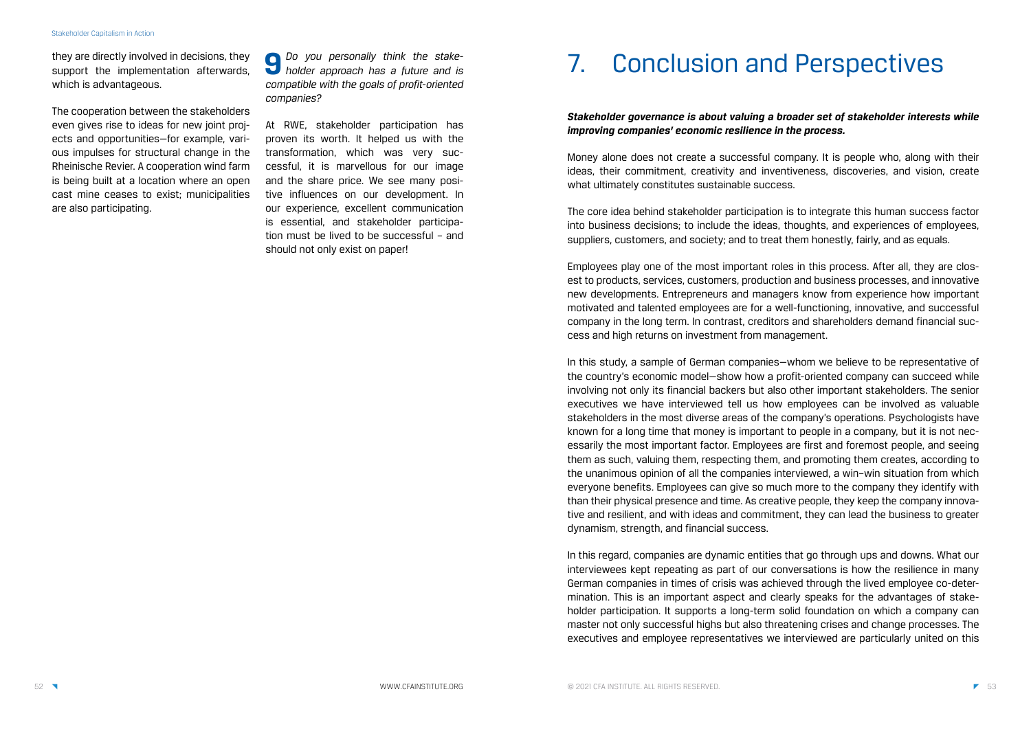they are directly involved in decisions, they support the implementation afterwards, which is advantageous.

The cooperation between the stakeholders even gives rise to ideas for new joint projects and opportunities—for example, various impulses for structural change in the Rheinische Revier. A cooperation wind farm is being built at a location where an open cast mine ceases to exist; municipalities are also participating.

**9** *Do you personally think the stakeholder approach has a future and is compatible with the goals of profit-oriented companies?*

At RWE, stakeholder participation has proven its worth. It helped us with the transformation, which was very successful, it is marvellous for our image and the share price. We see many positive influences on our development. In our experience, excellent communication is essential, and stakeholder participation must be lived to be successful – and should not only exist on paper!

# 7. Conclusion and Perspectives

***Stakeholder governance is about valuing a broader set of stakeholder interests while improving companies' economic resilience in the process.***

Money alone does not create a successful company. It is people who, along with their ideas, their commitment, creativity and inventiveness, discoveries, and vision, create what ultimately constitutes sustainable success.

The core idea behind stakeholder participation is to integrate this human success factor into business decisions; to include the ideas, thoughts, and experiences of employees, suppliers, customers, and society; and to treat them honestly, fairly, and as equals.

Employees play one of the most important roles in this process. After all, they are closest to products, services, customers, production and business processes, and innovative new developments. Entrepreneurs and managers know from experience how important motivated and talented employees are for a well-functioning, innovative, and successful company in the long term. In contrast, creditors and shareholders demand financial success and high returns on investment from management.

In this study, a sample of German companies—whom we believe to be representative of the country's economic model—show how a profit-oriented company can succeed while involving not only its financial backers but also other important stakeholders. The senior executives we have interviewed tell us how employees can be involved as valuable stakeholders in the most diverse areas of the company's operations. Psychologists have known for a long time that money is important to people in a company, but it is not necessarily the most important factor. Employees are first and foremost people, and seeing them as such, valuing them, respecting them, and promoting them creates, according to the unanimous opinion of all the companies interviewed, a win–win situation from which everyone benefits. Employees can give so much more to the company they identify with than their physical presence and time. As creative people, they keep the company innovative and resilient, and with ideas and commitment, they can lead the business to greater dynamism, strength, and financial success.

In this regard, companies are dynamic entities that go through ups and downs. What our interviewees kept repeating as part of our conversations is how the resilience in many German companies in times of crisis was achieved through the lived employee co-determination. This is an important aspect and clearly speaks for the advantages of stakeholder participation. It supports a long-term solid foundation on which a company can master not only successful highs but also threatening crises and change processes. The executives and employee representatives we interviewed are particularly united on this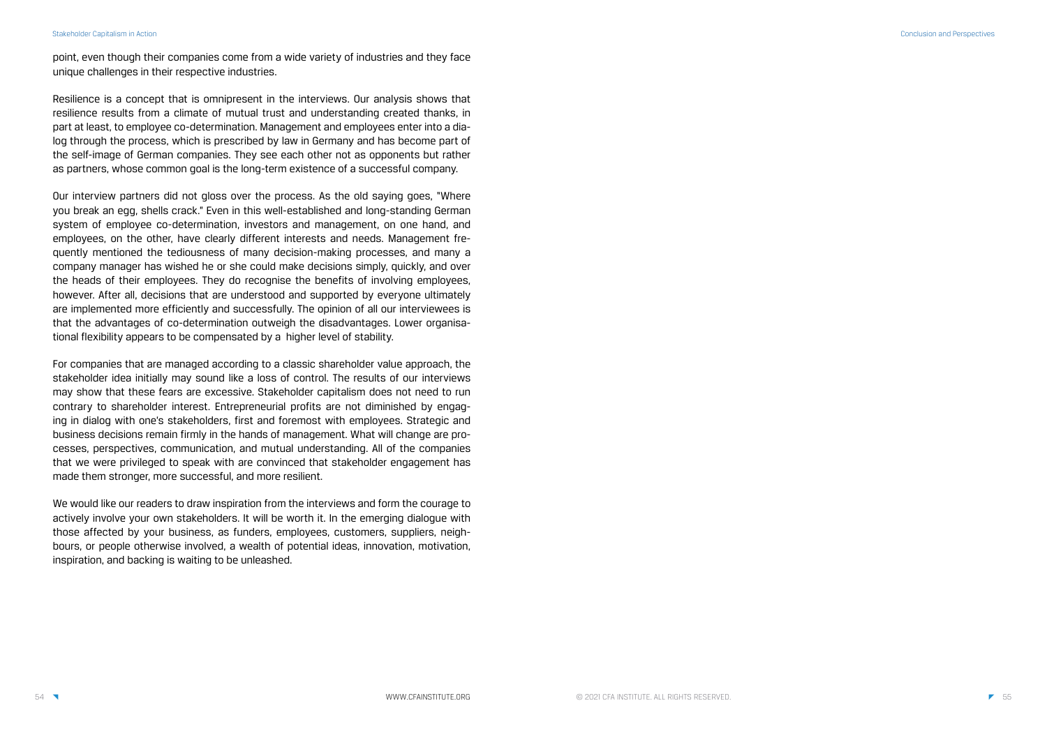point, even though their companies come from a wide variety of industries and they face unique challenges in their respective industries.

Resilience is a concept that is omnipresent in the interviews. Our analysis shows that resilience results from a climate of mutual trust and understanding created thanks, in part at least, to employee co-determination. Management and employees enter into a dialog through the process, which is prescribed by law in Germany and has become part of the self-image of German companies. They see each other not as opponents but rather as partners, whose common goal is the long-term existence of a successful company.

Our interview partners did not gloss over the process. As the old saying goes, "Where you break an egg, shells crack." Even in this well-established and long-standing German system of employee co-determination, investors and management, on one hand, and employees, on the other, have clearly different interests and needs. Management frequently mentioned the tediousness of many decision-making processes, and many a company manager has wished he or she could make decisions simply, quickly, and over the heads of their employees. They do recognise the benefits of involving employees, however. After all, decisions that are understood and supported by everyone ultimately are implemented more efficiently and successfully. The opinion of all our interviewees is that the advantages of co-determination outweigh the disadvantages. Lower organisational flexibility appears to be compensated by a higher level of stability.

For companies that are managed according to a classic shareholder value approach, the stakeholder idea initially may sound like a loss of control. The results of our interviews may show that these fears are excessive. Stakeholder capitalism does not need to run contrary to shareholder interest. Entrepreneurial profits are not diminished by engaging in dialog with one's stakeholders, first and foremost with employees. Strategic and business decisions remain firmly in the hands of management. What will change are processes, perspectives, communication, and mutual understanding. All of the companies that we were privileged to speak with are convinced that stakeholder engagement has made them stronger, more successful, and more resilient.

We would like our readers to draw inspiration from the interviews and form the courage to actively involve your own stakeholders. It will be worth it. In the emerging dialogue with those affected by your business, as funders, employees, customers, suppliers, neighbours, or people otherwise involved, a wealth of potential ideas, innovation, motivation, inspiration, and backing is waiting to be unleashed.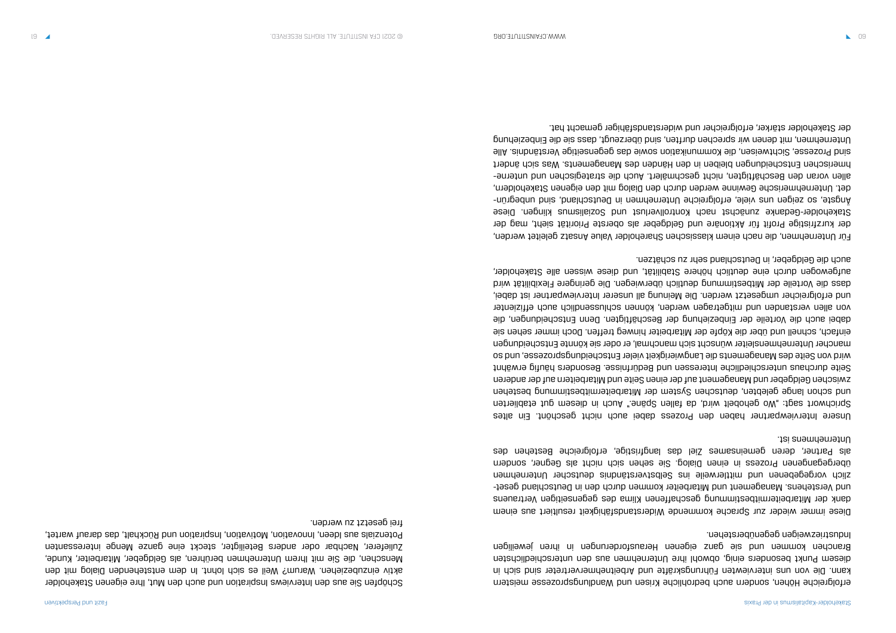erfolgreiche Höhen, sondern auch bedrohliche Krisen und Wandlungsprozesse meistern kann. Die von uns interviewten Führungskräfte und Arbeitnehmervertreter sind sich in diesem Punkt besonders einig, obwohl ihre Unternehmen aus den unterschiedlichsten Branchen kommen und sie ganz eigenen Herausforderungen in ihren jeweiligen Industriezweigen gegenüberstehen.

Diese immer wieder zur Sprache kommende Widerstandsfähigkeit resultiert aus einem dank der Mitarbeitermitbestimmung geschaffenen Klima des gegenseitigen Vertrauens und Verstehens. Management und Mitarbeiter kommen durch den in Deutschland gesetzlich vorgegebenen und mittlerweile ins Selbstverständnis deutscher Unternehmen übergegangenen Prozess in einen Dialog. Sie sehen sich nicht als Gegner, sondern als Partner, deren gemeinsames Ziel das langfristige, erfolgreiche Bestehen des Unternehmens ist.

Unsere Interviewpartner haben den Prozess dabei auch nicht geschönt. Ein altes Sprichwort sagt: „Wo gehobelt wird, da fallen Späne." Auch in diesem gut etablierten und schon lange gelebten, deutschen System der Mitarbeitermitbestimmung bestehen zwischen Geldgeber und Management auf der einen Seite und Mitarbeitern auf der anderen Seite durchaus unterschiedliche Interessen und Bedürfnisse. Besonders häufig erwähnt wird von Seite des Managements die Langwierigkeit vieler Entscheidungsprozesse, und so mancher Unternehmensleiter wünscht sich manchmal, er oder sie könnte Entscheidungen einfach, schnell und über die Köpfe der Mitarbeiter hinweg treffen. Doch immer sehen sie dabei auch die Vorteile der Einbeziehung der Beschäftigten. Denn Entscheidungen, die von allen verstanden und mitgetragen werden, können schlussendlich auch effizienter und erfolgreicher umgesetzt werden. Die Meinung all unserer Interviewpartner ist dabei, dass die Vorteile der Mitbestimmung deutlich überwiegen. Die geringere Flexibilität wird aufgewogen durch eine deutlich höhere Stabilität, und diese wissen alle Stakeholder, auch die Geldgeber, in Deutschland sehr zu schätzen.

Für Unternehmen, die nach einem klassischen Shareholder Value Ansatz geleitet werden, der kurzfristige Profit für Aktionäre und Geldgeber als oberste Priorität sieht, mag der Stakeholder-Gedanke zunächst nach Kontrollverlust und Sozialismus klingen. Diese Ängste, so zeigen uns viele, erfolgreiche Unternehmen in Deutschland, sind unbegründet. Unternehmerische Gewinne werden durch den Dialog mit den eigenen Stakeholdern, allen voran den Beschäftigten, nicht geschmälert. Auch die strategischen und unternehmerischen Entscheidungen bleiben in den Händen des Managements. Was sich ändert sind Prozesse, Sichtweisen, die Kommunikation sowie das gegenseitige Verständnis. Alle Unternehmen, mit denen wir sprechen durften, sind überzeugt, dass sie die Einbeziehung der Stakeholder stärker, erfolgreicher und widerstandsfähiger gemacht hat.

Schöpfen Sie aus den Interviews Inspiration und auch den Mut, Ihre eigenen Stakeholder aktiv einzubeziehen. Warum? Weil es sich lohnt. In dem entstehenden Dialog mit den Menschen, die Sie mit Ihrem Unternehmen berühren, als Geldgeber, Mitarbeiter, Kunde, Zulieferer, Nachbar oder anders Beteiligter, steckt eine ganze Menge interessanten Potenzials aus Ideen, Innovation, Motivation, Inspiration und Rückhalt, das darauf wartet, frei gesetzt zu werden.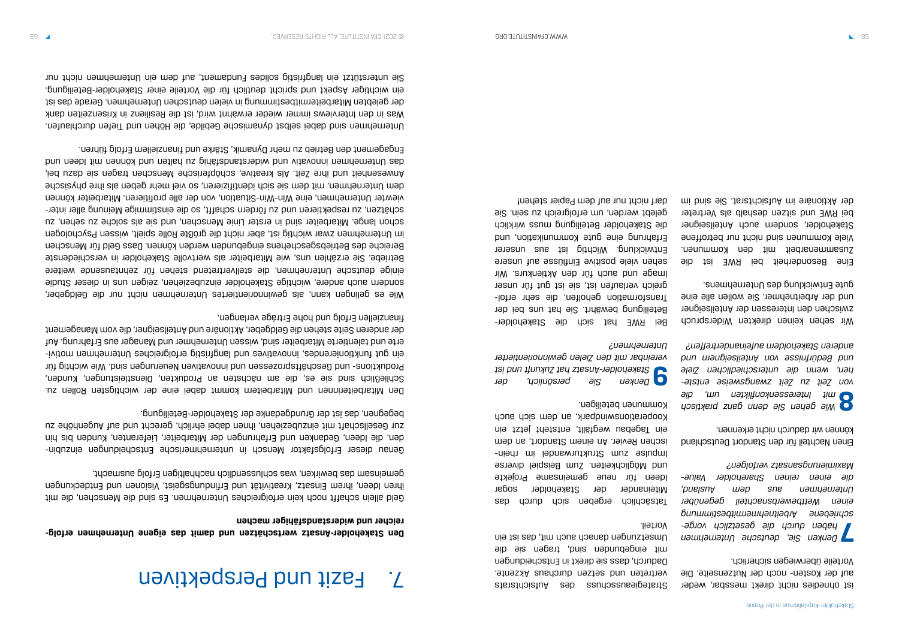ist ohnedies nicht direkt messbar, weder auf der Kosten- noch der Nutzenseite. Die Vorteile überwiegen sicherlich.

**7** *Denken Sie, deutsche Unternehmen haben durch die gesetzlich vorgeschriebene Arbeitnehmermitbestimmung einen Wettbewerbsnachteil gegenüber Unternehmen aus dem Ausland, die einen reinen Shareholder Value-Maximierungsansatz verfolgen?*

Einen Nachteil für den Standort Deutschland können wir dadurch nicht erkennen.

**8** *Wie gehen Sie denn ganz praktisch mit Interessenkonflikten um, die von Zeit zu Zeit zwangsweise entstehen, wenn die unterschiedlichen Ziele und Bedürfnisse von Anteilseignern und anderen Stakeholdern aufeinandertreffen?*

Wir sehen keinen direkten Widerspruch zwischen den Interessen der Anteilseigner und der Arbeitnehmer. Sie wollen alle eine gute Entwicklung des Unternehmens.

Eine Besonderheit bei RWE ist die Zusammenarbeit mit den Kommunen. Viele Kommunen sind nicht nur betroffene Stakeholder, sondern auch Anteilseigner bei RWE und sitzen deshalb als Vertreter der Aktionäre im Aufsichtsrat. Sie sind im Strategieausschuss des Aufsichtsrats vertreten und setzen durchaus Akzente. Dadurch, dass sie direkt in Entscheidungen mit eingebunden sind, tragen sie die Umsetzungen danach auch mit, das ist ein Vorteil.

Tatsächlich ergeben sich durch das Miteinander der Stakeholder sogar Ideen für neue gemeinsame Projekte und Möglichkeiten. Zum Beispiel diverse Impulse zum Strukturwandel im rheinischen Revier. An einem Standort, an dem ein Tagebau wegfällt, entsteht jetzt ein Kooperationswindpark, an dem sich auch Kommunen beteiligen.

**9** *Denken Sie persönlich, der Stakeholder-Ansatz hat Zukunft und ist vereinbar mit den Zielen gewinnorientierter Unternehmen?*

Bei RWE hat sich die Stakeholder-Beteiligung bewährt. Sie hat uns bei der Transformation geholfen, die sehr erfolgreich verlaufen ist, sie ist gut für unser Image und auch für den Aktienkurs. Wir sehen viele positive Einflüsse auf unsere Entwicklung. Wichtig ist aus unserer Erfahrung eine gute Kommunikation, und die Stakeholder Beteiligung muss wirklich gelebt werden, um erfolgreich zu sein. Sie darf nicht nur auf dem Papier stehen!

# 7. Fazit und Perspektiven

**Den Stakeholder-Ansatz wertschätzen und damit das eigene Unternehmen erfolgreicher und widerstandsfähiger machen**

Geld allein schafft noch kein erfolgreiches Unternehmen. Es sind die Menschen, die mit ihren Ideen, ihrem Einsatz, Kreativität und Erfindungsgeist, Visionen und Entdeckungen gemeinsam das bewirken, was schlussendlich nachhaltigen Erfolg ausmacht.

Genau dieser Erfolgsfaktor Mensch in unternehmerische Entscheidungen einzubinden, die Ideen, Gedanken und Erfahrungen der Mitarbeiter, Lieferanten, Kunden bis hin zur Gesellschaft mit einzubeziehen, ihnen dabei ehrlich, gerecht und auf Augenhöhe zu begegnen, das ist der Grundgedanke der Stakeholder-Beteiligung.

Den Mitarbeiterinnen und Mitarbeitern kommt dabei eine der wichtigsten Rollen zu. Schließlich sind sie es, die am nächsten an Produkten, Dienstleistungen, Kunden, Produktions- und Geschäftsprozessen und innovativen Neuerungen sind. Wie wichtig für ein gut funktionierendes, innovatives und langfristig erfolgreiches Unternehmen motivierte und talentierte Mitarbeiter sind, wissen Unternehmer und Manager aus Erfahrung. Auf der anderen Seite stehen die Geldgeber, Aktionäre und Anteilseigner, die vom Management finanziellen Erfolg und hohe Erträge verlangen.

Wie es gelingen kann, als gewinnorientiertes Unternehmen nicht nur die Geldgeber, sondern auch andere, wichtige Stakeholder einzubeziehen, zeigen uns in dieser Studie einige deutsche Unternehmen, die stellvertretend stehen für zehntausende weitere Betriebe. Sie erzählen uns, wie Mitarbeiter als wertvolle Stakeholder in verschiedenste Bereiche des Betriebsgeschehens eingebunden werden können. Dass Geld für Menschen im Unternehmen zwar wichtig ist, aber nicht die größte Rolle spielt, wissen Psychologen schon lange. Mitarbeiter sind in erster Linie Menschen, und sie als solche zu sehen, zu schätzen, zu respektieren und zu fördern schafft, so die einstimmige Meinung aller interviewter Unternehmen, eine Win-Win-Situation, von der alle profitieren. Mitarbeiter können dem Unternehmen, mit dem sie sich identifizieren, so viel mehr geben als ihre physische Anwesenheit und ihre Zeit. Als kreative, schöpferische Menschen tragen sie dazu bei, das Unternehmen innovativ und widerstandsfähig zu halten und können mit Ideen und Engagement den Betrieb zu mehr Dynamik, Stärke und finanziellem Erfolg führen.

Unternehmen sind dabei selbst dynamische Gebilde, die Höhen und Tiefen durchlaufen. Was in den Interviews immer wieder erwähnt wird, ist die Resilienz in Krisenzeiten dank der gelebten Mitarbeitermitbestimmung in vielen deutschen Unternehmen. Gerade das ist ein wichtiger Aspekt und spricht deutlich für die Vorteile einer Stakeholder-Beteiligung. Sie unterstützt ein langfristig solides Fundament, auf dem ein Unternehmen nicht nur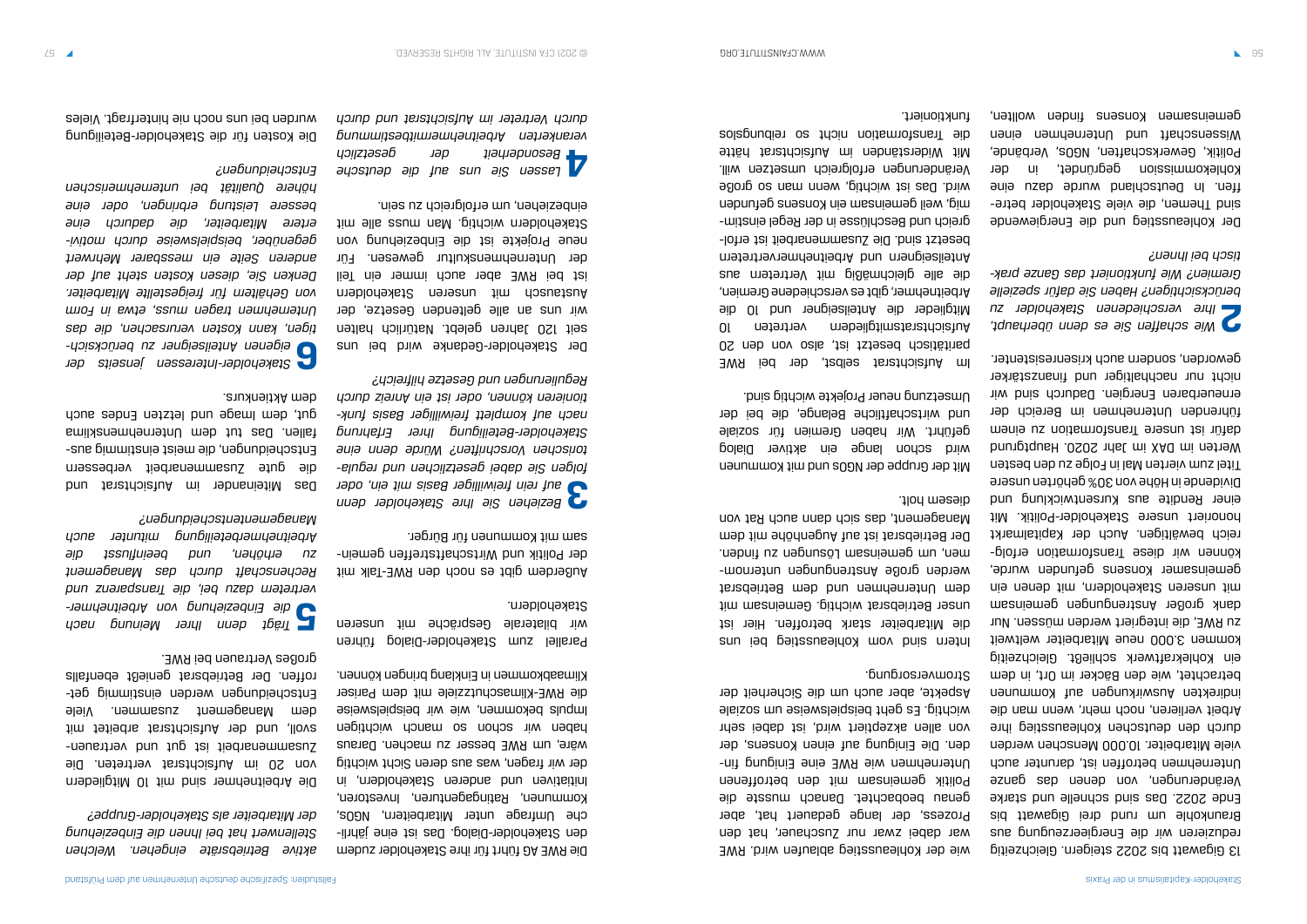13 Gigawatt bis 2022 steigern. Gleichzeitig reduzieren wir die Energieerzeugung aus Braunkohle um rund drei Gigawatt bis Ende 2022. Das sind schnelle und starke Veränderungen, von denen das ganze Unternehmen betroffen ist, darunter auch viele Mitarbeiter. 10.000 Menschen werden durch den deutschen Kohleausstieg ihre Arbeit verlieren, noch mehr, wenn man die indirekten Auswirkungen auf Kommunen betrachtet, wie den Bäcker im Ort, in dem ein Kohlekraftwerk schließt. Gleichzeitig kommen 3.000 neue Mitarbeiter weltweit zu RWE, die integriert werden müssen. Nur dank großer Anstrengungen gemeinsam mit unseren Stakeholdern, mit denen ein gemeinsamer Konsens gefunden wurde, können wir diese Transformation erfolgreich bewältigen. Auch der Kapitalmarkt honoriert unsere Stakeholder-Politik. Mit einer Rendite aus Kursentwicklung und Dividende in Höhe von 30% gehörten unsere Titel zum vierten Mal in Folge zu den besten Werten im DAX im Jahr 2020. Hauptgrund dafür ist unsere Transformation zu einem führenden Unternehmen im Bereich der erneuerbaren Energien. Dadurch sind wir nicht nur nachhaltiger und finanzstärker geworden, sondern auch krisenresistenter.

**2** *Wie schaffen Sie es denn überhaupt, ihre verschiedenen Stakeholder zu berücksichtigen? Haben Sie dafür spezielle Gremien? Wie funktioniert das Ganze praktisch bei Ihnen?*

Der Kohleausstieg und die Energiewende sind Themen, die viele Stakeholder betreffen. In Deutschland wurde dazu eine Kohlekommission gegründet, in der Politik, Gewerkschaften, NGOs, Verbände, Wissenschaft und Unternehmen einen gemeinsamen Konsens finden wollten, wie der Kohleausstieg ablaufen wird. RWE war dabei zwar nur Zuschauer, hat den Prozess, der lange gedauert hat, aber genau beobachtet. Danach musste die Politik gemeinsam mit den betroffenen Unternehmen wie RWE eine Einigung finden. Die Einigung auf einen Konsens, der von allen akzeptiert wird, ist dabei sehr wichtig. Es geht beispielsweise um soziale Aspekte, aber auch um die Sicherheit der Stromversorgung.

Intern sind vom Kohleausstieg bei uns die Mitarbeiter stark betroffen. Hier ist unser Betriebsrat wichtig. Gemeinsam mit dem Unternehmen und dem Betriebsrat werden große Anstrengungen unternommen, um gemeinsam Lösungen zu finden. Der Betriebsrat ist auf Augenhöhe mit dem Management, das sich dann auch Rat von diesem holt.

Mit der Gruppe der NGOs und mit Kommunen wird schon lange ein aktiver Dialog geführt. Wir haben Gremien für soziale und wirtschaftliche Belange, die bei der Umsetzung neuer Projekte wichtig sind.

Im Aufsichtsrat selbst, der bei RWE paritätisch besetzt ist, also von den 20 Aufsichtsratsmitgliedern vertreten 10 Mitglieder die Anteilseigner und 10 die Arbeitnehmer, gibt es verschiedene Gremien, die alle gleichmäßig mit Vertretern aus Anteilseignern und Arbeitnehmervertretern besetzt sind. Die Zusammenarbeit ist erfolgreich und Beschlüsse in der Regel einstimmig, weil gemeinsam ein Konsens gefunden wird. Das ist wichtig, wenn man so große Veränderungen erfolgreich umsetzen will. Mit Widerständen im Aufsichtsrat hätte die Transformation nicht so reibungslos funktioniert.

Die RWE AG führt für ihre Stakeholder zudem den Stakeholder-Dialog. Das ist eine jährliche Umfrage unter Mitarbeitern, NGOs, Kommunen, Ratingagenturen, Investoren, Initiativen und anderen Stakeholdern, in der wir fragen, was aus deren Sicht wichtig wäre, um RWE besser zu machen. Daraus haben wir schon so manch wichtigen Impuls bekommen, wie wir beispielsweise die RWE-Klimaschutzziele mit dem Pariser Klimaabkommen in Einklang bringen können.

Parallel zum Stakeholder-Dialog führen wir bilaterale Gespräche mit unseren Stakeholdern.

Außerdem gibt es noch den RWE-Talk mit der Politik und Wirtschaftstreffen gemeinsam mit Kommunen für Bürger.

**3** *Beziehen Sie ihre Stakeholder denn auf rein freiwilliger Basis mit ein, oder folgen Sie dabei gesetzlichen und regulatorischen Vorschriften? Würde denn eine Stakeholder-Beteiligung Ihrer Erfahrung nach auf komplett freiwilliger Basis funktionieren können, oder ist ein Anreiz durch Regulierungen und Gesetze hilfreich?*

Der Stakeholder-Gedanke wird bei uns seit 120 Jahren gelebt. Natürlich halten wir uns an alle geltenden Gesetze, der Austausch mit unseren Stakeholdern ist bei RWE aber auch immer ein Teil der Unternehmenskultur gewesen. Für neue Projekte ist die Einbeziehung von Stakeholdern wichtig. Man muss alle mit einbeziehen, um erfolgreich zu sein.

**4** *Lassen Sie uns auf die deutsche Besonderheit der gesetzlich verankerten Arbeitnehmermitbestimmung durch Vertreter im Aufsichtsrat und durch aktive Betriebsräte eingehen. Welchen Stellenwert hat bei Ihnen die Einbeziehung der Mitarbeiter als Stakeholder-Gruppe?*

Die Arbeitnehmer sind mit 10 Mitgliedern von 20 im Aufsichtsrat vertreten. Die Zusammenarbeit ist gut und vertrauensvoll, und der Aufsichtsrat arbeitet mit dem Management zusammen. Viele Entscheidungen werden einstimmig getroffen. Der Betriebsrat genießt ebenfalls großes Vertrauen bei RWE.

**5** *Trägt denn Ihrer Meinung nach die Einbeziehung von Arbeitnehmervertretern dazu bei, die Transparenz und Rechenschaft durch das Management zu erhöhen, und beeinflusst die Arbeitnehmerbeteiligung mitunter auch Managemententscheidungen?*

Das Miteinander im Aufsichtsrat und die gute Zusammenarbeit verbessern Entscheidungen, die meist einstimmig ausfallen. Das tut dem Unternehmensklima gut, dem Image und letzten Endes auch dem Aktienkurs.

**6** *Stakeholder-Interessen jenseits der eigenen Anteilseigner zu berücksichtigen, kann Kosten verursachen, die das Unternehmen tragen muss, etwa in Form von Gehältern für freigestellte Mitarbeiter. Denken Sie, diesen Kosten steht auf der anderen Seite ein messbarer Mehrwert gegenüber, beispielsweise durch motiviertere Mitarbeiter, die dadurch eine bessere Leistung erbringen, oder eine höhere Qualität bei unternehmerischen Entscheidungen?*

Die Kosten für die Stakeholder-Beteiligung wurden bei uns noch nie hinterfragt. Vieles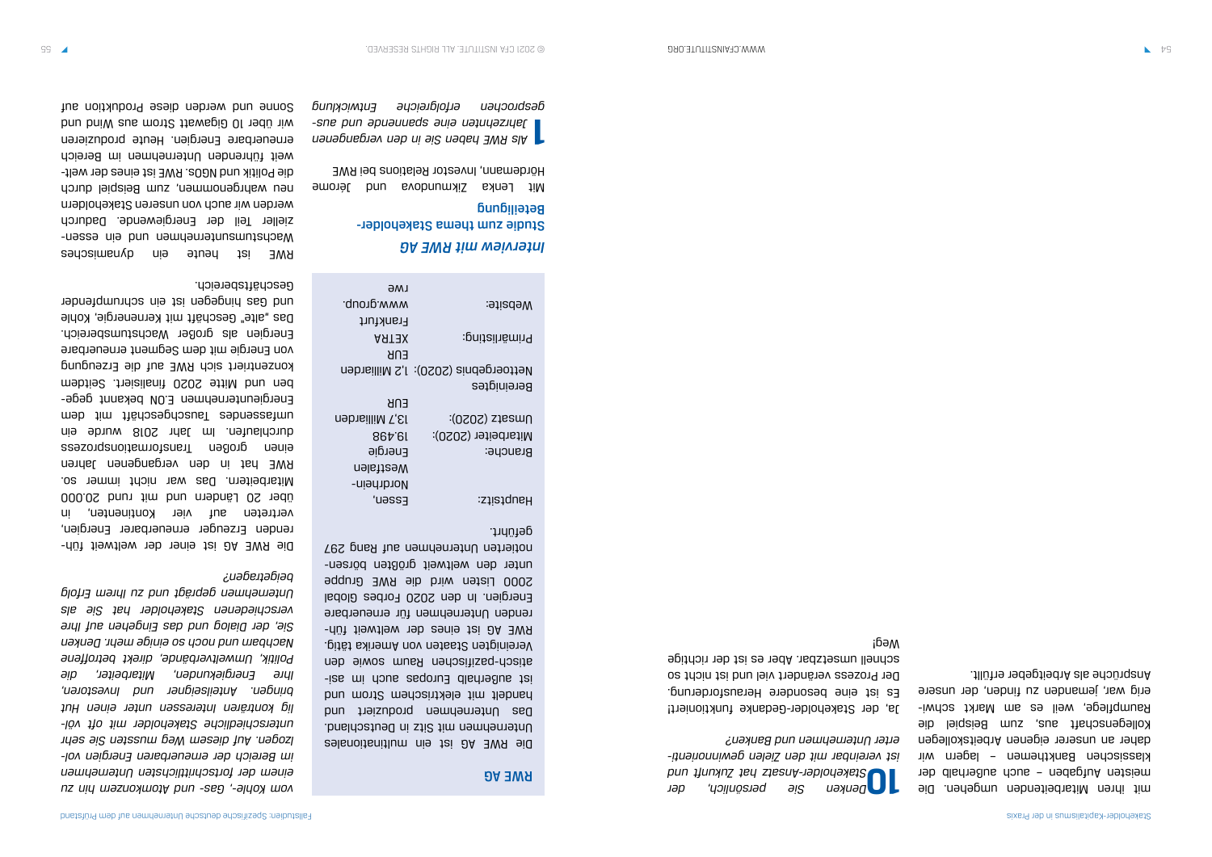mit ihren Mitarbeitenden umgehen. Die meisten Aufgaben – auch außerhalb der klassischen Bankthemen – lagern wir daher an unserer eigenen Arbeitskollegen Kollegenschaft aus, zum Beispiel die Raumpflege, weil es am Markt schwierig war, jemanden zu finden, der unsere Ansprüche als Arbeitgeber erfüllt.

**10** *Denken Sie persönlich, der Stakeholder-Ansatz hat Zukunft und ist vereinbar mit den Zielen gewinnorientierter Unternehmen und Banken?*

Ja, der Stakeholder-Gedanke funktioniert! Es ist eine besondere Herausforderung. Der Prozess verändert viel und ist nicht so schnell umsetzbar. Aber es ist der richtige Weg!

## RWE AG

Die RWE AG ist ein multinationales Unternehmen mit Sitz in Deutschland. Das Unternehmen produziert und handelt mit elektrischem Strom und ist außerhalb Europas auch im asiatisch-pazifischen Raum sowie den Vereinigten Staaten von Amerika tätig. RWE AG ist eines der weltweit führenden Unternehmen für erneuerbare Energien. In den 2020 Forbes Global 2000 Listen wird die RWE Gruppe unter den weltweit größten börsennotierten Unternehmen auf Rang 297 geführt.

| | |
|---|---|
| Hauptsitz: | Essen, Nordrhein-Westfalen |
| Branche: | Energie |
| Mitarbeiter (2020): | 19.498 |
| Umsatz (2020): | 13,7 Milliarden EUR |
| Bereinigtes Nettoergebnis (2020): | 1,2 Milliarden EUR |
| Primärlisting: | XETRA Frankfurt |
| Website: | www.group.rwe |

## *Interview mit RWE AG*

### Studie zum thema Stakeholder-Beteiligung

Mit Lenka Zikmundova und Jerome Hördemann, Investor Relations bei RWE

**1** *Als RWE haben Sie in den vergangenen Jahrzehnten eine spannende und ausgesprochen erfolgreiche Entwicklung vom Kohle-, Gas- und Atomkonzern hin zu einem der fortschrittlichsten Unternehmen im Bereich der erneuerbaren Energien vollzogen. Auf diesem Weg mussten Sie sehr unterschiedliche Stakeholder mit oft völlig konträren Interessen unter einen Hut bringen. Anteilseigner und Investoren, Ihre Energiekunden, Mitarbeiter, die Politik, Umweltverbände, direkt betroffene Nachbarn und noch so einige mehr. Denken Sie, der Dialog und das Eingehen auf Ihre verschiedenen Stakeholder hat Sie als Unternehmen geprägt und zu Ihrem Erfolg beigetragen?*

Die RWE AG ist einer der weltweit führenden Erzeuger erneuerbarer Energien, vertreten auf vier Kontinenten, in über 20 Ländern und mit rund 20.000 Mitarbeitern. Das war nicht immer so. RWE hat in den vergangenen Jahren einen großen Transformationsprozess durchlaufen. Im Jahr 2018 wurde ein umfassendes Tauschgeschäft mit dem Energieunternehmen E.ON bekannt gegeben und Mitte 2020 finalisiert. Seitdem konzentriert sich RWE auf die Erzeugung von Energie mit dem Segment erneuerbare Energien als großer Wachstumsbereich. Das „alte" Geschäft mit Kernenergie, Kohle und Gas hingegen ist ein schrumpfender Geschäftsbereich.

RWE ist heute ein dynamisches Wachstumsunternehmen und ein essenzieller Teil der Energiewende. Dadurch werden wir auch von unseren Stakeholdern neu wahrgenommen, zum Beispiel durch die Politik und NGOs. RWE ist eines der weltweit führenden Unternehmen im Bereich erneuerbare Energien. Heute produzieren wir über 10 Gigawatt Strom aus Wind und Sonne und werden diese Produktion auf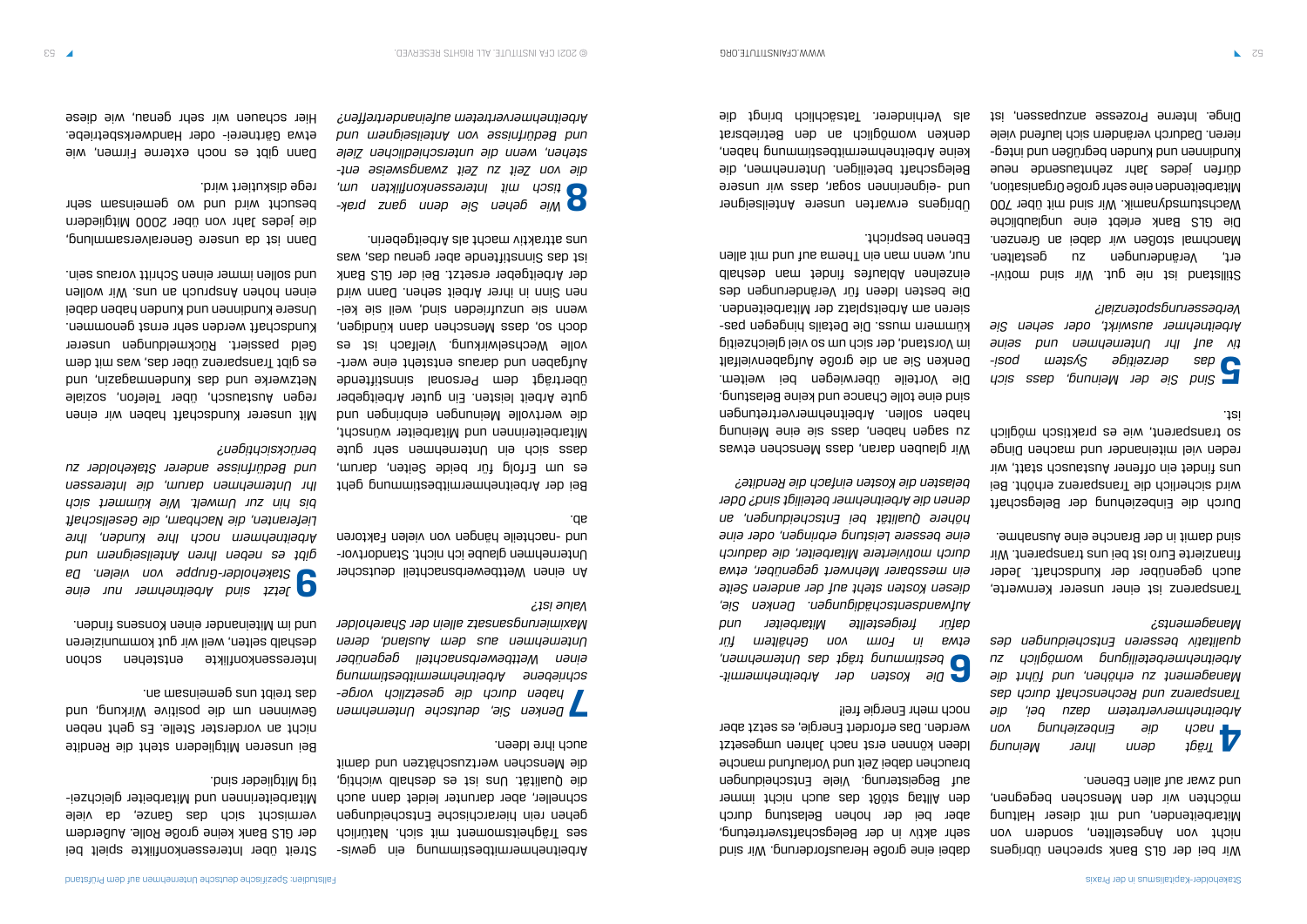Wir bei der GLS Bank sprechen übrigens nicht von Angestellten, sondern von Mitarbeitenden, und mit dieser Haltung möchten wir den Menschen begegnen, und zwar auf allen Ebenen.

**4** *Trägt denn Ihrer Meinung nach die Einbeziehung von Arbeitnehmervertretern dazu bei, die Transparenz und Rechenschaft durch das Management zu erhöhen, und führt die Arbeitnehmerbeteiligung womöglich zu qualitativ besseren Entscheidungen des Managements?*

Transparenz ist einer unserer Kernwerte, auch gegenüber der Kundschaft. Jeder finanzierte Euro ist bei uns transparent. Wir sind damit in der Branche eine Ausnahme.

Durch die Einbeziehung der Belegschaft wird sicherlich die Transparenz erhöht. Bei uns findet ein offener Austausch statt, wir reden viel miteinander und machen Dinge so transparent, wie es praktisch möglich ist.

**5** *Sind Sie der Meinung, dass sich das derzeitige System positiv auf Ihr Unternehmen und seine Arbeitnehmer auswirkt, oder sehen Sie Verbesserungspotenziale?*

Stillstand ist nie gut. Wir sind motiviert, Veränderungen zu gestalten. Manchmal stoßen wir dabei an Grenzen. Die GLS Bank erlebt eine unglaubliche Wachstumsdynamik. Wir sind mit über 700 Mitarbeitenden eine sehr große Organisation, dürfen jedes Jahr zehntausende neue Kundinnen und Kunden begrüßen und integrieren. Dadurch verändern sich laufend viele Dinge. Interne Prozesse anzupassen, ist dabei eine große Herausforderung. Wir sind sehr aktiv in der Belegschaftsvertretung, aber bei der hohen Belastung durch den Alltag stößt das auch nicht immer auf Begeisterung. Viele Entscheidungen brauchen dabei Zeit und Vorlauf und manche Ideen können erst nach Jahren umgesetzt werden. Das erfordert Energie, es setzt aber noch mehr Energie frei!

**6** *Die Kosten der Arbeitnehmermitbestimmung trägt das Unternehmen, etwa in Form von Gehältern für dafür freigestellte Mitarbeiter und Aufwandsentschädigungen. Denken Sie, diesen Kosten steht auf der anderen Seite ein messbarer Mehrwert gegenüber, etwa durch motiviertere Mitarbeiter, die dadurch eine bessere Leistung erbringen, oder eine höhere Qualität bei Entscheidungen, an denen die Arbeitnehmer beteiligt sind? Oder belasten die Kosten einfach die Rendite?*

Wir glauben daran, dass Menschen etwas zu sagen haben, dass sie eine Meinung haben sollen. Arbeitnehmervertretungen sind eine tolle Chance und keine Belastung. Die Vorteile überwiegen bei weitem. Denken Sie an die große Aufgabenvielfalt im Vorstand, der sich um so viel gleichzeitig kümmern muss. Die Details hingegen passieren am Arbeitsplatz der Mitarbeitenden. Die besten Ideen für Veränderungen des einzelnen Ablaufes findet man deshalb nur, wenn man ein Thema auf und mit allen Ebenen bespricht.

Übrigens erwarten unsere Anteilseigner und -eignerinnen sogar, dass wir unsere Belegschaft beteiligen. Unternehmen, die keine Arbeitnehmermitbestimmung haben, denken womöglich an den Betriebsrat als Verhinderer. Tatsächlich bringt die Arbeitnehmermitbestimmung ein gewisses Trägheitsmoment mit sich. Natürlich gehen rein hierarchische Entscheidungen schneller, aber darunter leidet dann auch die Qualität. Uns ist es deshalb wichtig, die Menschen wertzuschätzen und damit auch ihre Ideen.

**7** *Denken Sie, deutsche Unternehmen haben durch die gesetzlich vorgeschriebene Arbeitnehmermitbestimmung einen Wettbewerbsnachteil gegenüber Unternehmen aus dem Ausland, deren Maximierungsansatz allein der Shareholder Value ist?*

An einen Wettbewerbsnachteil deutscher Unternehmen glaube ich nicht. Standortvor- und -nachteile hängen von vielen Faktoren ab.

Bei der Arbeitnehmermitbestimmung geht es um Erfolg für beide Seiten, darum, dass sich ein Unternehmen sehr gute Mitarbeiterinnen und Mitarbeiter wünscht, die wertvolle Meinungen einbringen und gute Arbeit leisten. Ein guter Arbeitgeber überträgt dem Personal sinnstiftende Aufgaben und daraus entsteht eine wertvolle Wechselwirkung. Vielfach ist es doch so, dass Menschen dann kündigen, wenn sie unzufrieden sind, weil sie keinen Sinn in ihrer Arbeit sehen. Dann wird der Arbeitgeber ersetzt. Bei der GLS Bank ist das Sinnstiftende aber genau das, was uns attraktiv macht als Arbeitgeberin.

**8** *Wie gehen Sie denn ganz praktisch mit Interessenkonflikten um, die von Zeit zu Zeit zwangsweise entstehen, wenn die unterschiedlichen Ziele und Bedürfnisse von Anteilseignern und Arbeitnehmervertretern aufeinandertreffen?*

Streit über Interessenkonflikte spielt bei der GLS Bank keine große Rolle. Außerdem vermischt sich das Ganze, da viele Mitarbeiterinnen und Mitarbeiter gleichzeitig Mitglieder sind.

Bei unseren Mitgliedern steht die Rendite nicht an vorderster Stelle. Es geht neben Gewinnen um die positive Wirkung, und das treibt uns gemeinsam an.

Interessenkonflikte entstehen schon deshalb selten, weil wir gut kommunizieren und im Miteinander einen Konsens finden.

**9** *Jetzt sind Arbeitnehmer nur eine Stakeholder-Gruppe von vielen. Da gibt es neben Ihren Anteilseignern und Arbeitnehmern noch Ihre Kunden, Ihre Lieferanten, die Nachbarn, die Gesellschaft bis hin zur Umwelt. Wie kümmert sich Ihr Unternehmen darum, die Interessen und Bedürfnisse anderer Stakeholder zu berücksichtigen?*

Mit unserer Kundschaft haben wir einen regen Austausch, über Telefon, soziale Netzwerke und das Kundenmagazin, und es gibt Transparenz über das, was mit dem Geld passiert. Rückmeldungen unserer Kundschaft werden sehr ernst genommen. Unsere Kundinnen und Kunden haben dabei einen hohen Anspruch an uns. Wir wollen und sollen immer einen Schritt voraus sein.

Dann ist da unsere Generalversammlung, die jedes Jahr von über 2000 Mitgliedern besucht wird und wo gemeinsam sehr rege diskutiert wird.

Dann gibt es noch externe Firmen, wie etwa Gärtnerei- oder Handwerksbetriebe. Hier schauen wir sehr genau, wie diese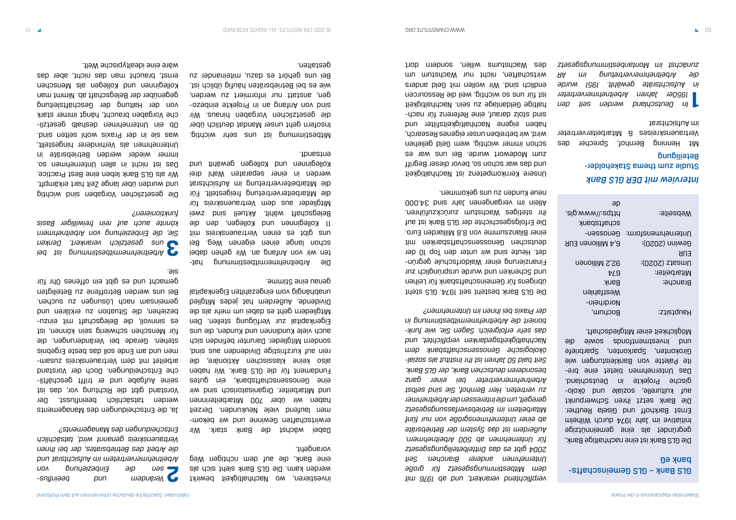## GLS Bank – GLS Gemeinschafts-bank eG

Die GLS Bank ist eine nachhaltige Bank, gegründet als eine gemeinnützige Initiative im Jahr 1974 durch Wilhelm Ernst Barkhoff und Gisela Reuther. Die Bank setzt ihren Schwerpunkt auf kulturelle, soziale und ökologische Projekte in Deutschland. Das Unternehmen bietet eine breite Palette von Bankleistungen wie Girokonten, Sparkonten, Sparbriefe und Investmentfonds sowie die Möglichkeit einer Mitgliedschaft.

| | |
|---|---|
| Hauptsitz: | Bochum, Nordrhein-Westfalen |
| Branche: | Bank |
| Mitarbeiter: | 674 |
| Umsatz (2020): | 92,2 Millionen EUR |
| Gewinn (2020): | 6,4 Millionen EUR |
| Unternehmensform: | Genossenschaftsbank |
| Webseite: | https://www.gls.de |

## *Interview mit DER GLS Bank*

### Studie zum Thema Stakeholder-Beteiligung

Mit Henning Bernhof, Sprecher des Vertrauenskreises & Mitarbeitervertreter im Aufsichtsrat

**1** *In Deutschland werden seit den 1950er Jahren Arbeitnehmervertreter in Aufsichtsräte gewählt. 1951 wurde die Arbeitnehmervertretung im AR zunächst im Montanbestimmungsgesetz verpflichtend verankert, und ab 1976 mit dem Mitbestimmungsgesetz für große Unternehmen anderer Branchen. Seit 2004 gibt es das Drittelbeteiligungsgesetz für Unternehmen ab 500 Arbeitnehmern. Außerdem ist das System der Betriebsräte ab einer Unternehmensgröße von nur fünf Mitarbeitern im Betriebsverfassungsgesetz geregelt, um die Interessen der Arbeitnehmer zu vertreten. Herr Bernhof, Sie sind selbst Arbeitnehmervertreter bei einer ganz besonderen deutschen Bank, der GLS Bank. Seit bald 50 Jahren ist Ihr Institut als sozial-ökologische Genossenschaftsbank dem Nachhaltigkeitsgedanken verpflichtet, und das sehr erfolgreich. Sagen Sie, wie funktioniert die Arbeitnehmermitbestimmung in der Praxis bei Ihnen im Unternehmen?*

Die GLS Bank besteht seit 1974. GLS steht übrigens für Gemeinschaftsbank für Leihen und Schenken und wurde ursprünglich zur Finanzierung einer Waldorfschule gegründet. Heute sind wir unter den Top 10 der deutschen Genossenschaftsbanken mit einer Bilanzsumme von 8,8 Milliarden Euro. Die Erfolgsgeschichte der GLS Bank ist auf ihr stetiges Wachstum zurückzuführen. Allein im vergangenen Jahr sind 34.000 neue Kunden zu uns gekommen.

Unsere Kernkompetenz ist Nachhaltigkeit und das war schon so, bevor dieser Begriff zum Modewort wurde. Bei uns war es schon immer wichtig, wem Geld geliehen wird, wir betreiben unser eigenes Research, haben eigene Nachhaltigkeitsfilter und sind stolz darauf, eine Referenz für nachhaltige Geldanlage zu sein. Nachhaltigkeit ist für uns so wichtig, weil die Ressourcen endlich sind. Wir wollen mit Geld anders wirtschaften, nicht nur Wachstum um des Wachstums willen, sondern dort investieren, wo Nachhaltigkeit bewirkt werden kann. Die GLS Bank sieht sich als eine Bank, die auf dem richtigen Weg vorangeht.

Dabei wächst die Bank stark. Wir erwirtschaften Gewinne und wir bekommen laufend viele Neukunden. Derzeit haben wir über 700 Mitarbeiterinnen und Mitarbeiter. Organisatorisch sind wir eine Genossenschaftsbank, ein gutes Fundament für die GLS Bank. Wir haben also keine klassischen Aktionäre, die rein auf kurzfristige Dividenden aus sind, sondern Mitglieder. Darunter befinden sich auch viele Kundinnen und Kunden, die uns Eigenkapital zur Verfügung stellen. Den Mitgliedern geht es dabei um mehr als die Dividende. Außerdem hat jedes Mitglied unabhängig vom eingezahlten Eigenkapital genau eine Stimme.

Die Arbeitnehmermitbestimmung hatten wir von Anfang an. Wir gehen dabei schon lange einen eigenen Weg. Bei uns gibt es einen Vertrauenskreis mit 11 Kolleginnen und Kollegen, den die Belegschaft wählt. Aktuell sind zwei Mitglieder aus dem Vertrauenskreis für die Mitarbeitervertretung freigestellt. Für die Mitarbeitervertretung im Aufsichtsrat werden in einer separaten Wahl drei Kolleginnen und Kollegen gewählt und entsandt.

Mitbestimmung ist uns sehr wichtig. Insofern geht unser Mandat deutlich über die gesetzlichen Vorgaben hinaus. Wir sind von Anfang an in Projekte einbezogen, anstatt nur informiert zu werden, wie es bei Betriebsräten häufig üblich ist. Bei uns gehört es dazu, miteinander zu gestalten.

**2** *Verändern und beeinflussen die Einbeziehung von Arbeitnehmervertretern im Aufsichtsrat und die Arbeit des Betriebsrates, der bei Ihnen Vertrauenskreis genannt wird, tatsächlich Entscheidungen des Managements?*

Ja, die Entscheidungen des Managements werden tatsächlich beeinflusst. Der Vorstand gibt die Richtung vor, das ist seine Aufgabe und er trifft geschäftliche Entscheidungen. Doch der Vorstand arbeitet mit dem Vertrauenskreis zusammen und am Ende soll das beste Ergebnis stehen. Gerade bei Veränderungen, die für Menschen schwierig sein können, ist es sinnvoll, die Belegschaft mit einzubeziehen, die Situation zu erklären und gemeinsam nach Lösungen zu suchen. Bei uns werden Betroffene zu Beteiligten gemacht und es gibt ein offenes Ohr für sie.

**3** *Arbeitnehmermitbestimmung ist bei uns gesetzlich verankert. Denken Sie, die Einbeziehung von Arbeitnehmern könnte auch auf rein freiwilliger Basis funktionieren?*

Die gesetzlichen Vorgaben sind wichtig und wurden über lange Zeit hart erkämpft. Wir als GLS Bank leben eine Best Practice. Das ist nicht in allen Unternehmen so. Immer wieder werden Betriebsräte in Unternehmen als Verhinderer hingestellt, was sie in der Praxis wohl selten sind. Ob ein Unternehmen deshalb gesetzliche Vorgaben braucht, hängt immer stark von der Haltung der Geschäftsleitung gegenüber der Belegschaft ab. Nimmt man Kolleginnen und Kollegen als Menschen ernst, braucht man das nicht, aber das wäre eine idealtypische Welt.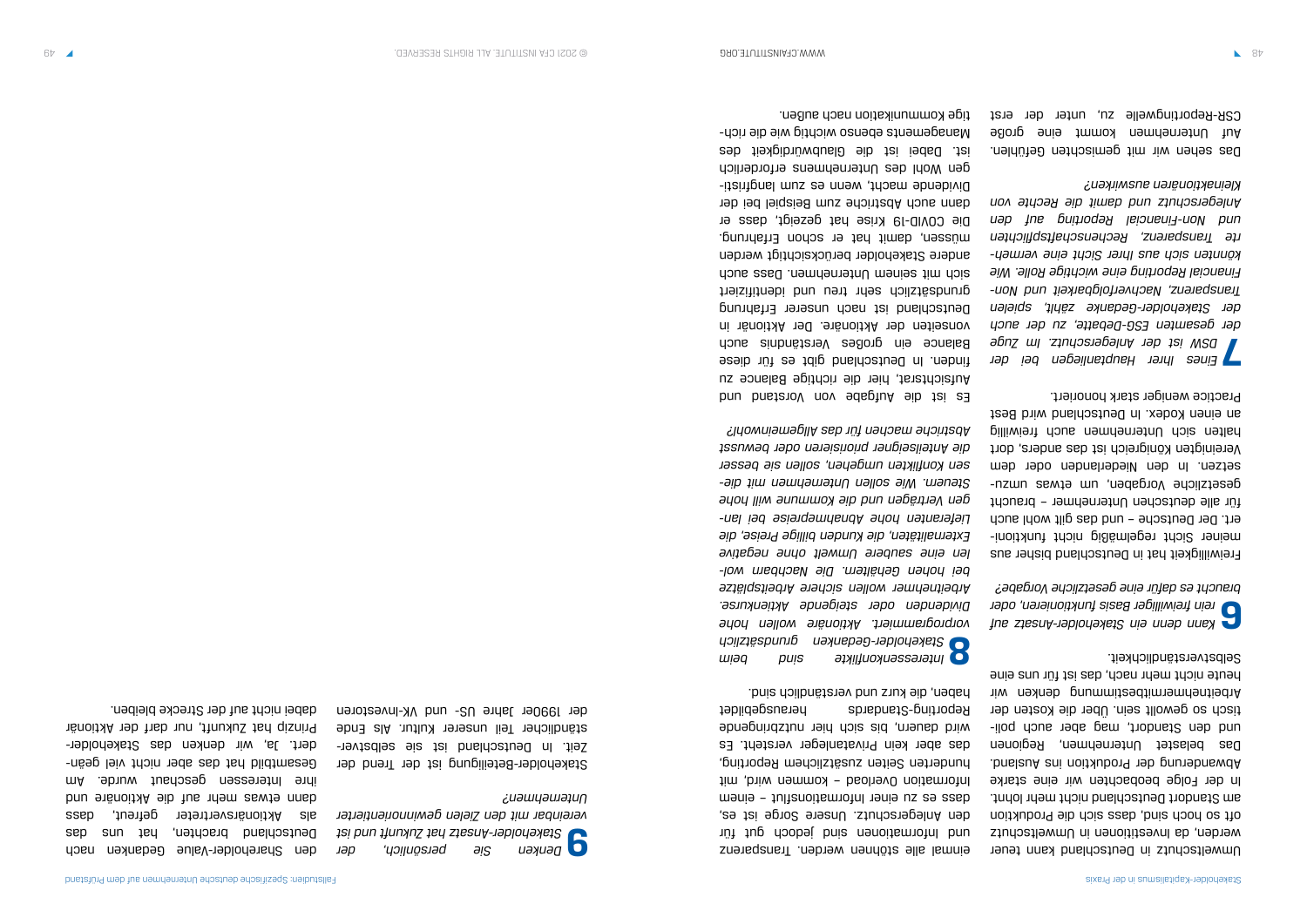Umweltschutz in Deutschland kann teuer werden, da Investitionen in Umweltschutz oft so hoch sind, dass sich die Produktion am Standort Deutschland nicht mehr lohnt. In der Folge beobachten wir eine starke Abwanderung der Produktion ins Ausland. Das belastet Unternehmen, Regionen und den Standort, mag aber auch politisch so gewollt sein. Über die Kosten der Arbeitnehmermitbestimmung denken wir heute nicht mehr nach, das ist für uns eine Selbstverständlichkeit.

**6** *Kann denn ein Stakeholder-Ansatz auf rein freiwilliger Basis funktionieren, oder braucht es dafür eine gesetzliche Vorgabe?*

Freiwilligkeit hat in Deutschland bisher aus meiner Sicht regelmäßig nicht funktioniert. Der Deutsche – und das gilt wohl auch für alle deutschen Unternehmer – braucht gesetzliche Vorgaben, um etwas umzusetzen. In den Niederlanden oder dem Vereinigten Königreich ist das anders, dort halten sich Unternehmen auch freiwillig an einen Kodex. In Deutschland wird Best Practice weniger stark honoriert.

**7** *Eines Ihrer Hauptanliegen bei der DSW ist der Anlegerschutz. Im Zuge der gesamten ESG-Debatte, zu der auch der Stakeholder-Gedanke zählt, spielen Transparenz, Nachverfolgbarkeit und Non-Financial Reporting eine wichtige Rolle. Wie könnten sich aus Ihrer Sicht eine vermehrte Transparenz, Rechenschaftspflichten und Non-Financial Reporting auf den Anlegerschutz und damit die Rechte von Kleinaktionären auswirken?*

Das sehen wir mit gemischten Gefühlen. Auf Unternehmen kommt eine große CSR-Reportingwelle zu, unter der erst einmal alle stöhnen werden. Transparenz und Informationen sind jedoch gut für den Anlegerschutz. Unsere Sorge ist es, dass es zu einer Informationsflut – einem Information Overload – kommen wird, mit hunderten Seiten zusätzlichem Reporting, das aber kein Privatanleger versteht. Es wird dauern, bis sich hier nutzbringende Reporting-Standards herausgebildet haben, die kurz und verständlich sind.

**8** *Interessenkonflikte sind beim Stakeholder-Gedanken grundsätzlich vorprogrammiert. Aktionäre wollen hohe Dividenden oder steigende Aktienkurse. Arbeitnehmer wollen sichere Arbeitsplätze bei hohen Gehältern. Die Nachbarn wollen eine saubere Umwelt ohne negative Externalitäten, die Kunden billige Preise, die Lieferanten hohe Abnahmepreise bei langen Verträgen und die Kommune will hohe Steuern. Wie sollen Unternehmen mit diesen Konflikten umgehen, sollen sie besser die Anteilseigner priorisieren oder bewusst Abstriche machen für das Allgemeinwohl?*

Es ist die Aufgabe von Vorstand und Aufsichtsrat, hier die richtige Balance zu finden. In Deutschland gibt es für diese Balance ein großes Verständnis auch vonseiten der Aktionäre. Der Aktionär in Deutschland ist nach unserer Erfahrung grundsätzlich sehr treu und identifiziert sich mit seinem Unternehmen. Dass auch andere Stakeholder berücksichtigt werden müssen, damit hat er schon Erfahrung. Die COVID-19 Krise hat gezeigt, dass er dann auch Abstriche zum Beispiel bei der Dividende macht, wenn es zum langfristigen Wohl des Unternehmens erforderlich ist. Dabei ist die Glaubwürdigkeit des Managements ebenso wichtig wie die richtige Kommunikation nach außen.

**9** *Denken Sie persönlich, der Stakeholder-Ansatz hat Zukunft und ist vereinbar mit den Zielen gewinnorientierter Unternehmen?*

Stakeholder-Beteiligung ist der Trend der Zeit. In Deutschland ist sie selbstverständlicher Teil unserer Kultur. Als Ende der 1990er Jahre US- und VK-Investoren den Shareholder-Value Gedanken nach Deutschland brachten, hat uns das als Aktionärsvertreter gefreut, dass dann etwas mehr auf die Aktionäre und ihre Interessen geschaut wurde. Am Gesamtbild hat das aber nicht viel geändert. Ja, wir denken das Stakeholder-Prinzip hat Zukunft, nur darf der Aktionär dabei nicht auf der Strecke bleiben.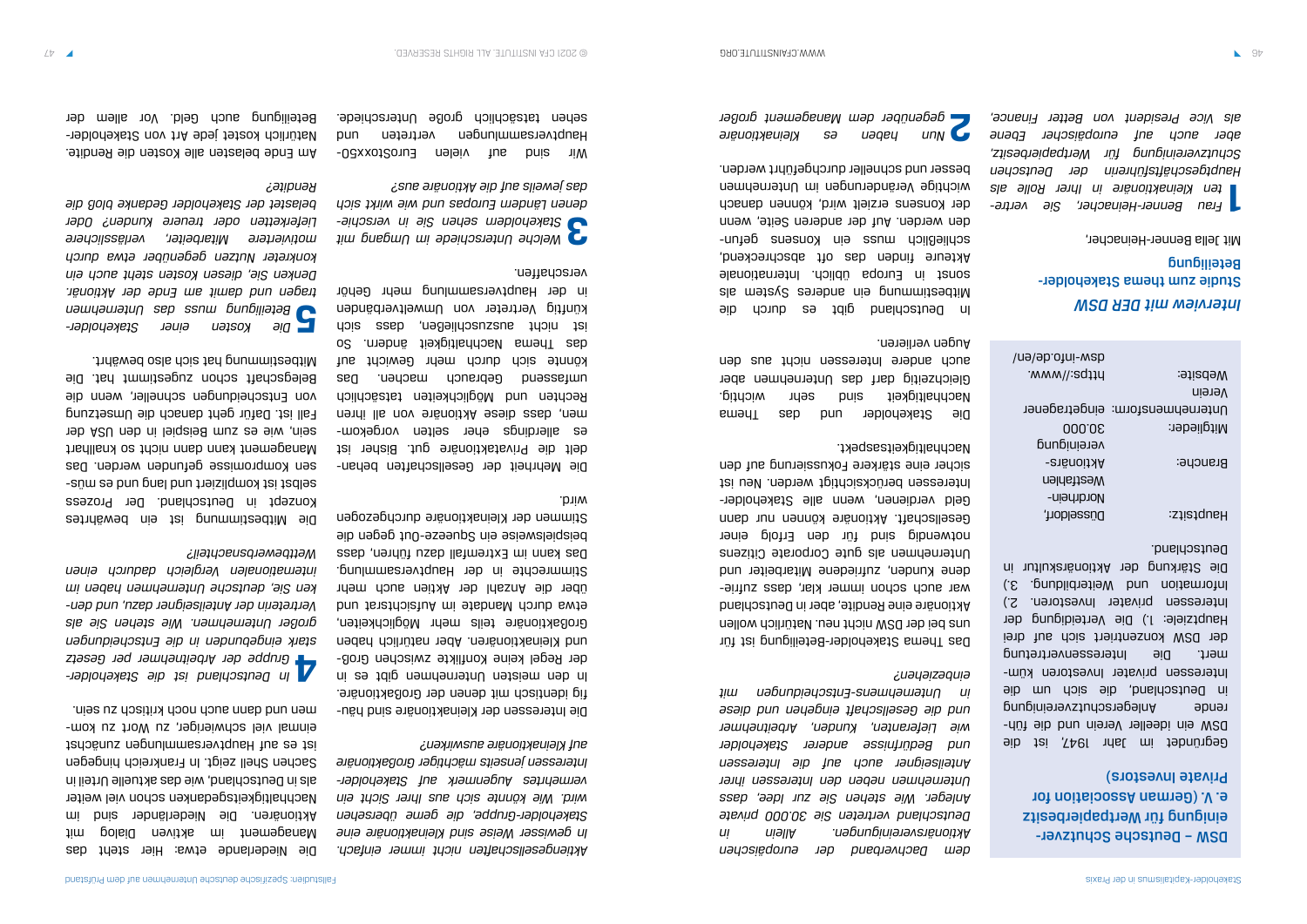**DSW – Deutsche Schutzvereinigung für Wertpapierbesitz e. V. (German Association for Private Investors)**

Gegründet im Jahr 1947, ist die DSW ein ideeller Verein und die führende Anlegerschutzvereinigung in Deutschland, die sich um die Interessen privater Investoren kümmert. Die Interessenvertretung der DSW konzentriert sich auf drei Hauptziele: 1.) Die Verteidigung der Interessen privater Investoren. 2.) Information und Weiterbildung. 3.) Die Stärkung der Aktionärskultur in Deutschland.

| | |
|---|---|
| Hauptsitz: | Düsseldorf, Nordrhein-Westfahlen |
| Branche: | Aktionärsvereinigung |
| Mitglieder: | 30.000 |
| Unternehmensform: | eingetragener Verein |
| Website: | https://www.dsw-info.de/en/ |

## *Interview mit DER DSW*

**Studie zum thema Stakeholder-Beteiligung**

Mit Jella Benner-Heinacher,

**1** *Frau Benner-Heinacher, Sie vertreten Kleinaktionäre in ihrer Rolle als Hauptgeschäftsführerin der Deutschen Schutzvereinigung für Wertpapierbesitz, aber auch auf europäischer Ebene als Vice President von Better Finance, dem Dachverband der europäischen Aktionärsvereinigungen. Allein in Deutschland vertreten Sie 30.000 private Anleger. Wie stehen Sie zur Idee, dass Unternehmen neben den Interessen ihrer Anteilseigner auch auf die Interessen und Bedürfnisse anderer Stakeholder wie Lieferanten, Kunden, Arbeitnehmer und die Gesellschaft eingehen und diese in Unternehmens-Entscheidungen mit einbeziehen?*

Das Thema Stakeholder-Beteiligung ist für uns bei der DSW nicht neu. Natürlich wollen Aktionäre eine Rendite, aber in Deutschland war auch schon immer klar, dass zufriedene Kunden, zufriedene Mitarbeiter und Unternehmen als gute Corporate Citizens notwendig sind für den Erfolg einer Gesellschaft. Aktionäre können nur dann Geld verdienen, wenn alle Stakeholder-Interessen berücksichtigt werden. Neu ist sicher eine stärkere Fokussierung auf den Nachhaltigkeitsaspekt.

Die Stakeholder und das Thema Nachhaltigkeit sind sehr wichtig. Gleichzeitig darf das Unternehmen aber auch andere Interessen nicht aus den Augen verlieren.

In Deutschland gibt es durch die Mitbestimmung ein anderes System als sonst in Europa üblich. Internationale Akteure finden das oft abschreckend, schließlich muss ein Konsens gefunden werden. Auf der anderen Seite, wenn der Konsens erzielt wird, können danach wichtige Veränderungen im Unternehmen besser und schneller durchgeführt werden.

**2** *Nun haben es Kleinaktionäre gegenüber dem Management großer Aktiengesellschaften nicht immer einfach. In gewisser Weise sind Kleinaktionäre eine Stakeholder-Gruppe, die gerne übersehen wird. Wie könnte sich aus Ihrer Sicht ein vermehrtes Augenmerk auf Stakeholder-Interessen jenseits mächtiger Großaktionäre auf Kleinaktionäre auswirken?*

Die Interessen der Kleinaktionäre sind häufig identisch mit denen der Großaktionäre. In den meisten Unternehmen gibt es in der Regel keine Konflikte zwischen Groß- und Kleinaktionären. Aber natürlich haben Großaktionäre teils mehr Möglichkeiten, etwa durch Mandate im Aufsichtsrat und über die Anzahl der Aktien auch mehr Stimmrechte in der Hauptversammlung. Das kann im Extremfall dazu führen, dass beispielsweise ein Squeeze-Out gegen die Stimmen der Kleinaktionäre durchgezogen wird.

Die Mehrheit der Gesellschaften behandelt die Privataktionäre gut. Bisher ist es allerdings eher selten vorgekommen, dass diese Aktionäre von all ihren Rechten und Möglichkeiten tatsächlich umfassend Gebrauch machen. Das könnte sich durch mehr Gewicht auf das Thema Nachhaltigkeit ändern. So ist nicht auszuschließen, dass sich künftig Vertreter von Umweltverbänden in der Hauptversammlung mehr Gehör verschaffen.

**3** *Welche Unterschiede im Umgang mit Stakeholdern sehen Sie in verschiedenen Ländern Europas und wie wirkt sich das jeweils auf die Aktionäre aus?*

Wir sind auf vielen EuroStoxx50-Hauptversammlungen vertreten und sehen tatsächlich große Unterschiede. Die Niederlande etwa: Hier steht das Management im aktiven Dialog mit Aktionären. Die Niederländer sind im Nachhaltigkeitsgedanken schon viel weiter als in Deutschland, wie das aktuelle Urteil in Sachen Shell zeigt. In Frankreich hingegen ist es auf Hauptversammlungen zunächst einmal viel schwieriger, zu Wort zu kommen und dann auch noch kritisch zu sein.

**4** *In Deutschland ist die Stakeholder-Gruppe der Arbeitnehmer per Gesetz stark eingebunden in die Entscheidungen großer Unternehmen. Wie stehen Sie als Vertreterin der Anteilseigner dazu, und denken Sie, deutsche Unternehmen haben im internationalen Vergleich dadurch einen Wettbewerbsnachteil?*

Die Mitbestimmung ist ein bewährtes Konzept in Deutschland. Der Prozess selbst ist kompliziert und lang und es müssen Kompromisse gefunden werden. Das Management kann dann nicht so knallhart sein, wie es zum Beispiel in den USA der Fall ist. Dafür geht danach die Umsetzung von Entscheidungen schneller, wenn die Belegschaft schon zugestimmt hat. Die Mitbestimmung hat sich also bewährt.

**5** *Die Kosten einer Stakeholder-Beteiligung muss das Unternehmen tragen und damit am Ende der Aktionär. Denken Sie, diesen Kosten steht auch ein konkreter Nutzen gegenüber etwa durch motivierte Mitarbeiter, verlässliche Lieferketten oder treuere Kunden? Oder belastet der Stakeholder Gedanke die Rendite?*

Am Ende belasten alle Kosten die Rendite. Natürlich kostet jede Art von Stakeholder-Beteiligung auch Geld. Vor allem der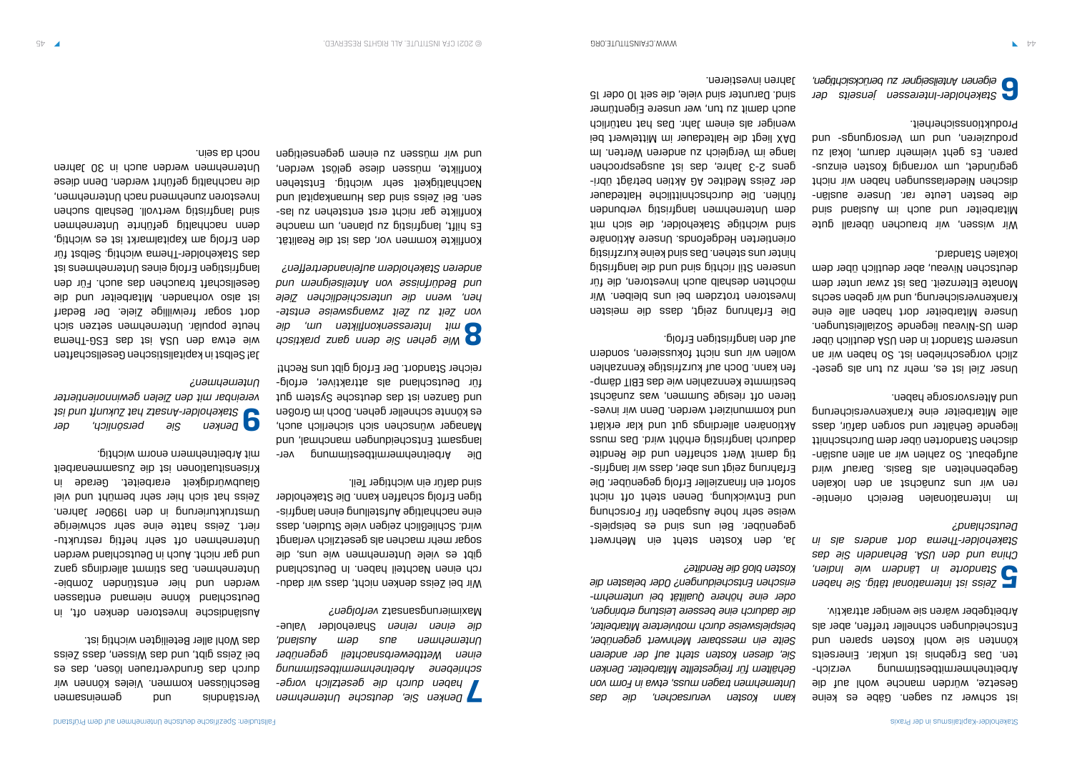ist schwer zu sagen. Gäbe es keine Gesetze, würden manche wohl auf die Arbeitnehmermitbestimmung verzichten. Das Ergebnis ist unklar. Einerseits könnten sie wohl Kosten sparen und Entscheidungen schneller treffen, aber als Arbeitgeber wären sie weniger attraktiv.

**5** *Zeiss ist international tätig. Sie haben Standorte in Ländern wie Indien, China und den USA. Behandeln Sie das Stakeholder-Thema dort anders als in Deutschland?*

Im internationalen Bereich orientieren wir uns zunächst an den lokalen Gegebenheiten als Basis. Darauf wird aufgebaut. So zahlen wir an allen ausländischen Standorten über dem Durchschnitt liegende Gehälter und sorgen dafür, dass alle Mitarbeiter eine Krankenversicherung und Altersvorsorge haben.

Unser Ziel ist es, mehr zu tun als gesetzlich vorgeschrieben ist. So haben wir an unserem Standort in den USA deutlich über dem US-Niveau liegende Sozialleistungen. Unsere Mitarbeiter dort haben alle eine Krankenversicherung, und wir geben sechs Monate Elternzeit. Das ist zwar unter dem deutschen Niveau, aber deutlich über dem lokalen Standard.

Wir wissen, wir brauchen überall gute Mitarbeiter und auch im Ausland sind die besten Leute rar. Unsere ausländischen Niederlassungen haben wir nicht gegründet, um vorrangig Kosten einzusparen. Es geht vielmehr darum, lokal zu produzieren, und um Versorgungs- und Produktionssicherheit.

**6** *Stakeholder-Interessen jenseits der eigenen Anteilseigner zu berücksichtigen, kann Kosten verursachen, die das Unternehmen tragen muss, etwa in Form von Gehältern für freigestellte Mitarbeiter. Denken Sie, diesen Kosten steht auf der anderen Seite ein messbarer Mehrwert gegenüber, beispielsweise durch motiviertere Mitarbeiter, die dadurch eine bessere Leistung erbringen, oder eine höhere Qualität bei unternehmerischen Entscheidungen? Oder belasten die Kosten bloß die Rendite?*

Ja, den Kosten steht ein Mehrwert gegenüber. Bei uns sind es beispielsweise sehr hohe Ausgaben für Forschung und Entwicklung. Denen steht oft nicht sofort ein finanzieller Erfolg gegenüber. Die Erfahrung zeigt uns aber, dass wir langfristig damit Wert schaffen und die Rendite dadurch langfristig erhöht wird. Das muss Aktionären allerdings gut und klar erklärt und kommuniziert werden. Denn wir investieren oft riesige Summen, was zunächst bestimmte Kennzahlen wie das EBIT dämpfen kann. Doch auf kurzfristige Kennzahlen wollen wir uns nicht fokussieren, sondern auf den langfristigen Erfolg.

Die Erfahrung zeigt, dass die meisten Investoren trotzdem bei uns bleiben. Wir möchten deshalb auch Investoren, die für unseren Stil richtig sind und die langfristig hinter uns stehen. Das sind keine kurzfristig orientierten Hedgefonds. Unsere Aktionäre sind wichtige Stakeholder, die sich mit dem Unternehmen langfristig verbunden fühlen. Die durchschnittliche Haltedauer der Zeiss Meditec AG Aktien beträgt übrigens 2-3 Jahre, das ist ausgesprochen lange im Vergleich zu anderen Werten. Im DAX liegt die Haltedauer im Mittelwert bei weniger als einem Jahr. Das hat natürlich auch damit zu tun, wer unsere Eigentümer sind. Darunter sind viele, die seit 10 oder 15 Jahren investieren.

**7** *Denken Sie, deutsche Unternehmen haben durch die gesetzlich vorgeschriebene Arbeitnehmermitbestimmung einen Wettbewerbsnachteil gegenüber Unternehmen aus dem Ausland, die einen reinen Shareholder Value-Maximierungsansatz verfolgen?*

Wir bei Zeiss denken nicht, dass wir dadurch einen Nachteil haben. In Deutschland gibt es viele Unternehmen wie uns, die sogar mehr machen als gesetzlich verlangt wird. Schließlich zeigen viele Studien, dass eine nachhaltige Aufstellung einen langfristigen Erfolg schaffen kann. Die Stakeholder sind dafür ein wichtiger Teil.

Die Arbeitnehmermitbestimmung verlangsamt Entscheidungen manchmal, und Manager wünschen sich sicherlich auch, es könnte schneller gehen. Doch im Großen und Ganzen ist das deutsche System gut für Deutschland als attraktiver, erfolgreicher Standort. Der Erfolg gibt uns Recht!

**8** *Wie gehen Sie denn ganz praktisch mit Interessenkonflikten um, die von Zeit zu Zeit zwangsweise entstehen, wenn die unterschiedlichen Ziele und Bedürfnisse von Anteilseignern und anderen Stakeholdern aufeinandertreffen?*

Konflikte kommen vor, das ist die Realität. Es hilft, langfristig zu planen, um manche Konflikte gar nicht erst entstehen zu lassen. Bei Zeiss sind das Humankapital und Nachhaltigkeit sehr wichtig. Entstehen Konflikte, müssen diese gelöst werden, und wir müssen zu einem gegenseitigen Verständnis und gemeinsamen Beschlüssen kommen. Vieles können wir durch das Grundvertrauen lösen, das es bei Zeiss gibt, und das Wissen, dass Zeiss das Wohl aller Beteiligten wichtig ist.

Ausländische Investoren denken oft, in Deutschland könne niemand entlassen werden und hier entstünden Zombie-Unternehmen. Das stimmt allerdings ganz und gar nicht. Auch in Deutschland werden Unternehmen oft sehr heftig restrukturiert. Zeiss hatte eine sehr schwierige Umstrukturierung in den 1990er Jahren. Zeiss hat sich hier sehr bemüht und viel Glaubwürdigkeit erarbeitet. Gerade in Krisensituationen ist die Zusammenarbeit mit Arbeitnehmern enorm wichtig.

**9** *Denken Sie persönlich, der Stakeholder-Ansatz hat Zukunft und ist vereinbar mit den Zielen gewinnorientierter Unternehmen?*

Ja! Selbst in kapitalistischen Gesellschaften wie etwa den USA ist das ESG-Thema heute populär. Unternehmen setzen sich dort sogar freiwillige Ziele. Der Bedarf ist also vorhanden. Mitarbeiter und die Gesellschaft brauchen das auch. Für den langfristigen Erfolg eines Unternehmens ist das Stakeholder-Thema wichtig. Selbst für den Erfolg am Kapitalmarkt ist es wichtig, denn nachhaltig geführte Unternehmen sind langfristig wertvoll. Deshalb suchen Investoren zunehmend nach Unternehmen, die nachhaltig geführt werden. Denn diese Unternehmen werden auch in 30 Jahren noch da sein.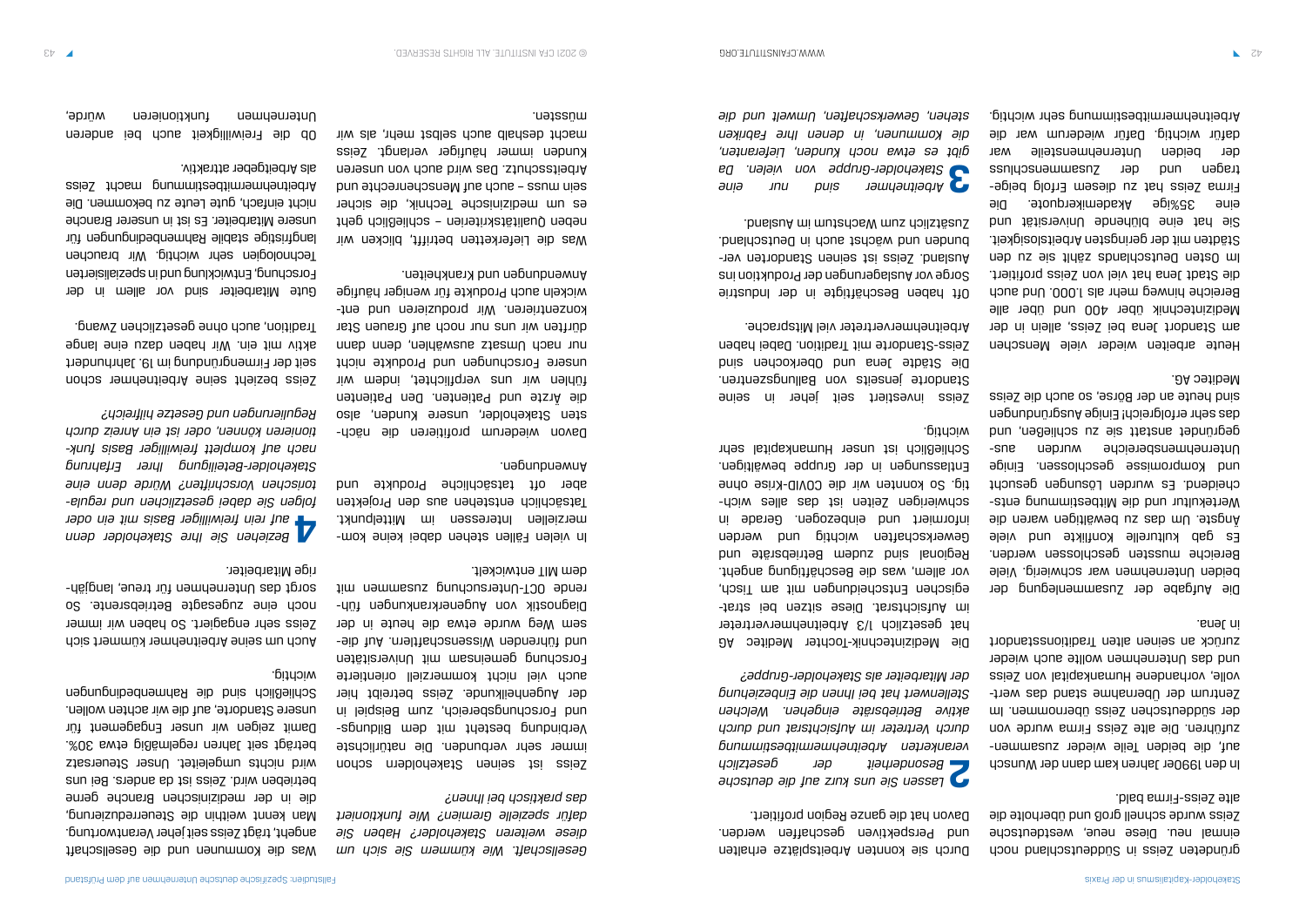gründeten Zeiss in Süddeutschland noch einmal neu. Diese neue, westdeutsche Zeiss wurde schnell groß und überholte die alte Zeiss-Firma bald.

In den 1990er Jahren kam dann der Wunsch auf, die beiden Teile wieder zusammenzuführen. Die alte Zeiss Firma wurde von der süddeutschen Zeiss übernommen. Im Zentrum der Übernahme stand das wertvolle, vorhandene Humankapital von Zeiss und das Unternehmen wollte auch wieder zurück an seinen alten Traditionsstandort in Jena.

Die Aufgabe der Zusammenlegung der beiden Unternehmen war schwierig. Viele Bereiche mussten geschlossen werden. Es gab kulturelle Konflikte und viele Ängste. Um das zu bewältigen waren die Wertekultur und die Mitbestimmung entscheidend. Es wurden Lösungen gesucht und Kompromisse geschlossen. Einige Unternehmensbereiche wurden ausgegründet anstatt sie zu schließen, und das sehr erfolgreich! Einige Ausgründungen sind heute an der Börse, so auch die Zeiss Meditec AG.

Heute arbeiten wieder viele Menschen am Standort Jena bei Zeiss, allein in der Medizintechnik über 400 und über alle Bereiche hinweg mehr als 1.000. Und auch die Stadt Jena hat viel von Zeiss profitiert. Im Osten Deutschlands zählt sie zu den Städten mit der geringsten Arbeitslosigkeit. Sie hat eine blühende Universität und eine 35%ige Akademikerquote. Die Firma Zeiss hat zu diesem Erfolg beigetragen und der Zusammenschluss der beiden Unternehmensteile war dafür wichtig. Dafür wiederum war die Arbeitnehmermitbestimmung sehr wichtig. Durch sie konnten Arbeitsplätze erhalten und Perspektiven geschaffen werden. Davon hat die ganze Region profitiert.

**2** *Lassen Sie uns kurz auf die deutsche Besonderheit der gesetzlich verankerten Arbeitnehmermitbestimmung durch Vertreter im Aufsichtsrat und durch aktive Betriebsräte eingehen. Welchen Stellenwert hat bei Ihnen die Einbeziehung der Mitarbeiter als Stakeholder-Gruppe?*

Die Medizintechnik-Tochter Meditec AG hat gesetzlich 1/3 Arbeitnehmervertreter im Aufsichtsrat. Diese sitzen bei strategischen Entscheidungen mit am Tisch, vor allem, was die Beschäftigung angeht. Regional sind zudem Betriebsräte und Gewerkschaften wichtig und werden informiert und einbezogen. Gerade in schwierigen Zeiten ist das alles wichtig. So konnten wir die COVID-Krise ohne Entlassungen in der Gruppe bewältigen. Schließlich ist unser Humankapital sehr wichtig.

Zeiss investiert seit jeher in seine Standorte jenseits von Ballungszentren. Die Städte Jena und Oberkochen sind Zeiss-Standorte mit Tradition. Dabei haben Arbeitnehmervertreter viel Mitsprache.

Oft haben Beschäftigte in der Industrie Sorge vor Auslagerungen der Produktion ins Ausland. Zeiss ist seinen Standorten verbunden und wächst auch in Deutschland. Zusätzlich zum Wachstum im Ausland.

**3** *Arbeitnehmer sind nur eine Stakeholder-Gruppe von vielen. Da gibt es etwa noch Kunden, Lieferanten, die Kommunen, in denen Ihre Fabriken stehen, Gewerkschaften, Umwelt und die Gesellschaft. Wie kümmern Sie sich um diese weiteren Stakeholder? Haben Sie dafür spezielle Gremien? Wie funktioniert das praktisch bei Ihnen?*

Zeiss ist seinen Stakeholdern schon immer sehr verbunden. Die natürlichste Verbindung besteht mit dem Bildungs- und Forschungsbereich, zum Beispiel in der Augenheilkunde. Zeiss betreibt hier auch viel nicht kommerziell orientierte Forschung gemeinsam mit Universitäten und führenden Wissenschaftlern. Auf diesem Weg wurde etwa die heute in der Diagnostik von Augenerkrankungen führende OCT-Untersuchung zusammen mit dem MIT entwickelt.

In vielen Fällen stehen dabei keine kommerziellen Interessen im Mittelpunkt. Tatsächlich entstehen aus den Projekten aber oft tatsächliche Produkte und Anwendungen.

Davon wiederum profitieren die nächsten Stakeholder, unsere Kunden, also die Ärzte und Patienten. Den Patienten fühlen wir uns verpflichtet, indem wir unsere Forschungen und Produkte nicht nur nach Umsatz auswählen, denn dann dürften wir uns nur noch auf Grauen Star konzentrieren. Wir produzieren und entwickeln auch Produkte für weniger häufige Anwendungen und Krankheiten.

Was die Lieferketten betrifft, blicken wir neben Qualitätskriterien – schließlich geht es um medizinische Technik, die sicher sein muss – auch auf Menschenrechte und Arbeitsschutz. Das wird auch von unseren Kunden immer häufiger verlangt. Zeiss macht deshalb auch selbst mehr, als wir müssten.

Was die Kommunen und die Gesellschaft angeht, trägt Zeiss seit jeher Verantwortung. Man kennt weithin die Steuerreduzierung, die in der medizinischen Branche gerne betrieben wird. Zeiss ist da anders. Bei uns wird nichts umgeleitet. Unser Steuersatz beträgt seit Jahren regelmäßig etwa 30%. Damit zeigen wir unser Engagement für unsere Standorte, auf die wir achten wollen. Schließlich sind die Rahmenbedingungen wichtig.

Auch um seine Arbeitnehmer kümmert sich Zeiss sehr engagiert. So haben wir immer noch eine zugesagte Betriebsrente. So sorgt das Unternehmen für treue, langjährige Mitarbeiter.

**4** *Beziehen Sie Ihre Stakeholder denn auf rein freiwilliger Basis mit ein oder folgen Sie dabei gesetzlichen und regulatorischen Vorschriften? Würde denn eine Stakeholder-Beteiligung Ihrer Erfahrung nach auf komplett freiwilliger Basis funktionieren können, oder ist ein Anreiz durch Regulierungen und Gesetze hilfreich?*

Zeiss bezieht seine Arbeitnehmer schon seit der Firmengründung im 19. Jahrhundert aktiv mit ein. Wir haben dazu eine lange Tradition, auch ohne gesetzlichen Zwang.

Gute Mitarbeiter sind vor allem in der Forschung, Entwicklung und in spezialisierten Technologien sehr wichtig. Wir brauchen langfristige stabile Rahmenbedingungen für unsere Mitarbeiter. Es ist in unserer Branche nicht einfach, gute Leute zu bekommen. Die Arbeitnehmermitbestimmung macht Zeiss als Arbeitgeber attraktiv.

Ob die Freiwilligkeit auch bei anderen Unternehmen funktionieren würde,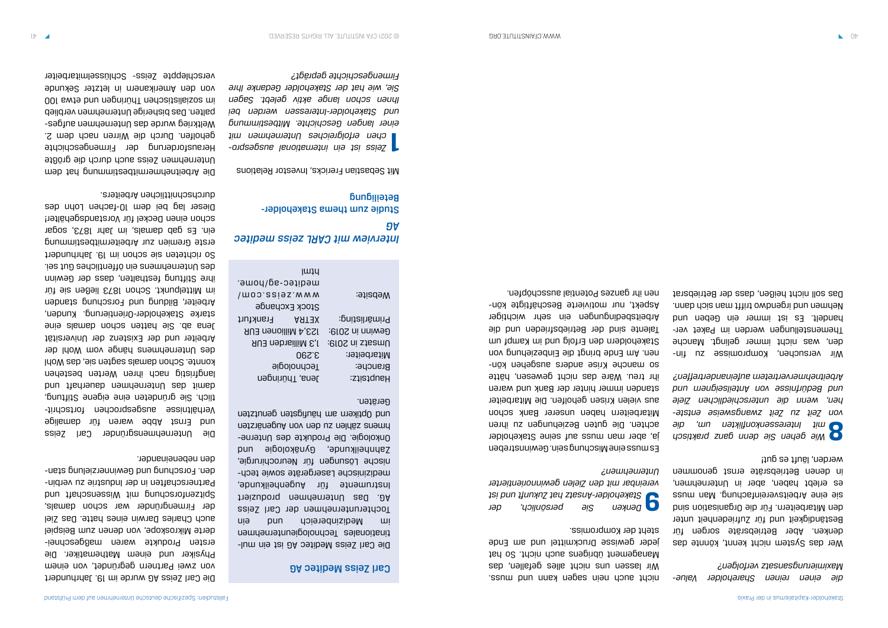*die einen reinen Shareholder Value-Maximierungsansatz verfolgen?*

Wer das System nicht kennt, könnte das denken. Aber Betriebsräte sorgen für Beständigkeit und für Zufriedenheit unter den Mitarbeitern. Für die Organisation sind sie eine Arbeitsvereinfachung. Man muss es erlebt haben, aber in Unternehmen, in denen Betriebsräte ernst genommen werden, läuft es gut!

**8** *Wie gehen Sie denn ganz praktisch mit Interessenkonflikten um, die von Zeit zu Zeit zwangsweise entstehen, wenn die unterschiedlichen Ziele und Bedürfnisse von Anteilseignern und Arbeitnehmervertretern aufeinandertreffen?*

Wir versuchen, Kompromisse zu finden, was nicht immer gelingt. Manche Themenstellungen werden im Paket verhandelt. Es ist immer ein Geben und Nehmen und irgendwo trifft man sich dann. Das soll nicht heißen, dass der Betriebsrat nicht auch nein sagen kann und muss. Wir lassen uns nicht alles gefallen, das Management übrigens auch nicht. So hat jeder gewisse Druckmittel und am Ende steht der Kompromiss.

**9** *Denken Sie persönlich, der Stakeholder-Ansatz hat Zukunft und ist vereinbar mit den Zielen gewinnorientierter Unternehmen?*

Es muss eine Mischung sein. Gewinnstreben ja, aber man muss auf seine Stakeholder achten. Die guten Beziehungen zu ihren Mitarbeitern haben unserer Bank schon aus vielen Krisen geholfen. Die Mitarbeiter standen immer hinter der Bank und waren ihr treu. Wäre das nicht gewesen, hätte so manche Krise anders ausgehen können. Am Ende bringt die Einbeziehung von Stakeholdern den Erfolg und im Kampf um Talente sind der Betriebsfrieden und die Arbeitsbedingungen ein sehr wichtiger Aspekt, nur motivierte Beschäftigte können ihr ganzes Potential ausschöpfen.

**Carl Zeiss Meditec AG**

Die Carl Zeiss Meditec AG ist ein multinationales Technologieunternehmen im Medizinbereich und ein Tochterunternehmen der Carl Zeiss AG. Das Unternehmen produziert Instrumente für Augenheilkunde, medizinische Lasergeräte sowie technische Lösungen für Neurochirurgie, Zahnheilkunde, Gynäkologie und Onkologie. Die Produkte des Unternehmens zählen zu den von Augenärzten und Optikern am häufigsten genutzten Geräten.

| | |
|---|---|
| Hauptsitz: | Jena, Thüringen |
| Branche: | Technologie |
| Mitarbeiter: | 3.290 |
| Umsatz in 2019: | 1,3 Milliarden EUR |
| Gewinn in 2019: | 123,4 Millionen EUR |
| Primärlisting: | XETRA Frankfurt Stock Exchange |
| Website: | www.zeiss.com/meditec-ag/home.html |

## *Interview mit CARL zeiss meditec AG*

**Studie zum thema Stakeholder-Beteiligung**

Mit Sebastian Frericks, Investor Relations

**1** *Zeiss ist ein international ausgesprochen erfolgreiches Unternehmen mit einer langen Geschichte. Mitbestimmung und Stakeholder-Interessen werden bei Ihnen schon lange aktiv gelebt. Sagen Sie, wie hat der Stakeholder Gedanke Ihre Firmengeschichte geprägt?*

Die Carl Zeiss AG wurde im 19. Jahrhundert von zwei Partnern gegründet, von einem Physiker und einem Mathematiker. Die ersten Produkte waren maßgeschneiderte Mikroskope, von denen zum Beispiel auch Charles Darwin eines hatte. Das Ziel der Firmengründer war schon damals, Spitzenforschung mit Wissenschaft und Partnerschaften in der Industrie zu verbinden. Forschung und Gewinnerzielung standen nebeneinander.

Die Unternehmensgründer Carl Zeiss und Ernst Abbe waren für damalige Verhältnisse ausgesprochen fortschrittlich. Sie gründeten eine eigene Stiftung, damit das Unternehmen dauerhaft und langfristig nach ihren Werten bestehen konnte. Schon damals sagten sie, das Wohl des Unternehmens hänge vom Wohl der Arbeiter und der Existenz der Universität Jena ab. Sie hatten schon damals eine starke Stakeholder-Orientierung. Kunden, Arbeiter, Bildung und Forschung standen im Mittelpunkt. Schon 1873 ließen sie für ihre Stiftung festhalten, dass der Gewinn des Unternehmens ein öffentliches Gut sei. So richteten sie schon im 19. Jahrhundert erste Gremien zur Arbeitermitbestimmung ein. Es gab damals, im Jahr 1873, sogar schon einen Deckel für Vorstandsgehälter! Dieser lag bei dem 10-fachen Lohn des durchschnittlichen Arbeiters.

Die Arbeitnehmermitbestimmung hat dem Unternehmen Zeiss auch durch die größte Herausforderung der Firmengeschichte geholfen. Durch die Wirren nach dem 2. Weltkrieg wurde das Unternehmen aufgespalten. Das bisherige Unternehmen verblieb im sozialistischen Thüringen und etwa 100 von den Amerikanern in letzter Sekunde verschleppte Zeiss- Schlüsselmitarbeiter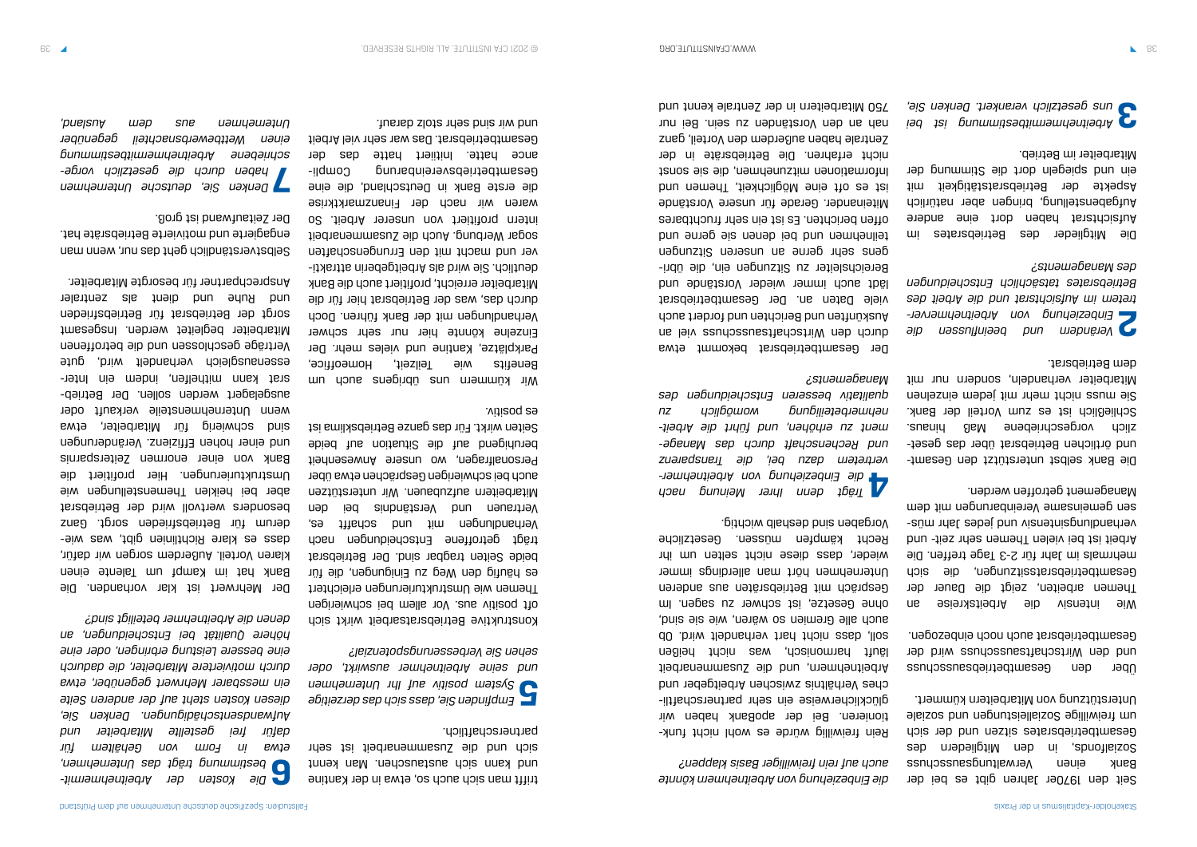Seit den 1970er Jahren gibt es bei der Bank einen Verwaltungsausschuss des Sozialfonds, in den Mitgliedern des Gesamtbetriebsrates sitzen und der sich um freiwillige Sozialleistungen und soziale Unterstützung von Mitarbeitern kümmert.

Über den Gesamtbetriebsausschuss und den Wirtschaftsausschuss wird der Gesamtbetriebsrat auch noch einbezogen.

Wie intensiv die Arbeitskreise an Themen arbeiten, zeigt die Dauer der Gesamtbetriebsratssitzungen, die sich mehrmals im Jahr für 2-3 Tage treffen. Die Arbeit ist bei vielen Themen sehr zeit- und verhandlungsintensiv und jedes Jahr müssen gemeinsame Vereinbarungen mit dem Management getroffen werden.

Die Bank selbst unterstützt den Gesamt- und örtlichen Betriebsrat über das gesetzlich vorgeschriebene Maß hinaus. Schließlich ist es zum Vorteil der Bank. Sie muss nicht mehr mit jedem einzelnen Mitarbeiter verhandeln, sondern nur mit dem Betriebsrat.

**2** *Verändern und beeinflussen die Einbeziehung von Arbeitnehmervertretern im Aufsichtsrat und die Arbeit des Betriebsrates tatsächlich Entscheidungen des Managements?*

Die Mitglieder des Betriebsrates im Aufsichtsrat haben dort eine andere Aufgabenstellung, bringen aber natürlich Aspekte der Betriebsratstätigkeit mit ein und spiegeln dort die Stimmung der Mitarbeiter im Betrieb.

**3** *Arbeitnehmermitbestimmung ist bei uns gesetzlich verankert. Denken Sie, die Einbeziehung von Arbeitnehmern könnte auch auf rein freiwilliger Basis klappen?*

Rein freiwillig würde es wohl nicht funktionieren. Bei der apoBank haben wir glücklicherweise ein sehr partnerschaftliches Verhältnis zwischen Arbeitgeber und Arbeitnehmern, und die Zusammenarbeit läuft harmonisch, was nicht heißen soll, dass nicht hart verhandelt wird. Ob auch alle Gremien so wären, wie sie sind, ohne Gesetze, ist schwer zu sagen. Im Gespräch mit Betriebsräten aus anderen Unternehmen hört man allerdings immer wieder, dass diese nicht selten um ihr Recht kämpfen müssen. Gesetzliche Vorgaben sind deshalb wichtig.

**4** *Trägt denn Ihrer Meinung nach die Einbeziehung von Arbeitnehmervertretern dazu bei, die Transparenz und Rechenschaft durch das Management zu erhöhen, und führt die Arbeitnehmerbeteiligung womöglich zu qualitativ besseren Entscheidungen des Managements?*

Der Gesamtbetriebsrat bekommt etwa durch den Wirtschaftsausschuss viel an Auskünften und Berichten und fordert auch viele Daten an. Der Gesamtbetriebsrat lädt auch immer wieder Vorstände und Bereichsleiter zu Sitzungen ein, die übrigens sehr gerne an unseren Sitzungen teilnehmen und bei denen sie gerne und offen berichten. Es ist ein sehr fruchtbares Miteinander. Gerade für unsere Vorstände ist es oft eine Möglichkeit, Themen und Informationen mitzunehmen, die sie sonst nicht erfahren. Die Betriebsräte in der Zentrale haben außerdem den Vorteil, ganz nah an den Vorständen zu sein. Bei nur 750 Mitarbeitern in der Zentrale kennt und trifft man sich auch so, etwa in der Kantine und kann sich austauschen. Man kennt sich und die Zusammenarbeit ist sehr partnerschaftlich.

**5** *Empfinden Sie, dass sich das derzeitige System positiv auf Ihr Unternehmen und seine Arbeitnehmer auswirkt, oder sehen Sie Verbesserungspotenzial?*

Konstruktive Betriebsratsarbeit wirkt sich oft positiv aus. Vor allem bei schwierigen Themen wie Umstrukturierungen erleichtert es häufig den Weg zu Einigungen, die für beide Seiten tragbar sind. Der Betriebsrat trägt getroffene Entscheidungen nach Verhandlungen mit und schafft es, Vertrauen und Verständnis bei den Mitarbeitern aufzubauen. Wir unterstützen auch bei schwierigen Gesprächen etwa über Personalfragen, wo unsere Anwesenheit beruhigend auf die Situation auf beide Seiten wirkt. Für das ganze Betriebsklima ist es positiv.

Wir kümmern uns übrigens auch um Benefits wie Teilzeit, Homeoffice, Parkplätze, Kantine und vieles mehr. Der Einzelne könnte hier nur sehr schwer Verhandlungen mit der Bank führen. Doch durch das, was der Betriebsrat hier für die Mitarbeiter erreicht, profitiert auch die Bank deutlich. Sie wird als Arbeitgeberin attraktiver und macht mit den Errungenschaften sogar Werbung. Auch die Zusammenarbeit intern profitiert von unserer Arbeit. So waren wir nach der Finanzmarktkrise die erste Bank in Deutschland, die eine Gesamtbetriebsvereinbarung Compliance hatte. Initiiert hatte das der Gesamtbetriebsrat. Das war sehr viel Arbeit und wir sind sehr stolz darauf.

**6** *Die Kosten der Arbeitnehmermitbestimmung trägt das Unternehmen, etwa in Form von Gehältern für dafür frei gestellte Mitarbeiter und Aufwandsentschädigungen. Denken Sie, diesen Kosten steht auf der anderen Seite ein messbarer Mehrwert gegenüber, etwa durch motiviertere Mitarbeiter, die dadurch eine bessere Leistung erbringen, oder eine höhere Qualität bei Entscheidungen, an denen die Arbeitnehmer beteiligt sind?*

Der Mehrwert ist klar vorhanden. Die Bank hat im Kampf um Talente einen klaren Vorteil. Außerdem sorgen wir dafür, dass es klare Richtlinien gibt, was wiederum für Betriebsfrieden sorgt. Ganz besonders wertvoll wird der Betriebsrat aber bei heiklen Themenstellungen wie Umstrukturierungen. Hier profitiert die Bank von einer enormen Zeitersparnis und einer hohen Effizienz. Veränderungen sind schwierig für Mitarbeiter, etwa wenn Unternehmensteile verkauft oder ausgelagert werden sollen. Der Betriebsrat kann mithelfen, indem ein Interessenausgleich verhandelt wird, gute Verträge geschlossen und die betroffenen Mitarbeiter begleitet werden. Insgesamt sorgt der Betriebsrat für Betriebsfrieden und Ruhe und dient als zentraler Ansprechpartner für besorgte Mitarbeiter.

Selbstverständlich geht das nur, wenn man engagierte und motivierte Betriebsräte hat. Der Zeitaufwand ist groß.

**7** *Denken Sie, deutsche Unternehmen haben durch die gesetzlich vorgeschriebene Arbeitnehmermitbestimmung einen Wettbewerbsvorteil gegenüber Unternehmen aus dem Ausland,*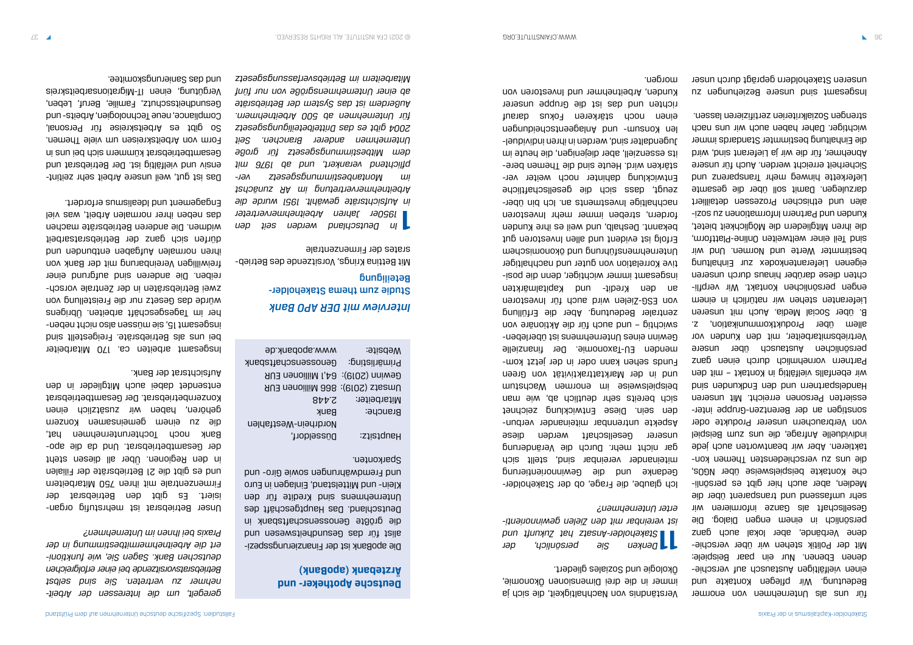für uns als Unternehmen von enormer Bedeutung. Wir pflegen Kontakte und einen vielfältigen Austausch auf verschiedenen Ebenen. Nur ein paar Beispiele: Mit der Politik stehen wir über verschiedene Verbände, aber lokal auch ganz persönlich in einem engen Dialog. Die Gesellschaft als Ganze informieren wir sehr umfassend und transparent über die Medien, aber auch hier gibt es persönliche Kontakte beispielsweise über NGOs, die uns zu verschiedensten Themen kontaktieren. Aber wir beantworten auch jede individuelle Anfrage, die uns zum Beispiel von Verbrauchern unserer Produkte oder sonstigen an der Berentzen-Gruppe interessierten Personen erreicht. Mit unseren Handelspartnern und den Endkunden sind wir ebenfalls vielfältig in Kontakt – mit den Partnern vornehmlich durch einen ganz persönlichen Austausch über unsere Vertriebsmitarbeiter, mit den Kunden vor allem über Produktkommunikation, z. B. über Social Media. Auch mit unseren Lieferanten stehen wir natürlich in einem engen persönlichen Kontakt. Wir verpflichten diese darüber hinaus durch unseren eigenen Lieferantenkodex zur Einhaltung bestimmter Werte und Normen. Und wir sind Teil einer weltweiten Online-Plattform, die ihren Mitgliedern die Möglichkeit bietet, Kunden und Partnern Informationen zu sozialen und ethischen Prozessen detailliert darzulegen. Damit soll über die gesamte Lieferkette hinweg mehr Transparenz und Sicherheit erreicht werden. Auch für unsere Abnehmer, für die wir ja Lieferant sind, wird die Einhaltung bestimmter Standards immer wichtiger. Daher haben auch wir uns nach strengen Sozialkriterien zertifizieren lassen. Insgesamt sind unsere Beziehungen zu unseren Stakeholdern geprägt durch unser Verständnis von Nachhaltigkeit, die sich ja immer in die drei Dimensionen Ökonomie, Ökologie und Soziales gliedert.

**11** *Denken Sie persönlich, der Stakeholder-Ansatz hat Zukunft und ist vereinbar mit den Zielen gewinnorientierter Unternehmen?*

Ich glaube, die Frage, ob der Stakeholder-Gedanke und die Gewinnorientierung miteinander vereinbar sind, stellt sich gar nicht mehr. Durch die Veränderung unserer Gesellschaft werden diese Aspekte untrennbar miteinander verbunden sein. Diese Entwicklung zeichnet sich bereits sehr deutlich ab, wie man beispielsweise im enormen Wachstum und in der Marktattraktivität von Green Funds sehen kann oder in der jetzt kommenden EU-Taxonomie. Der finanzielle Gewinn eines Unternehmens ist überlebenswichtig – und auch für die Aktionäre von zentraler Bedeutung. Aber die Erfüllung von ESG-Zielen wird auch für Investoren an den Kredit- und Kapitalmärkten insgesamt immer wichtiger, denn die positive Korrelation von guter und nachhaltiger Unternehmensführung und ökonomischem Erfolg ist evident und allen Investoren gut bekannt. Deshalb, und weil es ihre Kunden fordern, streben immer mehr Investoren nachhaltige Investments an. Ich bin überzeugt, dass sich die gesellschaftliche Entwicklung dahinter noch weiter verstärken wird. Heute sind die Themen bereits essenziell, aber diejenigen, die heute im Jugendalter sind, werden in ihren individuellen Konsum- und Anlageentscheidungen einen noch stärkeren Fokus darauf richten und das ist die Gruppe unserer Kunden, Arbeitnehmer und Investoren von morgen.

**Deutsche Apotheker- und Ärztebank (apoBank)**

Die apoBank ist der Finanzierungsspezialist für das Gesundheitswesen und die größte Genossenschaftsbank in Deutschland. Das Hauptgeschäft des Unternehmens sind Kredite für den Klein- und Mittelstand, Einlagen in Euro und Fremdwährungen sowie Giro- und Sparkonten.

| | |
|---|---|
| Hauptsitz: | Düsseldorf, Nordrhein-Westfalen |
| Branche: | Bank |
| Mitarbeiter: | 2.448 |
| Umsatz (2019): | 866 Millionen EUR |
| Gewinn (2019): | 64,1 Millionen EUR |
| Primärlisting: | Genossenschaftsbank |
| Website: | www.apobank.de |

## *Interview mit DER APO Bank*

**Studie zum thema Stakeholder-Beteiligung**

Mit Bettina Krings, Vorsitzende des Betriebsrates der Firmenzentrale

**1** *In Deutschland werden seit den 1950er Jahren Arbeitnehmervertreter in Aufsichtsräte gewählt. 1951 wurde die Arbeitnehmervertretung im AR zunächst im Montanbestimmungsgesetz verpflichtend verankert, und ab 1976 mit dem Mitbestimmungsgesetz für große Unternehmen anderer Branchen. Seit 2004 gibt es das Drittelbeteiligungsgesetz für Unternehmen ab 500 Arbeitnehmern. Außerdem ist das System der Betriebsräte ab einer Unternehmensgröße von nur fünf Mitarbeitern im Betriebsverfassungsgesetz geregelt, um die Interessen der Arbeitnehmer zu vertreten. Sie sind selbst Betriebsratsvorsitzende bei einer erfolgreichen deutschen Bank. Sagen Sie, wie funktioniert die Arbeitnehmermitbestimmung in der Praxis bei Ihnen im Unternehmen?*

Unser Betriebsrat ist mehrstufig organisiert. Es gibt den Betriebsrat der Firmenzentrale mit ihren 750 Mitarbeitern und es gibt die 21 Betriebsräte der Filialen in den Regionen. Über all diesen steht der Gesamtbetriebsrat. Und da die apoBank noch Tochterunternehmen hat, die zu einem gemeinsamen Konzern gehören, haben wir zusätzlich einen Konzernbetriebsrat. Der Gesamtbetriebsrat entsendet dabei auch Mitglieder in den Aufsichtsrat der Bank.

Insgesamt arbeiten ca. 170 Mitarbeiter bei uns als Betriebsräte. Freigestellt sind insgesamt 15, sie müssen also nicht nebenher im Tagesgeschäft arbeiten. Übrigens würde das Gesetz nur die Freistellung von zwei Betriebsräten in der Zentrale vorschreiben. Die anderen sind aufgrund einer freiwilligen Vereinbarung mit der Bank von ihren normalen Aufgaben entbunden und dürfen sich ganz der Betriebsratsarbeit widmen. Die anderen Betriebsräte machen das neben ihrer normalen Arbeit, was viel Engagement und Idealismus erfordert.

Das ist gut, weil unsere Arbeit sehr zeitintensiv und vielfältig ist. Der Betriebsrat und Gesamtbetriebsrat kümmern sich bei uns in Form von Arbeitskreisen um viele Themen. So gibt es Arbeitskreise für Personal, Compliance, neue Technologien, Arbeits- und Gesundheitsschutz, Familie, Beruf, Leben, Vergütung, einen IT-Migrationsarbeitskreis und das Sanierungskomitee.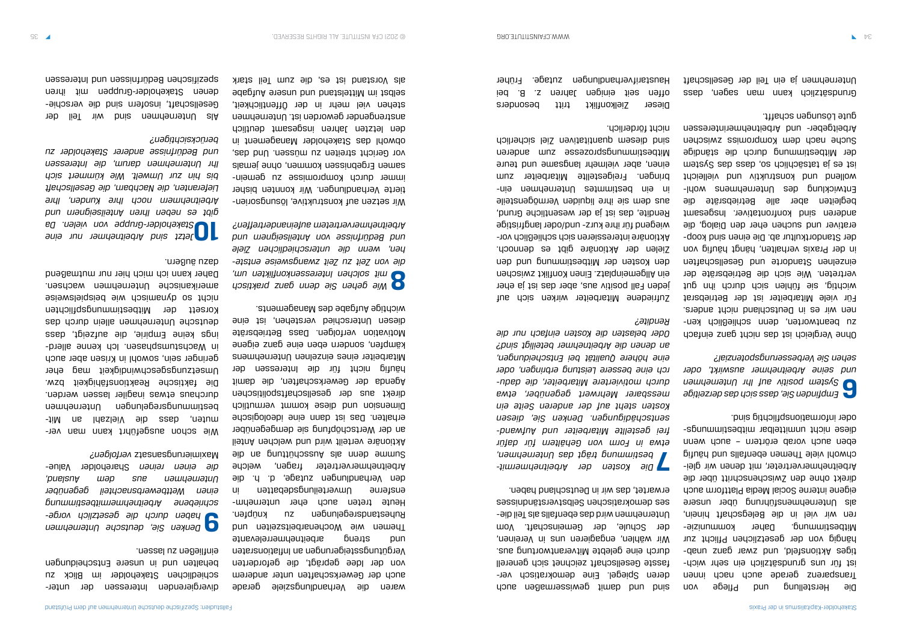Die Herstellung und Pflege von Transparenz gerade auch nach innen ist für uns grundsätzlich ein sehr wichtiges Aktionsfeld, und zwar ganz unabhängig von der gesetzlichen Pflicht zur Mitbestimmung. Daher kommunizieren wir viel in die Belegschaft hinein, als Unternehmensführung über unsere eigene interne Social Media Plattform auch direkt ohne den Zwischenschritt über die Arbeitnehmervertreter, mit denen wir gleichwohl viele Themen ebenfalls und häufig eben auch vorab erörtern – auch wenn diese nicht unmittelbar mitbestimmungs- oder informationspflichtig sind.

**6** *Empfinden Sie, dass sich das derzeitige System positiv auf Ihr Unternehmen und seine Arbeitnehmer auswirkt, oder sehen Sie Verbesserungspotenzial?*

Ohne Vergleich ist das nicht ganz einfach zu beantworten, denn schließlich kennen wir es in Deutschland nicht anders. Für viele Mitarbeiter ist der Betriebsrat wichtig, sie fühlen sich durch ihn gut vertreten. Wie sich die Betriebsräte der einzelnen Standorte und Gesellschaften in der Praxis verhalten, hängt häufig von der Standortkultur ab. Die einen sind kooperativer und suchen eher den Dialog, die anderen sind konfrontativer. Insgesamt begleiten aber alle Betriebsräte die Entwicklung des Unternehmens wohlwollend und konstruktiv und vielleicht ist es ja tatsächlich so, dass das System der Mitbestimmung durch die ständige Suche nach dem Kompromiss zwischen Arbeitgeber- und Arbeitnehmerinteressen gute Lösungen schafft.

Grundsätzlich kann man sagen, dass Unternehmen ja ein Teil der Gesellschaft sind und damit gewissermaßen auch deren Spiegel. Eine demokratisch verfasste Gesellschaft zeichnet sich generell durch eine gelebte Mitverantwortung aus. Wir wählen, engagieren uns in Vereinen, der Schule, der Gemeinschaft. Vom Unternehmen wird das ebenfalls als Teil dieses demokratischen Selbstverständnisses erwartet, das wir in Deutschland haben.

**7** *Die Kosten der Arbeitnehmermitbestimmung trägt das Unternehmen, etwa in Form von Gehältern für dafür frei gestellte Mitarbeiter und Aufwandsentschädigungen. Denken Sie, diesen Kosten steht auf der anderen Seite ein messbarer Mehrwert gegenüber, etwa durch motiviertere Mitarbeiter, die dadurch eine bessere Leistung erbringen, oder eine höhere Qualität bei Entscheidungen, an denen die Arbeitnehmer beteiligt sind? Oder belasten die Kosten einfach nur die Rendite?*

Zufriedene Mitarbeiter wirken sich auf jeden Fall positiv aus, aber das ist ja eher ein Allgemeinplatz. Einen Konflikt zwischen den Kosten der Mitbestimmung und den Zielen der Aktionäre gibt es dennoch. Aktionäre interessieren sich schließlich vorwiegend für ihre kurz- und/oder langfristige Rendite, das ist ja der wesentliche Grund, aus dem sie ihre liquiden Vermögensteile in ein bestimmtes Unternehmen einbringen. Freigestellte Mitarbeiter zum einen, aber vielmehr langsame und teure Mitbestimmungsprozesse zum anderen sind diesem quantitativen Ziel sicherlich nicht förderlich.

Dieser Zielkonflikt tritt besonders offen seit einigen Jahren z. B. bei Haustarifverhandlungen zutage. Früher waren die Verhandlungsziele gerade auch der Gewerkschaften unter anderem von der Idee geprägt, die geforderten Vergütungssteigerungen an Inflationsraten und streng arbeitnehmerrelevante Themen wie Wochenarbeitszeiten und Ruhestandsregelungen zu knüpfen. Heute treten auch eher unternehmensferne Umverteilungsdebatten in den Verhandlungen zutage, d. h. die Arbeitnehmervertreter fragen, welche Summe denn als Ausschüttung an die Aktionäre verteilt wird und welchen Anteil an der Wertschöpfung sie demgegenüber erhalten. Das ist dann eine ideologische Dimension und diese kommt vermutlich direkt aus der gesellschaftspolitischen Agenda der Gewerkschaften, die damit häufig nicht für die Interessen der Mitarbeiter eines einzelnen Unternehmens kämpfen, sondern eben eine ganz eigene Motivation verfolgen. Dass Betriebsräte diesen Unterschied verstehen, ist eine wichtige Aufgabe des Managements.

**8** *Wie gehen Sie denn ganz praktisch mit solchen Interessenkonflikten um, die von Zeit zu Zeit zwangsweise entstehen, wenn die unterschiedlichen Ziele und Bedürfnisse von Anteilseignern und Arbeitnehmervertretern aufeinandertreffen?*

Wir setzen auf konstruktive, lösungsorientierte Verhandlungen. Wir konnten bisher immer durch Kompromisse zu gemeinsamen Ergebnissen kommen, ohne jemals vor Gericht streiten zu müssen. Und das, obwohl das Stakeholder Management in den letzten Jahren insgesamt deutlich anstrengender geworden ist. Unternehmen stehen viel mehr in der Öffentlichkeit, selbst im Mittelstand und unsere Aufgabe als Vorstand ist es, die zum Teil stark divergierenden Interessen der unterschiedlichen Stakeholder im Blick zu behalten und in unsere Entscheidungen einfließen zu lassen.

**9** *Denken Sie, deutsche Unternehmen haben durch die gesetzlich vorgeschriebene Arbeitnehmermitbestimmung einen Wettbewerbsnachteil gegenüber Unternehmen aus dem Ausland, die einen reinen Shareholder Value-Maximierungsansatz verfolgen?*

Wie schon ausgeführt kann man vermuten, dass die Vielzahl an Mitbestimmungsregelungen Unternehmen durchaus etwas inagiler lassen werden. Die faktische Reaktionsfähigkeit bzw. Umsetzungsgeschwindigkeit mag eher geringer sein, sowohl in Krisen aber auch in Wachstumsphasen. Ich kenne allerdings keine Empirie, die aufzeigt, dass deutsche Unternehmen allein durch das Korsett der Mitbestimmungspflichten nicht so dynamisch wie beispielsweise amerikanische Unternehmen wachsen. Daher kann ich mich hier nur mutmaßend dazu äußern.

**10** *Jetzt sind Arbeitnehmer nur eine Stakeholder-Gruppe von vielen. Da gibt es neben Ihren Anteilseignern und Arbeitnehmern noch Ihre Kunden, Ihre Lieferanten, die Nachbarn, die Gesellschaft bis hin zur Umwelt. Wie kümmert sich Ihr Unternehmen darum, die Interessen und Bedürfnisse anderer Stakeholder zu berücksichtigen?*

Als Unternehmen sind wir Teil der Gesellschaft, insofern sind die verschiedenen Stakeholder-Gruppen mit ihren spezifischen Bedürfnissen und Interessen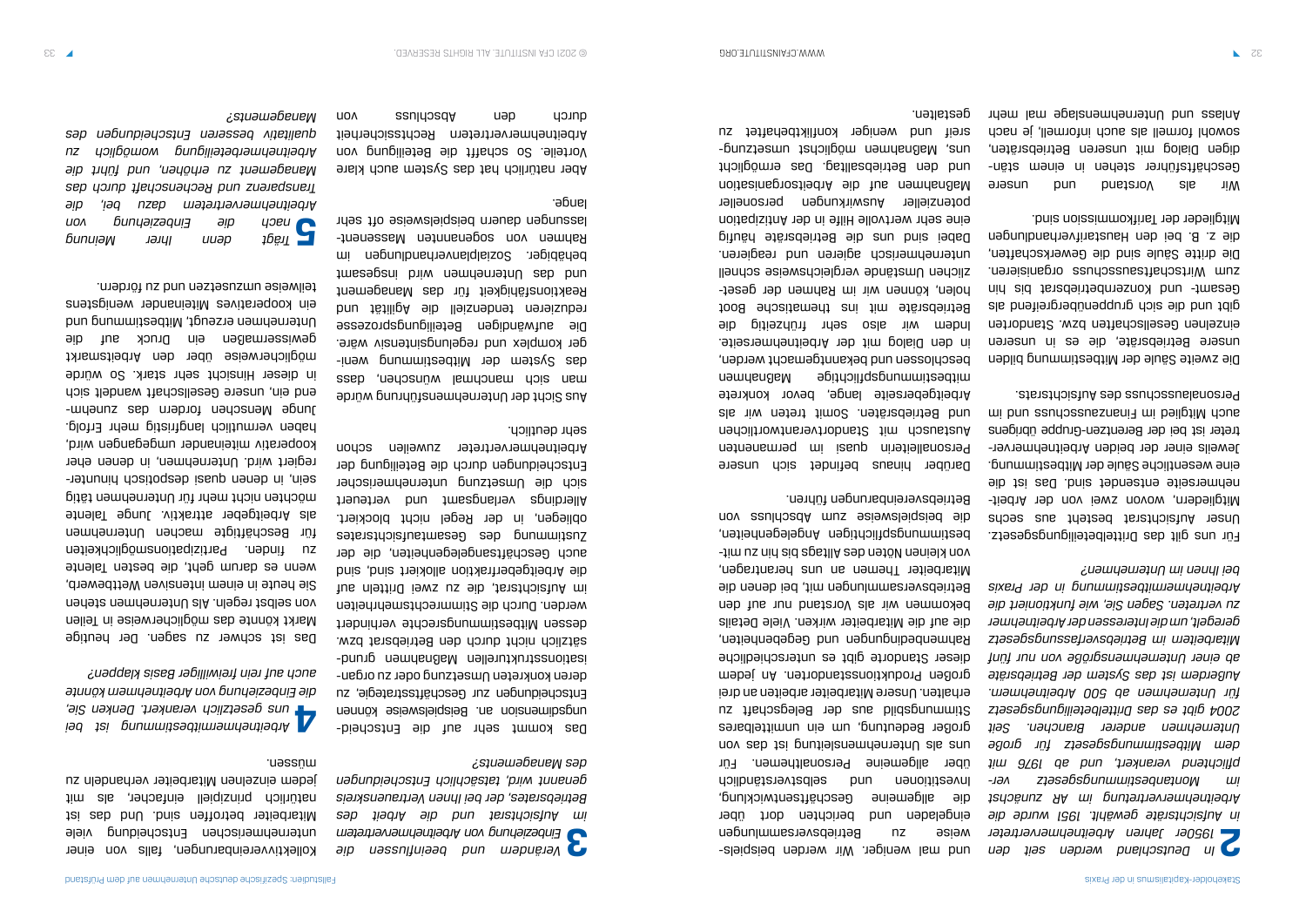**2** *In Deutschland werden seit den 1950er Jahren Arbeitnehmervertreter in Aufsichtsräte gewählt. 1951 wurde die Arbeitnehmervertretung im AR zunächst im Montanbestimmungsgesetz verpflichtend verankert, und ab 1976 mit dem Mitbestimmungsgesetz für große Unternehmen anderer Branchen. Seit 2004 gibt es das Drittelbeteiligungsgesetz für Unternehmen ab 500 Arbeitnehmern. Außerdem ist das System der Betriebsräte ab einer Unternehmensgröße von nur fünf Mitarbeitern im Betriebsverfassungsgesetz geregelt, um die Interessen der Arbeitnehmer zu vertreten. Sagen Sie, wie funktioniert die Arbeitnehmermitbestimmung in der Praxis bei Ihnen im Unternehmen?*

Für uns gilt das Drittelbeteiligungsgesetz. Unser Aufsichtsrat besteht aus sechs Mitgliedern, wovon zwei von der Arbeitnehmerseite entsendet sind. Das ist die eine wesentliche Säule der Mitbestimmung. Jeweils einer der beiden Arbeitnehmervertreter ist bei der Berentzen-Gruppe übrigens auch Mitglied im Finanzausschuss und im Personalausschuss des Aufsichtsrats.

Die zweite Säule der Mitbestimmung bilden unsere Betriebsräte, die es in unseren einzelnen Gesellschaften bzw. Standorten gibt und die sich gruppenübergreifend als Gesamt- und Konzernbetriebsrat bis hin zum Wirtschaftsausschuss organisieren. Die dritte Säule sind die Gewerkschaften, die z. B. bei den Haustarifverhandlungen Mitglieder der Tarifkommission sind.

Wir als Vorstand und unsere Geschäftsführer stehen in einem ständigen Dialog mit unseren Betriebsräten, sowohl formell als auch informell, je nach Anlass und Unternehmenslage mal mehr und mal weniger. Wir werden beispielsweise zu Betriebsversammlungen eingeladen und berichten dort über die allgemeine Geschäftsentwicklung, Investitionen und selbstverständlich über allgemeine Personalthemen. Für uns als Unternehmensleitung ist das von großer Bedeutung, um ein unmittelbares Stimmungsbild aus der Belegschaft zu erhalten. Unsere Mitarbeiter arbeiten an drei großen Produktionsstandorten. An jedem dieser Standorte gibt es unterschiedliche Rahmenbedingungen und Gegebenheiten, die auf die Mitarbeiter wirken. Viele Details bekommen wir als Vorstand nur auf den Betriebsversammlungen mit, bei denen die Mitarbeiter Themen an uns herantragen, von kleinen Nöten des Alltags bis hin zu mitbestimmungspflichtigen Angelegenheiten, die beispielsweise zum Abschluss von Betriebsvereinbarungen führen.

Darüber hinaus befindet sich unsere Personalleiterin quasi im permanenten Austausch mit Standortverantwortlichen und Betriebsräten. Somit treten wir als Arbeitgeberseite lange, bevor konkrete mitbestimmungspflichtige Maßnahmen beschlossen und bekanntgemacht werden, in den Dialog mit der Arbeitnehmerseite. Indem wir also sehr frühzeitig die Betriebsräte mit ins thematische Boot holen, können wir im Rahmen der gesetzlichen Umstände vergleichsweise schnell unternehmerisch agieren und reagieren. Dabei sind uns die Betriebsräte häufig eine sehr wertvolle Hilfe in der Antizipation potenzieller Auswirkungen personeller Maßnahmen auf die Arbeitsorganisation und den Betriebsalltag. Das ermöglicht uns, Maßnahmen möglichst umsetzungsreif und weniger konfliktbehaftet zu gestalten.

**3** *Verändern und beeinflussen die Einbeziehung von Arbeitnehmervertretern im Aufsichtsrat und die Arbeit des Betriebsrates, der bei Ihnen Vertrauenskreis genannt wird, tatsächlich Entscheidungen des Managements?*

Das kommt sehr auf die Entscheidungsdimension an. Beispielsweise können Entscheidungen zur Geschäftsstrategie, zu deren konkreten Umsetzung oder zu organisationsstrukturellen Maßnahmen grundsätzlich nicht durch den Betriebsrat bzw. dessen Mitbestimmungsrechte verhindert werden. Durch die Stimmrechtsmehrheiten im Aufsichtsrat, die zu zwei Dritteln auf die Arbeitgeberfraktion allokiert sind, sind auch Geschäftsangelegenheiten, die der Zustimmung des Gesamtaufsichtsrates obliegen, in der Regel nicht blockiert. Allerdings verlangsamt und verteuert sich die Umsetzung unternehmerischer Entscheidungen durch die Beteiligung der Arbeitnehmervertreter zuweilen schon sehr deutlich.

Aus Sicht der Unternehmensführung würde man sich manchmal wünschen, dass das System der Mitbestimmung weniger komplex und regelungsintensiv wäre. Die aufwändigen Beteiligungsprozesse reduzieren tendenziell die Agilität und Reaktionsfähigkeit für das Management und das Unternehmen wird insgesamt behäbiger. Sozialplanverhandlungen im Rahmen von sogenannten Massenentlassungen dauern beispielsweise oft sehr lange.

Aber natürlich hat das System auch klare Vorteile. So schafft die Beteiligung von Arbeitnehmervertretern Rechtssicherheit durch den Abschluss von Kollektivvereinbarungen, falls von einer unternehmerischen Entscheidung viele Mitarbeiter betroffen sind. Und das ist natürlich prinzipiell einfacher, als mit jedem einzelnen Mitarbeiter verhandeln zu müssen.

**4** *Arbeitnehmermitbestimmung ist bei uns gesetzlich verankert. Denken Sie, die Einbeziehung von Arbeitnehmern könnte auch auf rein freiwilliger Basis klappen?*

Das ist schwer zu sagen. Der heutige Markt könnte das möglicherweise in Teilen von selbst regeln. Als Unternehmen stehen Sie heute in einem intensiven Wettbewerb, wenn es darum geht, die besten Talente zu finden. Partizipationsmöglichkeiten für Beschäftigte machen Unternehmen als Arbeitgeber attraktiv. Junge Talente möchten nicht mehr für Unternehmen tätig sein, in denen quasi despotisch hinunterregiert wird. Unternehmen, in denen eher kooperativ miteinander umgegangen wird, haben vermutlich langfristig mehr Erfolg. Junge Menschen fordern das zunehmend ein, unsere Gesellschaft wandelt sich in dieser Hinsicht sehr stark. So würde möglicherweise über den Arbeitsmarkt gewissermaßen ein Druck auf die Unternehmen erzeugt, Mitbestimmung und ein kooperatives Miteinander wenigstens teilweise umzusetzen und zu fördern.

**5** *Trägt denn Ihrer Meinung nach die Einbeziehung von Arbeitnehmervertretern dazu bei, die Transparenz und Rechenschaft durch das Management zu erhöhen, und führt die Arbeitnehmerbeteiligung womöglich zu qualitativ besseren Entscheidungen des Managements?*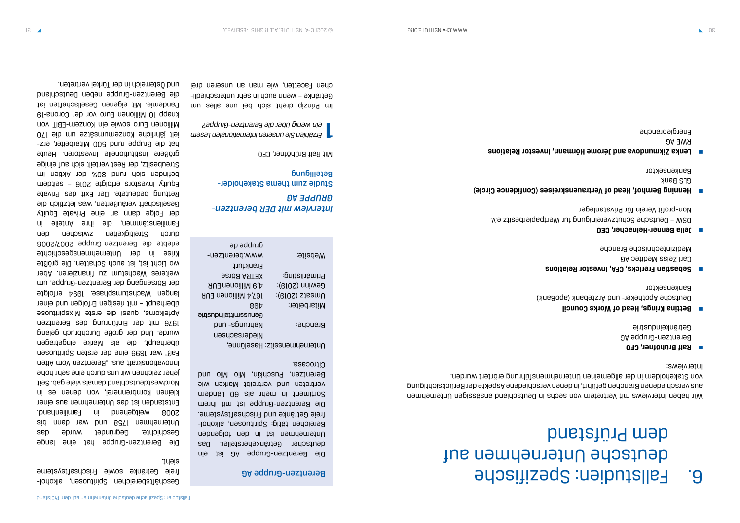# 6. Fallstudien: Spezifische deutsche Unternehmen auf dem Prüfstand

Wir haben Interviews mit Vertretern von sechs in Deutschland ansässigen Unternehmen aus verschiedenen Branchen geführt, in denen verschiedene Aspekte der Berücksichtigung von Stakeholdern in der allgemeinen Unternehmensführung erörtert wurden.

Interviews:

- **Ralf Brühöfner, CFO**
  Berentzen-Gruppe AG
  Getränkeindustrie
- **Bettina Krings, Head of Works Council**
  Deutsche Apotheker- und Ärztebank (apoBank)
  Bankensektor
- **Sebastian Frericks, CFA, Investor Relations**
  Carl Zeiss Meditec AG
  Medizintechnische Branche
- **Jella Benner-Heinacher, CEO**
  DSW – Deutsche Schutzvereinigung für Wertpapierbesitz e.V.
  Non-profit Verein für Privatanleger
- **Henning Bernhof, Head of Vertrauenskreises (Confidence Circle)**
  GLS Bank
  Bankensektor
- **Lenka Zikmundova and Jérome Hörmann, Investor Relations**
  RWE AG
  Energiebranche

## Berentzen-Gruppe AG

Die Berentzen-Gruppe AG ist ein deutscher Getränkehersteller. Das Unternehmen ist in den folgenden Bereichen tätig: Spirituosen, alkoholfreie Getränke und Frischsaftsysteme. Die Berentzen-Gruppe ist mit ihrem Sortiment in mehr als 60 Ländern vertreten und vertreibt Marken wie Berentzen, Puschkin, Mio Mio und Citrocasa.

| | |
|---|---|
| Unternehmenssitz: | Haselünne, Niedersachsen |
| Branche: | Nahrungs- und Genussmittelindustrie |
| Mitarbeiter: | 498 |
| Umsatz (2019): | 167,4 Millionen EUR |
| Gewinn (2019): | 4,9 Millionen EUR |
| Primärlisting: | XETRA Börse Frankfurt |
| Website: | www.berentzen-gruppe.de |

### *Interview mit DER berentzen-GRUPPE AG*

**Studie zum thema Stakeholder-Beteiligung**

Mit Ralf Brühöfner, CFO

**1** *Erzählen Sie unseren internationalen Lesern ein wenig über die Berentzen-Gruppe?*

Im Prinzip dreht sich bei uns alles um Getränke – wenn auch in sehr unterschiedlichen Facetten, wie man an unseren drei Geschäftsbereichen Spirituosen, alkoholfreie Getränke sowie Frischsaftsysteme sieht.

Die Berentzen-Gruppe hat eine lange Geschichte. Gegründet wurde das Unternehmen 1758 und war dann bis 2008 weitgehend in Familienhand. Entstanden ist das Unternehmen aus einer kleinen Kornbrennerei, von denen es in Nordwestdeutschland damals viele gab. Seit jeher zeichnen wir uns durch eine sehr hohe Innovationskraft aus. „Berentzen Vom Alten Faß" war 1899 eine der ersten Spirituosen überhaupt, die als Marke eingetragen wurde. Und der große Durchbruch gelang 1976 mit der Einführung des Berentzen Apfelkorns, quasi die erste Mixspirituose überhaupt – mit riesigen Erfolgen und einer langen Wachstumsphase. 1994 erfolgte der Börsengang der Berentzen-Gruppe, um weiteres Wachstum zu finanzieren. Aber wo Licht ist, ist auch Schatten. Die größte Krise in der Unternehmensgeschichte erlebte die Berentzen-Gruppe 2007/2008 durch Streitigkeiten zwischen den Familienstämmen, die ihre Anteile in der Folge dann an eine Private Equity Gesellschaft veräußerten, was letztlich die Rettung bedeutete. Der Exit des Private Equity Investors erfolgte 2016 – seitdem befinden sich rund 80% der Aktien im Streubesitz, der Rest verteilt sich auf einige größere institutionelle Investoren. Heute hat die Gruppe rund 500 Mitarbeiter, erzielt jährliche Konzernumsätze um die 170 Millionen Euro sowie ein Konzern-EBIT von knapp 10 Millionen Euro vor der Corona-19 Pandemie. Mit eigenen Gesellschaften ist die Berentzen-Gruppe neben Deutschland und Österreich in der Türkei vertreten.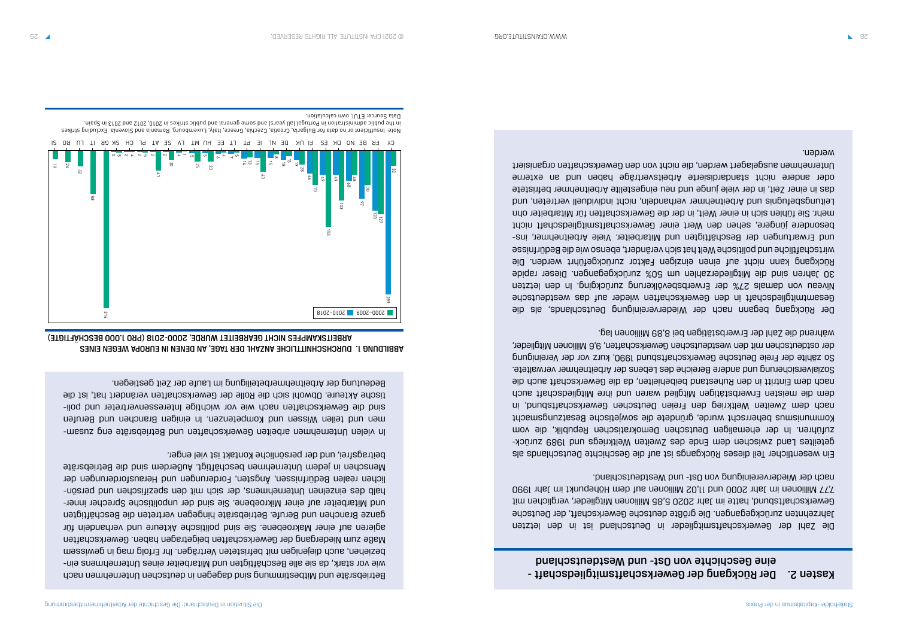## Kasten 2. Der Rückgang der Gewerkschaftsmitgliedschaft - eine Geschichte von Ost- und Westdeutschland

Die Zahl der Gewerkschaftsmitglieder in Deutschland ist in den letzten Jahrzehnten zurückgegangen. Die größte deutsche Gewerkschaft, der Deutsche Gewerkschaftsbund, hatte im Jahr 2020 5,85 Millionen Mitglieder, verglichen mit 7,77 Millionen im Jahr 2000 und 11,02 Millionen auf dem Höhepunkt im Jahr 1990 nach der Wiedervereinigung von Ost- und Westdeutschland.

Ein wesentlicher Teil dieses Rückgangs ist auf die Geschichte Deutschlands als geteiltes Land zwischen dem Ende des Zweiten Weltkriegs und 1989 zurückzuführen. In der ehemaligen Deutschen Demokratischen Republik, die vom Kommunismus beherrscht wurde, gründete die sowjetische Besatzungsmacht nach dem Zweiten Weltkrieg den Freien Deutschen Gewerkschaftsbund, in dem die meisten Erwerbstätigen Mitglied waren und ihre Mitgliedschaft auch nach dem Eintritt in den Ruhestand beibehielten, da die Gewerkschaft auch die Sozialversicherung und andere Bereiche des Lebens der Arbeitnehmer verwaltete. So zählte der Freie Deutsche Gewerkschaftsbund 1990, kurz vor der Vereinigung der ostdeutschen mit den westdeutschen Gewerkschaften, 9,6 Millionen Mitglieder, während die Zahl der Erwerbstätigen bei 8,89 Millionen lag.

Der Rückgang begann nach der Wiedervereinigung Deutschlands, als die Gesamtmitgliedschaft in den Gewerkschaften wieder auf das westdeutsche Niveau von damals 27% der Erwerbsbevölkerung zurückging. In den letzten 30 Jahren sind die Mitgliederzahlen um 50% zurückgegangen. Dieser rapide Rückgang kann nicht auf einen einzigen Faktor zurückgeführt werden. Die wirtschaftliche und politische Welt hat sich verändert, ebenso wie die Bedürfnisse und Erwartungen der Beschäftigten und Mitarbeiter. Viele Arbeitnehmer, insbesondere jüngere, sehen den Wert einer Gewerkschaftsmitgliedschaft nicht mehr. Sie fühlen sich in einer Welt, in der die Gewerkschaften für Mitarbeiter ohne Leitungsbefugnis und Arbeitnehmer verhandeln, nicht individuell vertreten, und das in einer Zeit, in der viele junge und neu eingestellte Arbeitnehmer befristete oder andere nicht standardisierte Arbeitsverträge haben und an externe Unternehmen ausgelagert werden, die nicht von den Gewerkschaften organisiert werden.

Betriebsräte und Mitbestimmung sind dagegen in deutschen Unternehmen nach wie vor stark, da sie alle Beschäftigten und Mitarbeiter eines Unternehmens einbeziehen, auch diejenigen mit befristeten Verträgen. Ihr Erfolg mag in gewissem Maße zum Niedergang der Gewerkschaften beigetragen haben. Gewerkschaften agieren auf einer Makroebene. Sie sind politische Akteure und verhandeln für ganze Branchen und Berufe. Betriebsräte hingegen vertreten die Beschäftigten und Mitarbeiter auf einer Mikroebene. Sie sind der unpolitische Sprecher innerhalb des einzelnen Unternehmens, der sich mit den spezifischen und persönlichen realen Bedürfnissen, Ängsten, Forderungen und Herausforderungen der Menschen in jedem Unternehmen beschäftigt. Außerdem sind die Betriebsräte beitragsfrei, und der persönliche Kontakt ist viel enger.

In vielen Unternehmen arbeiten Gewerkschaften und Betriebsräte eng zusammen und teilen Wissen und Kompetenzen. In einigen Branchen und Berufen sind die Gewerkschaften nach wie vor wichtige Interessenvertreter und politische Akteure. Obwohl sich die Rolle der Gewerkschaften verändert hat, ist die Bedeutung der Arbeitnehmerbeteiligung im Laufe der Zeit gestiegen.

**ABBILDUNG 1. DURCHSCHNITTLICHE ANZAHL DER TAGE, AN DENEN IN EUROPA WEGEN EINES ARBEITSKAMPFES NICHT GEARBEITET WURDE, 2000-2018 (PRO 1.000 BESCHÄFTIGTE)**

| Land | 2000–2009 | 2010–2018 |
|---|---|---|
| CY | 32 | 289 |
| FR | 120 | 127 |
| BE | 70 | 97 |
| NO | 49 | 68 |
| DK | 49 | 103 |
| ES | 153 | 49 |
| FI | 70 | 46 |
| UK | 28 | 19 |
| DE | 13 | 18 |
| NL | 8 | 15 |
| IE | 43 | 15 |
| PT | 14 | 13 |
| LT | 7 | 5 |
| EE | 6 | 4 |
| HU | 23 | 5 |
| MT | 25 | 5 |
| LV | 1 | 4 |
| SE | 20 | 2 |
| AT | 41 | 2 |
| PL | 5 | 2 |
| CH | 4 | 2 |
| SK | 5 | 0 |
| GR | 314 | |
| IT | 88 | |
| LU | 32 | |
| RO | 24 | |
| SI | 19 | |

Note: Insufficient or no data for Bulgaria, Croatia, Czechia, Greece, Italy, Luxembourg, Romania and Slovenia. Excluding strikes in the public administration in Portugal (all years) and some general and public strikes in 2010, 2012 and 2013 in Spain.
Data Source: ETUI, own calculation.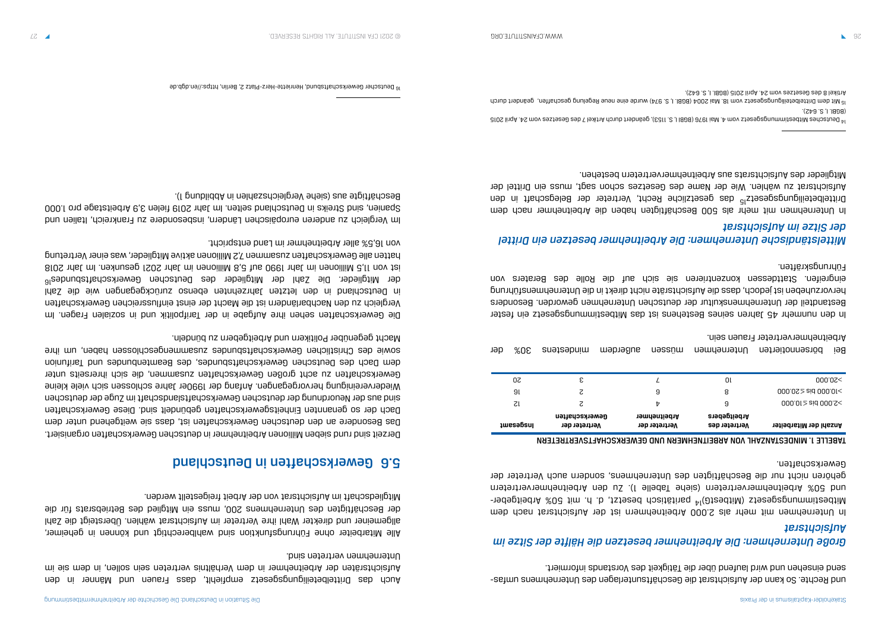und Rechte. So kann der Aufsichtsrat die Geschäftsunterlagen des Unternehmens umfassend einsehen und wird laufend über die Tätigkeit des Vorstands informiert.

### *Große Unternehmen: Die Arbeitnehmer besetzen die Hälfte der Sitze im Aufsichtsrat*

In Unternehmen mit mehr als 2.000 Arbeitnehmern ist der Aufsichtsrat nach dem Mitbestimmungsgesetz (MitbestG)[14] paritätisch besetzt, d. h. mit 50% Arbeitgeber- und 50% Arbeitnehmervertretern (siehe Tabelle 1). Zu den Arbeitnehmervertretern gehören nicht nur die Beschäftigten des Unternehmens, sondern auch Vertreter der Gewerkschaften.

**TABELLE 1. MINDESTANZAHL VON ARBEITNEHMERN UND GEWERKSCHAFTSVERTRETERN**

| Anzahl der Mitarbeiter | Vertreter des Arbeitgebers | Vertreter der Arbeitnehmer | Vertreter der Gewerkschaften | Insgesamt |
|---|---|---|---|---|
| >2.000 bis ≤10.000 | 6 | 4 | 2 | 12 |
| >10.000 bis ≤20.000 | 8 | 6 | 2 | 16 |
| >20.000 | 10 | 7 | 3 | 20 |

Bei börsennotierten Unternehmen müssen außerdem mindestens 30% der Arbeitnehmervertreter Frauen sein.

In den nunmehr 45 Jahren seines Bestehens ist das Mitbestimmungsgesetz ein fester Bestandteil der Unternehmenskultur der deutschen Unternehmen geworden. Besonders hervorzuheben ist jedoch, dass die Aufsichtsräte nicht direkt in die Unternehmensführung eingreifen. Stattdessen konzentrieren sie sich auf die Rolle des Beraters von Führungskräften.

### *Mittelständische Unternehmen: Die Arbeitnehmer besetzen ein Drittel der Sitze im Aufsichtsrat*

In Unternehmen mit mehr als 500 Beschäftigten haben die Arbeitnehmer nach dem Drittelbeteiligungsgesetz[15] das gesetzliche Recht, Vertreter der Belegschaft in den Aufsichtsrat zu wählen. Wie der Name des Gesetzes schon sagt, muss ein Drittel der Mitglieder des Aufsichtsrats aus Arbeitnehmervertretern bestehen.

[14] Deutsches Mitbestimmungsgesetz vom 4. Mai 1976 (BGBl. I, S. 1153), geändert durch Artikel 7 des Gesetzes vom 24. April 2015 (BGBl. I, S. 642).

[15] Mit dem Drittelbeteiligungsgesetz vom 18. Mai 2004 (BGBl. I, S. 974) wurde eine neue Regelung geschaffen, geändert durch Artikel 8 des Gesetzes vom 24. April 2015 (BGBl. I, S. 642).

Auch das Drittelbeteiligungsgesetz empfiehlt, dass Frauen und Männer in den Aufsichtsräten der Arbeitnehmer in dem Verhältnis vertreten sein sollen, in dem sie im Unternehmen vertreten sind.

Alle Mitarbeiter ohne Führungsfunktion sind wahlberechtigt und können in geheimer, allgemeiner und direkter Wahl ihre Vertreter im Aufsichtsrat wählen. Übersteigt die Zahl der Beschäftigten des Unternehmens 200, muss ein Mitglied des Betriebsrats für die Mitgliedschaft im Aufsichtsrat von der Arbeit freigestellt werden.

## 5.6 Gewerkschaften in Deutschland

Derzeit sind rund sieben Millionen Arbeitnehmer in deutschen Gewerkschaften organisiert. Das Besondere an den deutschen Gewerkschaften ist, dass sie weitgehend unter dem Dach der so genannten Einheitsgewerkschaften gebündelt sind. Diese Gewerkschaften sind aus der Neuordnung der deutschen Gewerkschaftslandschaft im Zuge der deutschen Wiedervereinigung hervorgegangen. Anfang der 1990er Jahre schlossen sich viele kleine Gewerkschaften zu acht großen Gewerkschaften zusammen, die sich ihrerseits unter dem Dach des Deutschen Gewerkschaftsbundes, des Beamtenbundes und Tarifunion sowie des Christlichen Gewerkschaftsbundes zusammengeschlossen haben, um ihre Macht gegenüber Politikern und Arbeitgebern zu bündeln.

Die Gewerkschaften sehen ihre Aufgabe in der Tarifpolitik und in sozialen Fragen. Im Vergleich zu den Nachbarländern ist die Macht der einst einflussreichen Gewerkschaften in Deutschland in den letzten Jahrzehnten ebenso zurückgegangen wie die Zahl der Mitglieder. Die Zahl der Mitglieder des Deutschen Gewerkschaftsbundes[16] ist von 11,5 Millionen im Jahr 1990 auf 5,8 Millionen im Jahr 2021 gesunken. Im Jahr 2018 hatten alle Gewerkschaften zusammen 7,2 Millionen aktive Mitglieder, was einer Vertretung von 16,5% aller Arbeitnehmer im Land entspricht.

Im Vergleich zu anderen europäischen Ländern, insbesondere zu Frankreich, Italien und Spanien, sind Streiks in Deutschland selten. Im Jahr 2019 fielen 3,9 Arbeitstage pro 1.000 Beschäftigte aus (siehe Vergleichszahlen in Abbildung 1).

[16] Deutscher Gewerkschaftsbund, Henriette-Herz-Platz 2, Berlin, https://en.dgb.de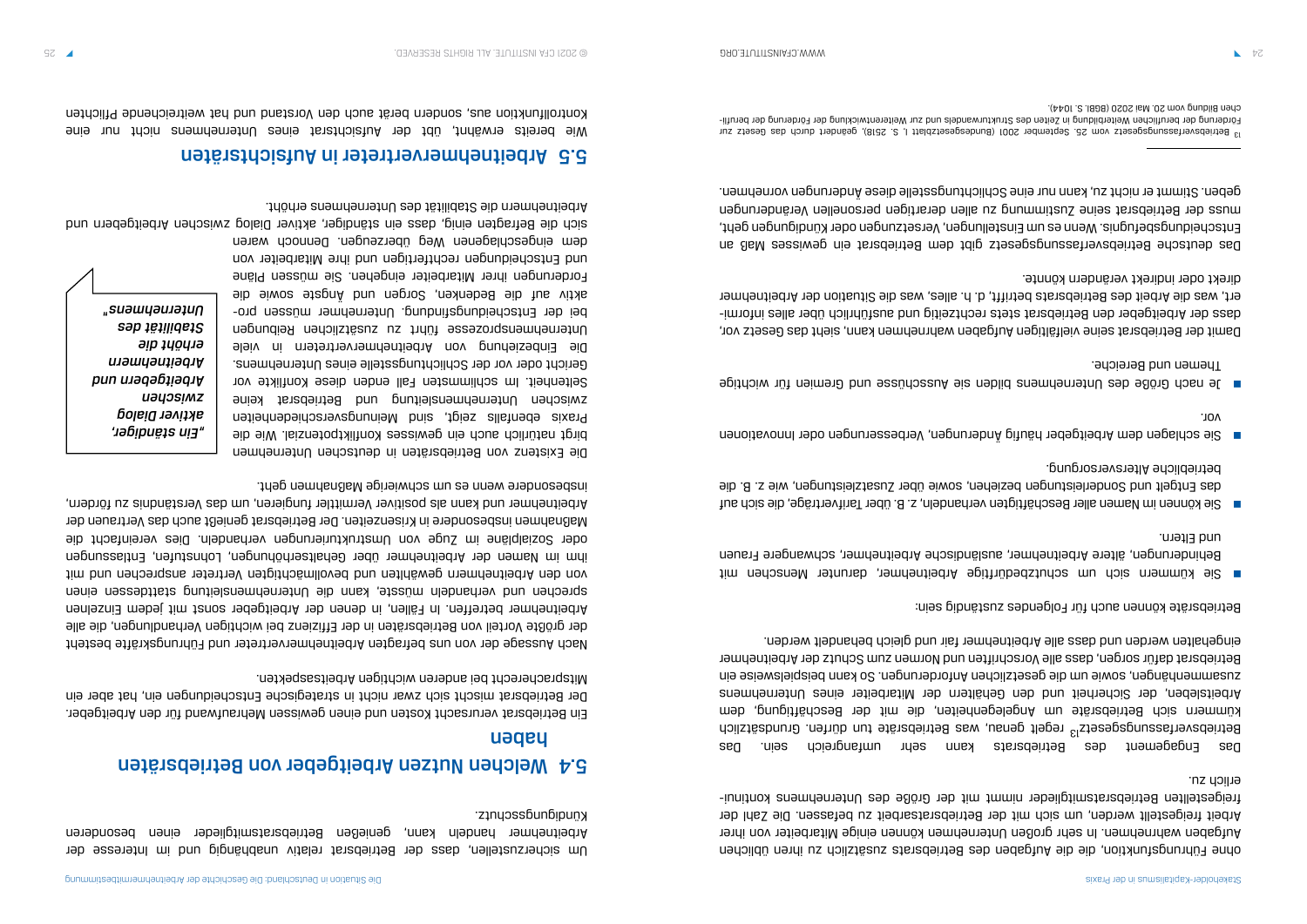ohne Führungsfunktion, die die Aufgaben des Betriebsrats zusätzlich zu ihren üblichen Aufgaben wahrnehmen. In sehr großen Unternehmen können einige Mitarbeiter von ihrer Arbeit freigestellt werden, um sich mit der Betriebsratsarbeit zu befassen. Die Zahl der freigestellten Betriebsratsmitglieder nimmt mit der Größe des Unternehmens kontinuierlich zu.

Das Engagement des Betriebsrats kann sehr umfangreich sein. Das Betriebsverfassungsgesetz[13] regelt genau, was Betriebsräte tun dürfen. Grundsätzlich kümmern sich Betriebsräte um Angelegenheiten, die mit der Beschäftigung, dem Arbeitsleben, der Sicherheit und den Gehältern der Mitarbeiter eines Unternehmens zusammenhängen, sowie um die gesetzlichen Anforderungen. So kann beispielsweise ein Betriebsrat dafür sorgen, dass alle Vorschriften und Normen zum Schutz der Arbeitnehmer eingehalten werden und dass alle Arbeitnehmer fair und gleich behandelt werden.

Betriebsräte können auch für Folgendes zuständig sein:

- Sie kümmern sich um schutzbedürftige Arbeitnehmer, darunter Menschen mit Behinderungen, ältere Arbeitnehmer, ausländische Arbeitnehmer, schwangere Frauen und Eltern.
- Sie können im Namen aller Beschäftigten verhandeln, z. B. über Tarifverträge, die sich auf das Entgelt und Sonderleistungen beziehen, sowie über Zusatzleistungen, wie z. B. die betriebliche Altersversorgung.
- Sie schlagen dem Arbeitgeber häufig Änderungen, Verbesserungen oder Innovationen vor.
- Je nach Größe des Unternehmens bilden sie Ausschüsse und Gremien für wichtige Themen und Bereiche.

Damit der Betriebsrat seine vielfältigen Aufgaben wahrnehmen kann, sieht das Gesetz vor, dass der Arbeitgeber den Betriebsrat stets rechtzeitig und ausführlich über alles informiert, was die Arbeit des Betriebsrats betrifft, d. h. alles, was die Situation der Arbeitnehmer direkt oder indirekt verändern könnte.

Das deutsche Betriebsverfassungsgesetz gibt dem Betriebsrat ein gewisses Maß an Entscheidungsbefugnis. Wenn es um Einstellungen, Versetzungen oder Kündigungen geht, muss der Betriebsrat seine Zustimmung zu allen derartigen personellen Veränderungen geben. Stimmt er nicht zu, kann nur eine Schlichtungsstelle diese Änderungen vornehmen.

[13] Betriebsverfassungsgesetz vom 25. September 2001 (Bundesgesetzblatt I, S. 2518), geändert durch das Gesetz zur Förderung der beruflichen Weiterbildung in Zeiten des Strukturwandels und zur Weiterentwicklung der Förderung der beruflichen Bildung vom 20. Mai 2020 (BGBl. S. 1044).

Um sicherzustellen, dass der Betriebsrat relativ unabhängig und im Interesse der Arbeitnehmer handeln kann, genießen Betriebsratsmitglieder einen besonderen Kündigungsschutz.

## 5.4 Welchen Nutzen Arbeitgeber von Betriebsräten haben

Ein Betriebsrat verursacht Kosten und einen gewissen Mehraufwand für den Arbeitgeber. Der Betriebsrat mischt sich zwar nicht in strategische Entscheidungen ein, hat aber ein Mitspracherecht bei anderen wichtigen Arbeitsaspekten.

Nach Aussage der von uns befragten Arbeitnehmervertreter und Führungskräfte besteht der größte Vorteil von Betriebsräten in der Effizienz bei wichtigen Verhandlungen, die alle Arbeitnehmer betreffen. In Fällen, in denen der Arbeitgeber sonst mit jedem Einzelnen sprechen und verhandeln müsste, kann die Unternehmensleitung stattdessen einen von den Arbeitnehmern gewählten und bevollmächtigten Vertreter ansprechen und mit ihm im Namen der Arbeitnehmer über Gehaltserhöhungen, Lohnstufen, Entlassungen oder Sozialpläne im Zuge von Umstrukturierungen verhandeln. Dies vereinfacht die Maßnahmen insbesondere in Krisenzeiten. Der Betriebsrat genießt auch das Vertrauen der Arbeitnehmer und kann als positiver Vermittler fungieren, um das Verständnis zu fördern, insbesondere wenn es um schwierige Maßnahmen geht.

Die Existenz von Betriebsräten in deutschen Unternehmen birgt natürlich auch ein gewisses Konfliktpotenzial. Wie die Praxis ebenfalls zeigt, sind Meinungsverschiedenheiten zwischen Unternehmensleitung und Betriebsrat keine Seltenheit. Im schlimmsten Fall enden diese Konflikte vor Gericht oder vor der Schlichtungsstelle eines Unternehmens. Die Einbeziehung von Arbeitnehmervertretern in viele Unternehmensprozesse führt zu zusätzlichen Reibungen bei der Entscheidungsfindung. Unternehmer müssen proaktiv auf die Bedenken, Sorgen und Ängste sowie die Forderungen ihrer Mitarbeiter eingehen. Sie müssen Pläne und Entscheidungen rechtfertigen und ihre Mitarbeiter von dem eingeschlagenen Weg überzeugen. Dennoch waren sich die Befragten einig, dass ein ständiger, aktiver Dialog zwischen Arbeitgebern und Arbeitnehmern die Stabilität des Unternehmens erhöht.

> ***„Ein ständiger, aktiver Dialog zwischen Arbeitgebern und Arbeitnehmern erhöht die Stabilität des Unternehmens"***

## 5.5 Arbeitnehmervertreter in Aufsichtsräten

Wie bereits erwähnt, übt der Aufsichtsrat eines Unternehmens nicht nur eine Kontrollfunktion aus, sondern berät auch den Vorstand und hat weitreichende Pflichten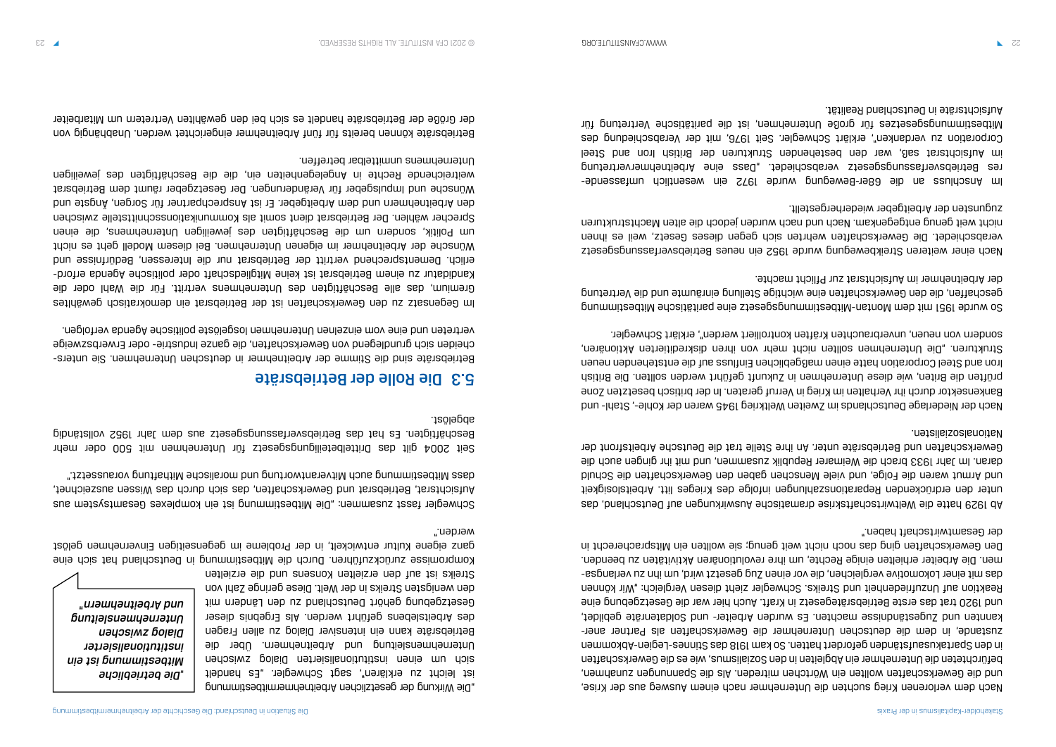Nach dem verlorenen Krieg suchten die Unternehmer nach einem Ausweg aus der Krise, und die Gewerkschaften wollten ein Wörtchen mitreden. Als die Spannungen zunahmen, befürchteten die Unternehmer ein Abgleiten in den Sozialismus, wie es die Gewerkschaften in den Spartakusaufständen gefordert hatten. So kam 1918 das Stinnes-Legien-Abkommen zustande, in dem die deutschen Unternehmer die Gewerkschaften als Partner anerkannten und Zugeständnisse machten. Es wurden Arbeiter- und Soldatenräte gebildet, und 1920 trat das erste Betriebsrätegesetz in Kraft. Auch hier war die Gesetzgebung eine Reaktion auf Unzufriedenheit und Streiks. Schwegler zieht diesen Vergleich: „Wir können das mit einer Lokomotive vergleichen, die vor einen Zug gesetzt wird, um ihn zu verlangsamen. Die Arbeiter erhielten einige Rechte, um ihre revolutionären Aktivitäten zu beenden. Den Gewerkschaften ging das noch nicht weit genug; sie wollten ein Mitspracherecht in der Gesamtwirtschaft haben."

Ab 1929 hatte die Weltwirtschaftskrise dramatische Auswirkungen auf Deutschland, das unter den erdrückenden Reparationszahlungen infolge des Krieges litt. Arbeitslosigkeit und Armut waren die Folge, und viele Menschen gaben den Gewerkschaften die Schuld daran. Im Jahr 1933 brach die Weimarer Republik zusammen, und mit ihr gingen auch die Gewerkschaften und Betriebsräte unter. An ihre Stelle trat die Deutsche Arbeitsfront der Nationalsozialisten.

Nach der Niederlage Deutschlands im Zweiten Weltkrieg 1945 waren der Kohle-, Stahl- und Bankensektor durch ihr Verhalten im Krieg in Verruf geraten. In der britisch besetzten Zone prüften die Briten, wie diese Unternehmen in Zukunft geführt werden sollten. Die British Iron and Steel Corporation hatte einen maßgeblichen Einfluss auf die entstehenden neuen Strukturen. „Die Unternehmen sollten nicht mehr von ihren diskreditierten Aktionären, sondern von neuen, unverbrauchten Kräften kontrolliert werden", erklärt Schwegler.

So wurde 1951 mit dem Montan-Mitbestimmungsgesetz eine paritätische Mitbestimmung geschaffen, die den Gewerkschaften eine wichtige Stellung einräumte und die Vertretung der Arbeitnehmer im Aufsichtsrat zur Pflicht machte.

Nach einer weiteren Streikbewegung wurde 1952 ein neues Betriebsverfassungsgesetz verabschiedet. Die Gewerkschaften wehrten sich gegen dieses Gesetz, weil es ihnen nicht weit genug entgegenkam. Nach und nach wurden jedoch die alten Machtstrukturen zugunsten der Arbeitgeber wiederhergestellt.

Im Anschluss an die 68er-Bewegung wurde 1972 ein wesentlich umfassenderes Betriebsverfassungsgesetz verabschiedet. „Dass eine Arbeitnehmervertretung im Aufsichtsrat saß, war den bestehenden Strukturen der British Iron and Steel Corporation zu verdanken", erklärt Schwegler. Seit 1976, mit der Verabschiedung des Mitbestimmungsgesetzes für große Unternehmen, ist die paritätische Vertretung für Aufsichtsräte in Deutschland Realität.

„Die Wirkung der gesetzlichen Arbeitnehmermitbestimmung ist leicht zu erklären", sagt Schwegler. „Es handelt sich um einen institutionalisierten Dialog zwischen Unternehmensleitung und Arbeitnehmern. Über die Betriebsräte kann ein intensiver Dialog zu allen Fragen des Arbeitslebens geführt werden. Als Ergebnis dieser Gesetzgebung gehört Deutschland zu den Ländern mit den wenigsten Streiks in der Welt. Diese geringe Zahl von Streiks ist auf den erzielten Konsens und die erzielten Kompromisse zurückzuführen. Durch die Mitbestimmung in Deutschland hat sich eine ganz eigene Kultur entwickelt, in der Probleme im gegenseitigen Einvernehmen gelöst werden."

> ***„Die betriebliche Mitbestimmung ist ein institutionalisierter Dialog zwischen Unternehmensleitung und Arbeitnehmern"***

Schwegler fasst zusammen: „Die Mitbestimmung ist ein komplexes Gesamtsystem aus Aufsichtsrat, Betriebsrat und Gewerkschaften, das sich durch das Wissen auszeichnet, dass Mitbestimmung auch Mitverantwortung und moralische Mithaftung voraussetzt."

Seit 2004 gilt das Drittelbeteiligungsgesetz für Unternehmen mit 500 oder mehr Beschäftigten. Es hat das Betriebsverfassungsgesetz aus dem Jahr 1952 vollständig abgelöst.

## 5.3 Die Rolle der Betriebsräte

Betriebsräte sind die Stimme der Arbeitnehmer in deutschen Unternehmen. Sie unterscheiden sich grundlegend von Gewerkschaften, die ganze Industrie- oder Erwerbszweige vertreten und eine vom einzelnen Unternehmen losgelöste politische Agenda verfolgen.

Im Gegensatz zu den Gewerkschaften ist der Betriebsrat ein demokratisch gewähltes Gremium, das alle Beschäftigten des Unternehmens vertritt. Für die Wahl oder die Kandidatur zu einem Betriebsrat ist keine Mitgliedschaft oder politische Agenda erforderlich. Dementsprechend vertritt der Betriebsrat nur die Interessen, Bedürfnisse und Wünsche der Arbeitnehmer im eigenen Unternehmen. Bei diesem Modell geht es nicht um Politik, sondern um die Beschäftigten des jeweiligen Unternehmens, die einen Sprecher wählen. Der Betriebsrat dient somit als Kommunikationsschnittstelle zwischen den Arbeitnehmern und dem Arbeitgeber. Er ist Ansprechpartner für Sorgen, Ängste und Wünsche und Impulsgeber für Veränderungen. Der Gesetzgeber räumt dem Betriebsrat weitreichende Rechte in Angelegenheiten ein, die die Beschäftigten des jeweiligen Unternehmens unmittelbar betreffen.

Betriebsräte können bereits für fünf Arbeitnehmer eingerichtet werden. Unabhängig von der Größe der Betriebsräte handelt es sich bei den gewählten Vertretern um Mitarbeiter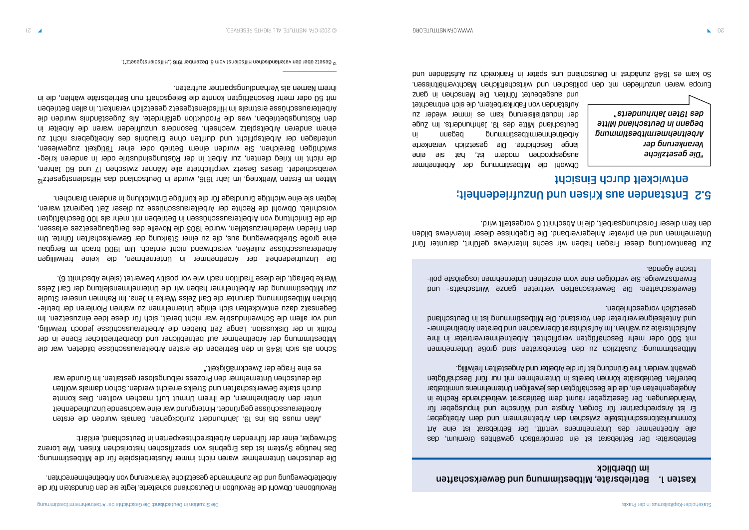## Kasten 1. Betriebsräte, Mitbestimmung und Gewerkschaften im Überblick

Betriebsräte: Der Betriebsrat ist ein demokratisch gewähltes Gremium, das alle Arbeitnehmer des Unternehmens vertritt. Der Betriebsrat ist eine Art Kommunikationsschnittstelle zwischen den Arbeitnehmern und dem Arbeitgeber; Er ist Ansprechpartner für Sorgen, Ängste und Wünsche und Impulsgeber für Veränderungen. Der Gesetzgeber räumt dem Betriebsrat weitreichende Rechte in Angelegenheiten ein, die die Beschäftigten des jeweiligen Unternehmens unmittelbar betreffen. Betriebsräte können bereits in Unternehmen mit nur fünf Beschäftigten gewählt werden. Ihre Gründung ist für die Arbeiter und Angestellten freiwillig.

Mitbestimmung: Zusätzlich zu den Betriebsräten sind große Unternehmen mit 500 oder mehr Beschäftigten verpflichtet, Arbeitnehmervertreter in ihre Aufsichtsräte zu wählen. Im Aufsichtsrat überwachen und beraten Arbeitnehmer- und Anteilseignervertreter den Vorstand. Die Mitbestimmung ist in Deutschland gesetzlich vorgeschrieben.

Gewerkschaften: Die Gewerkschaften vertreten ganze Wirtschafts- und Erwerbszweige. Sie verfolgen eine vom einzelnen Unternehmen losgelöste politische Agenda.

Zur Beantwortung dieser Fragen haben wir sechs Interviews geführt, darunter fünf Unternehmen und ein privater Anlegerverband. Die Ergebnisse dieser Interviews bilden den Kern dieser Forschungsarbeit, die in Abschnitt 6 vorgestellt wird.

## 5.2 Entstanden aus Krisen und Unzufriedenheit; entwickelt durch Einsicht

> *"Die gesetzliche Verankerung der Arbeitnehmermitbestimmung begann in Deutschland Mitte des 19ten Jahrhunderts"*

Obwohl die Mitbestimmung der Arbeitnehmer ausgesprochen modern ist, hat sie eine lange Geschichte. Die gesetzlich verankerte Arbeitnehmermitbestimmung begann in Deutschland Mitte des 19. Jahrhunderts. Im Zuge der Industrialisierung kam es immer wieder zu Aufständen von Fabrikarbeitern, die sich entmachtet und ausgebeutet fühlten. Die Menschen in ganz Europa waren unzufrieden mit den politischen und wirtschaftlichen Machtverhältnissen. So kam es 1848 zunächst in Deutschland uns später in Frankreich zu Aufständen und Revolutionen. Obwohl die Revolution in Deutschland scheiterte, legte sie den Grundstein für die Arbeiterbewegung und die zunehmende gesetzliche Verankerung von Arbeitnehmerrechten.

Die deutschen Unternehmer waren nicht immer Musterbeispiele für die Mitbestimmung. Das heutige System ist das Ergebnis von spezifischen historischen Krisen. Wie Lorenz Schwegler, einer der führenden Arbeitsrechtsexperten in Deutschland, erklärt:

„Man muss bis ins 19. Jahrhundert zurückgehen. Damals wurden die ersten Arbeiterausschüsse gegründet. Hintergrund war eine wachsende Unzufriedenheit unter den Arbeitnehmern, die ihrem Unmut Luft machen wollten. Dies konnte durch starke Gewerkschaften und Streiks erreicht werden. Schon damals wollten die deutschen Unternehmer den Prozess reibungsloser gestalten. Im Grunde war es eine Frage der Zweckmäßigkeit."

Schon als sich 1848 in den Betrieben die ersten Arbeiterausschüsse bildeten, war die Mitbestimmung der Arbeitnehmer auf betrieblicher und überbetrieblicher Ebene in der Politik in der Diskussion. Lange Zeit blieben die Arbeiterausschüsse jedoch freiwillig, und vor allem die Schwerindustrie war nicht bereit, sich für diese Idee einzusetzen. Im Gegensatz dazu entwickelten sich einige Unternehmen zu wahren Pionieren der betrieblichen Mitbestimmung, darunter die Carl Zeiss Werke in Jena. Im Rahmen unserer Studie zur Mitbestimmung der Arbeitnehmer haben wir die Unternehmensleitung der Carl Zeiss Werke befragt, die diese Tradition nach wie vor positiv bewertet (siehe Abschnitt 6).

Die Unzufriedenheit der Arbeitnehmer in Unternehmen, die keine freiwilligen Arbeiterausschüsse zuließen, verschwand nicht einfach. Um 1900 brach im Bergbau eine große Streikbewegung aus, die zu einer Stärkung der Gewerkschaften führte. Um den Frieden wiederherzustellen, wurde 1905 die Novelle des Berggesetzes erlassen, die die Einrichtung von Arbeiterausschüssen in Betrieben mit mehr als 100 Beschäftigten vorschrieb. Obwohl die Rechte der Arbeiterausschüsse zu dieser Zeit begrenzt waren, legten sie eine wichtige Grundlage für die künftige Entwicklung in anderen Branchen.

Mitten im Ersten Weltkrieg, im Jahr 1916, wurde in Deutschland das Hilfsdienstgesetz[12] verabschiedet. Dieses Gesetz verpflichtete alle Männer zwischen 17 und 60 Jahren, die nicht im Krieg dienten, zur Arbeit in der Rüstungsindustrie oder in anderen kriegswichtigen Bereichen. Sie wurden einem Betrieb oder einer Tätigkeit zugewiesen, unterlagen der Arbeitspflicht und durften ohne Erlaubnis des Arbeitgebers nicht zu einem anderen Arbeitsplatz wechseln. Besonders unzufrieden waren die Arbeiter in den Rüstungsbetrieben, was die Produktion gefährdete. Als Zugeständnis wurden die Arbeiterausschüsse erstmals im Hilfsdienstgesetz gesetzlich verankert. In allen Betrieben mit 50 oder mehr Beschäftigten konnte die Belegschaft nun Betriebsräte wählen, die in ihrem Namen als Verhandlungspartner auftraten.

12 Gesetz über den vaterländischen Hilfsdienst vom 5. Dezember 1916 („Hilfsdienstgesetz").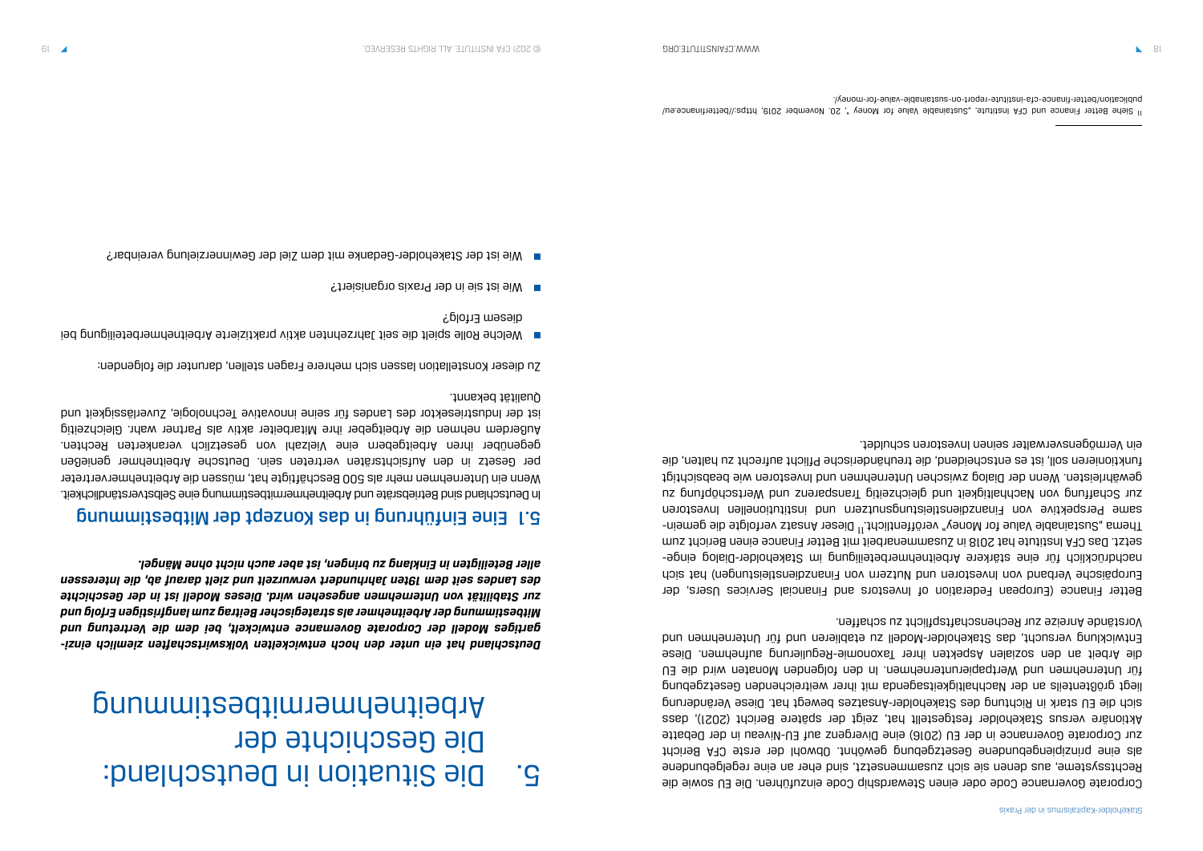Corporate Governance Code oder einen Stewardship Code einzuführen. Die EU sowie die Rechtssysteme, aus denen sie sich zusammensetzt, sind eher an eine regelgebundene als eine prinzipiengebundene Gesetzgebung gewöhnt. Obwohl der erste CFA Bericht zur Corporate Governance in der EU (2016) eine Divergenz auf EU-Niveau in der Debatte Aktionäre versus Stakeholder festgestellt hat, zeigt der spätere Bericht (2021), dass sich die EU stark in Richtung des Stakeholder-Ansatzes bewegt hat. Diese Veränderung liegt größtenteils an der Nachhaltigkeitsagenda mit ihrer weitreichenden Gesetzgebung für Unternehmen und Wertpapierunternehmen. In den folgenden Monaten wird die EU die Arbeit an den sozialen Aspekten ihrer Taxonomie-Regulierung aufnehmen. Diese Entwicklung versucht, das Stakeholder-Modell zu etablieren und für Unternehmen und Vorstände Anreize zur Rechenschaftspflicht zu schaffen.

Better Finance (European Federation of Investors and Financial Services Users, der Europäische Verband von Investoren und Nutzern von Finanzdienstleistungen) hat sich nachdrücklich für eine stärkere Arbeitnehmerbeteiligung im Stakeholder-Dialog eingesetzt. Das CFA Institute hat 2018 in Zusammenarbeit mit Better Finance einen Bericht zum Thema „Sustainable Value for Money" veröffentlicht.[11] Dieser Ansatz verfolgte die gemeinsame Perspektive von Finanzdienstleistungsnutzern und institutionellen Investoren zur Schaffung von Nachhaltigkeit und gleichzeitig Transparenz und Wertschöpfung zu gewährleisten. Wenn der Dialog zwischen Unternehmen und Investoren wie beabsichtigt funktionieren soll, ist es entscheidend, die treuhänderische Pflicht aufrecht zu halten, die ein Vermögensverwalter seinen Investoren schuldet.

[11] Siehe Better Finance und CFA Institute, „Sustainable Value for Money", 20. November 2019, https://betterfinance.eu/publication/better-finance-cfa-institute-report-on-sustainable-value-for-money/.

# 5. Die Situation in Deutschland: Die Geschichte der Arbeitnehmermitbestimmung

***Deutschland hat ein unter den hoch entwickelten Volkswirtschaften ziemlich einzigartiges Modell der Corporate Governance entwickelt, bei dem die Vertretung und Mitbestimmung der Arbeitnehmer als strategischer Beitrag zum langfristigen Erfolg und zur Stabilität von Unternehmen angesehen wird. Dieses Modell ist in der Geschichte des Landes seit dem 19ten Jahrhundert verwurzelt und zielt darauf ab, die Interessen aller Beteiligten in Einklang zu bringen, ist aber auch nicht ohne Mängel.***

## 5.1 Eine Einführung in das Konzept der Mitbestimmung

In Deutschland sind Betriebsräte und Arbeitnehmermitbestimmung eine Selbstverständlichkeit. Wenn ein Unternehmen mehr als 500 Beschäftigte hat, müssen die Arbeitnehmervertreter per Gesetz in den Aufsichtsräten vertreten sein. Deutsche Arbeitnehmer genießen gegenüber ihren Arbeitgebern eine Vielzahl von gesetzlich verankerten Rechten. Außerdem nehmen die Arbeitgeber ihre Mitarbeiter aktiv als Partner wahr. Gleichzeitig ist der Industriesektor des Landes für seine innovative Technologie, Zuverlässigkeit und Qualität bekannt.

Zu dieser Konstellation lassen sich mehrere Fragen stellen, darunter die folgenden:

- Welche Rolle spielt die seit Jahrzehnten aktiv praktizierte Arbeitnehmerbeteiligung bei diesem Erfolg?
- Wie ist sie in der Praxis organisiert?
- Wie ist der Stakeholder-Gedanke mit dem Ziel der Gewinnerzielung vereinbar?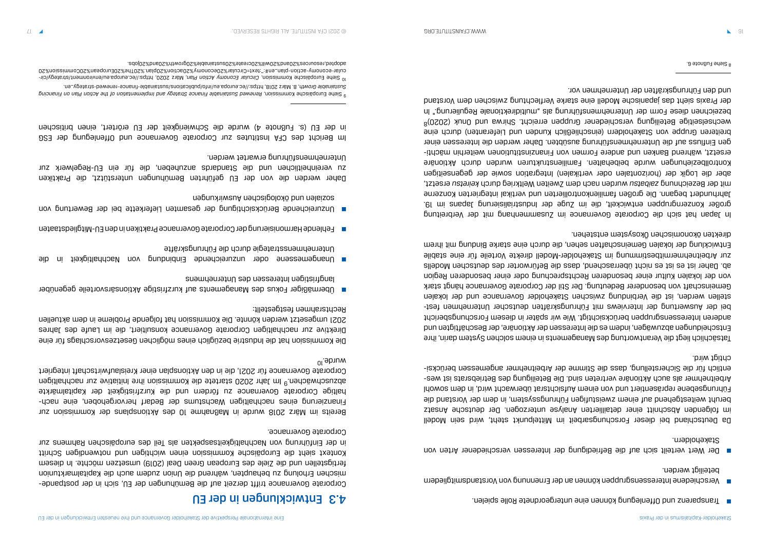- Transparenz und Offenlegung können eine untergeordnete Rolle spielen.
- Verschiedene Interessensgruppen können an der Ernennung von Vorstandsmitgliedern beteiligt werden.
- Der Wert verteilt sich auf die Befriedigung der Interessen verschiedener Arten von Stakeholdern.

Da Deutschland bei dieser Forschungsarbeit im Mittelpunkt steht, wird sein Modell im folgenden Abschnitt einer detaillierten Analyse unterzogen. Der deutsche Ansatz beruht weitgehend auf einem zweistufigen Führungssystem, in dem der Vorstand die Führungsebene repräsentiert und von einem Aufsichtsrat überwacht wird, in dem sowohl Arbeitnehmer als auch Aktionäre vertreten sind. Die Beteiligung des Betriebsrats ist wesentlich für die Sicherstellung, dass die Stimme der Arbeitnehmer angemessen berücksichtigt wird.

Tatsächlich liegt die Verantwortung des Managements in einem solchen System darin, ihre Entscheidungen abzuwägen, indem es die Interessen der Aktionäre, der Beschäftigten und anderen Interessengruppen berücksichtigt. Wie wir später in diesem Forschungsbericht bei der Auswertung der Interviews mit Führungskräften deutscher Unternehmen feststellen werden, ist die Verbindung zwischen Stakeholder Governance und der lokalen Gemeinschaft von besonderer Bedeutung. Der Stil der Corporate Governance hängt stark von der lokalen Kultur einer besonderen Rechtsprechung oder einer besonderen Region ab. Daher ist es ist es nicht überraschend, dass die Befürworter des deutschen Modells zur Arbeitnehmermitbestimmung im Stakeholder-Modell direkte Vorteile für eine stabile Entwicklung der lokalen Gemeinschaften sehen, die durch eine starke Bindung mit ihrem direkten ökonomischen Ökosystem entstehen.

In Japan hat sich die Corporate Governance im Zusammenhang mit der Verbreitung großer Konzerngruppen entwickelt, die im Zuge der Industrialisierung Japans im 19. Jahrhundert begann. Die großen familienkontrollierten und vertikal integrierten Konzerne mit der Bezeichnung *zaibatsu* wurden nach dem Zweiten Weltkrieg durch *keiretsu* ersetzt, aber die Logik der (horizontalen oder vertikalen) Integration sowie der gegenseitigen Kontrollbeziehungen wurde beibehalten. Familienstrukturen wurden durch Aktionäre ersetzt, während Banken und andere Formen von Finanzinstitutionen weiterhin mächtigen Einfluss auf die Unternehmensführung ausübten. Daher werden die Interessen einer breiteren Gruppe von Stakeholdern (einschließlich Kunden und Lieferanten) durch eine wechselseitige Beteiligung verschiedener Gruppen erreicht. Shirwa und Onuk (2020)[8] bezeichnen diese Form der Unternehmensführung als „multidirektionale Regulierung." In der Praxis sieht das japanische Modell eine starke Verflechtung zwischen dem Vorstand und den Führungskräften der Unternehmen vor.

[8] Siehe Fußnote 6.

## 4.3 Entwicklungen in der EU

Corporate Governance trifft derzeit auf die Bemühungen der EU, sich in der postpandemischen Erholung zu behaupten, während die Union zudem auch die Kapitalmarktunion fertigstellen und die Ziele des European Green Deal (2019) umsetzen möchte. In diesem Kontext sieht die Europäische Kommission einen wichtigen und notwendigen Schritt in der Einführung von Nachhaltigkeitsaspekten als Teil des europäischen Rahmens zur Corporate Governance.

Bereits im März 2018 wurde in Maßnahme 10 des Aktionsplans der Kommission zur Finanzierung eines nachhaltigen Wachstums der Bedarf hervorgehoben, eine nachhaltige Corporate Governance zu fördern und die Kurzfristigkeit der Kapitalmärkte abzuschwächen.[9] Im Jahr 2020 startete die Kommission ihre Initiative zur nachhaltigen Corporate Governance für 2021, die in den Aktionsplan einer Kreislaufwirtschaft integriert wurde.[10]

Die Kommission hat die Industrie bezüglich eines möglichen Gesetzesvorschlags für eine Direktive zur nachhaltigen Corporate Governance konsultiert, die im Laufe des Jahres 2021 umgesetzt werden könnte. Die Kommission hat folgende Probleme in dem aktuellen Rechtsrahmen festgestellt:

- Übermäßiger Fokus des Managements auf kurzfristige Aktionärsvorteile gegenüber langfristigen Interessen des Unternehmens
- Unangemessene oder unzureichende Einbindung von Nachhaltigkeit in die Unternehmensstrategie durch die Führungskräfte
- Fehlende Harmonisierung der Corporate Governance Praktiken in den EU-Mitgliedstaaten
- Unzureichende Berücksichtigung der gesamten Lieferkette bei der Bewertung von sozialen und ökologischen Auswirkungen

Daher werden die von der EU geführten Bemühungen unterstützt, die Praktiken zu vereinheitlichen und die Standards anzuheben, die für ein EU-Regelwerk zur Unternehmensführung erwartet werden.

Im Bericht des CFA Institutes zur Corporate Governance und Offenlegung der ESG in der EU (s. Fußnote 4) wurde die Schwierigkeit der EU erörtert, einen britischen

[9] Siehe Europäische Kommission, *Renewed Sustainable Finance Strategy and Implementation of the Action Plan on Financing Sustainable Growth*, 8. März 2018, https://ec.europa.eu/info/publications/sustainable-finance-renewed-strategy_en.

[10] Siehe Europäische Kommission, *Circular Economy Action Plan*, März 2020, https://ec.europa.eu/environment/strategy/circular-economy-action-plan_en#:~:text=Circular%20economy%20action%20plan.%20The%20European%20Commission%20adopted,resources%20and%20will%20create%20sustainable%20growth%20and%20jobs.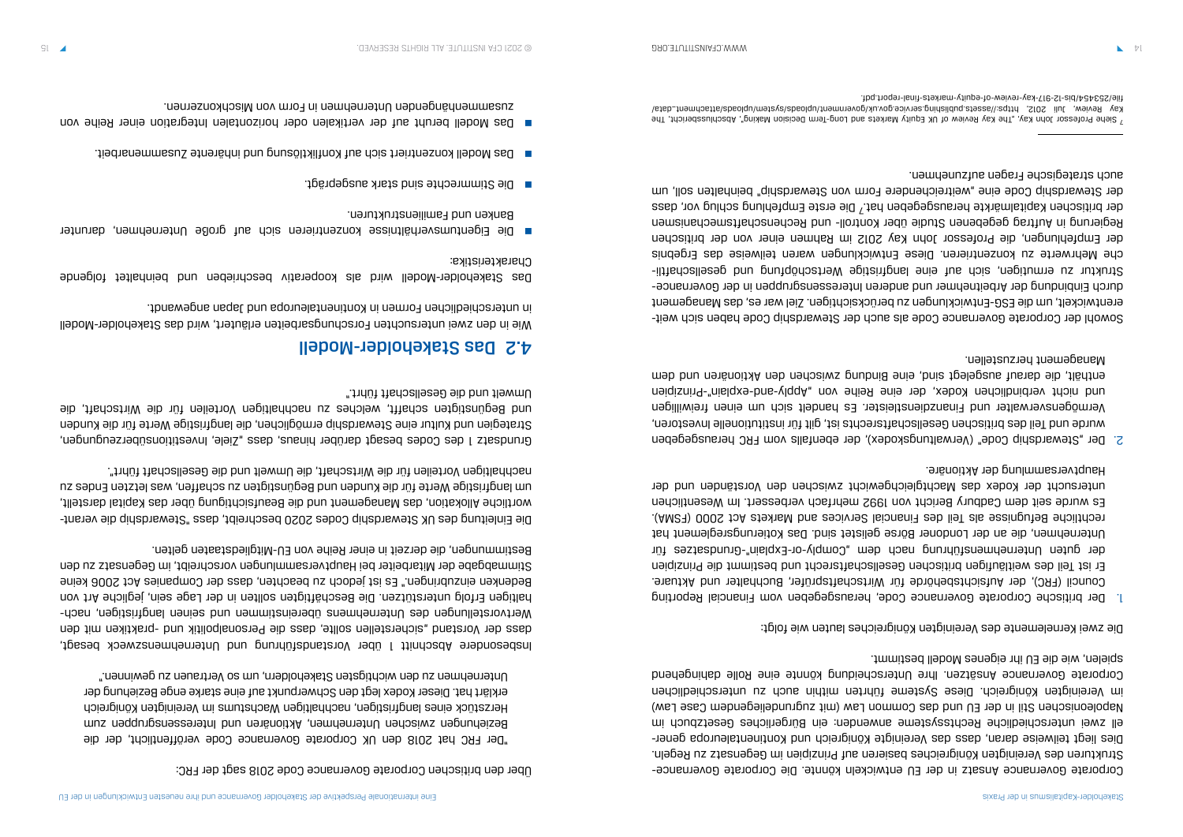Corporate Governance Ansatz in der EU entwickeln könnte. Die Corporate Governance-Strukturen des Vereinigten Königreiches basieren auf Prinzipien im Gegensatz zu Regeln. Dies liegt teilweise daran, dass das Vereinigte Königreich und Kontinentaleuropa generell zwei unterschiedliche Rechtssysteme anwenden: ein Bürgerliches Gesetzbuch im Napoleonischen Stil in der EU und das Common Law (mit zugrundeliegendem Case Law) im Vereinigten Königreich. Diese Systeme führten mithin auch zu unterschiedlichen Corporate Governance Ansätzen. Ihre Unterscheidung könnte eine Rolle dahingehend spielen, wie die EU ihr eigenes Modell bestimmt.

Die zwei Kernelemente des Vereinigten Königreiches lauten wie folgt:

1. Der britische Corporate Governance Code, herausgegeben vom Financial Reporting Council (FRC), der Aufsichtsbehörde für Wirtschaftsprüfer, Buchhalter und Aktuare. Er ist Teil des weitläufigen britischen Gesellschaftsrecht und bestimmt die Prinzipien der guten Unternehmensführung nach dem „Comply-or-Explain"-Grundsatzes für Unternehmen, die an der Londoner Börse gelistet sind. Das Kotierungsregelment hat rechtliche Befugnisse als Teil des Financial Services and Markets Act 2000 (FSMA). Es wurde seit dem Cadbury Bericht von 1992 mehrfach verbessert. Im Wesentlichen untersucht der Kodex das Machtgleichgewicht zwischen den Vorständen und der Hauptversammlung der Aktionäre.

2. Der „Stewardship Code" (Verwaltungskodex), der ebenfalls vom FRC herausgegeben wurde und Teil des britischen Gesellschaftsrechts ist, gilt für institutionelle Investoren, Vermögensverwalter und Finanzdienstleister. Es handelt sich um einen freiwilligen und nicht verbindlichen Kodex, der eine Reihe von „Apply-and-explain"-Prinzipien enthält, die darauf ausgelegt sind, eine Bindung zwischen den Aktionären und dem Management herzustellen.

Sowohl der Corporate Governance Code als auch der Stewardship Code haben sich weiterentwickelt, um die ESG-Entwicklungen zu berücksichtigen. Ziel war es, das Management durch Einbindung der Arbeitnehmer und anderen Interessensgruppen in der Governance-Struktur zu ermutigen, sich auf eine langfristige Wertschöpfung und gesellschaftliche Mehrwerte zu konzentrieren. Diese Entwicklungen waren teilweise das Ergebnis der Empfehlungen, die Professor John Kay 2012 im Rahmen einer von der britischen Regierung in Auftrag gegebenen Studie über Kontroll- und Rechenschaftsmechanismen der britischen Kapitalmärkte herausgegeben hat.[7] Die erste Empfehlung schlug vor, dass der Stewardship Code eine „weitreichendere Form von Stewardship" beinhalten soll, um auch strategische Fragen aufzunehmen.

---

[7] Siehe Professor John Kay, „The Kay Review of UK Equity Markets and Long-Term Decision Making", Abschlussbericht, The Kay Review, Juli 2012. https://assets.publishing.service.gov.uk/government/uploads/system/uploads/attachment_data/file/253454/bis-12-917-kay-review-of-equity-markets-final-report.pdf.

Über den britischen Corporate Governance Code 2018 sagt der FRC:

"Der FRC hat 2018 den UK Corporate Governance Code veröffentlicht, der die Beziehungen zwischen Unternehmen, Aktionären und Interessensgruppen zum Herzstück eines langfristigen, nachhaltigen Wachstums im Vereinigten Königreich erklärt hat. Dieser Kodex legt den Schwerpunkt auf eine starke enge Beziehung der Unternehmen zu den wichtigsten Stakeholdern, um so Vertrauen zu gewinnen."

Insbesondere Abschnitt 1 über Vorstandsführung und Unternehmenszweck besagt, dass der Vorstand „sicherstellen sollte, dass die Personalpolitik und -praktiken mit den Wertvorstellungen des Unternehmens übereinstimmen und seinen langfristigen, nachhaltigen Erfolg unterstützen. Die Beschäftigten sollten in der Lage sein, jegliche Art von Bedenken einzubringen." Es ist jedoch zu beachten, dass der Companies Act 2006 keine Stimmabgabe der Mitarbeiter bei Hauptversammlungen vorschreibt, im Gegensatz zu den Bestimmungen, die derzeit in einer Reihe von EU-Mitgliedstaaten gelten.

Die Einleitung des UK Stewardship Codes 2020 beschreibt, dass "Stewardship die verantwortliche Allokation, das Management und die Beaufsichtigung über das Kapital darstellt, um langfristige Werte für die Kunden und die Begünstigten zu schaffen, was letzten Endes zu nachhaltigen Vorteilen für die Wirtschaft, die Umwelt und die Gesellschaft führt".

Grundsatz 1 des Codes besagt darüber hinaus, dass „Ziele, Investitionsüberzeugungen, Strategien und Kultur eine Stewardship ermöglichen, die langfristige Werte für die Kunden und Begünstigten schafft, welches zu nachhaltigen Vorteilen für die Wirtschaft, die Umwelt und die Gesellschaft führt."

## 4.2 Das Stakeholder-Modell

Wie in den zwei untersuchten Forschungsarbeiten erläutert, wird das Stakeholder-Modell in unterschiedlichen Formen in Kontinentaleuropa und Japan angewandt.

Das Stakeholder-Modell wird als kooperativ beschrieben und beinhaltet folgende Charakteristika:

- Die Eigentumsverhältnisse konzentrieren sich auf große Unternehmen, darunter Banken und Familienstrukturen.
- Die Stimmrechte sind stark ausgeprägt.
- Das Modell konzentriert sich auf Konfliktlösung und inhärente Zusammenarbeit.
- Das Modell beruht auf der vertikalen oder horizontalen Integration einer Reihe von zusammenhängenden Unternehmen in Form von Mischkonzernen.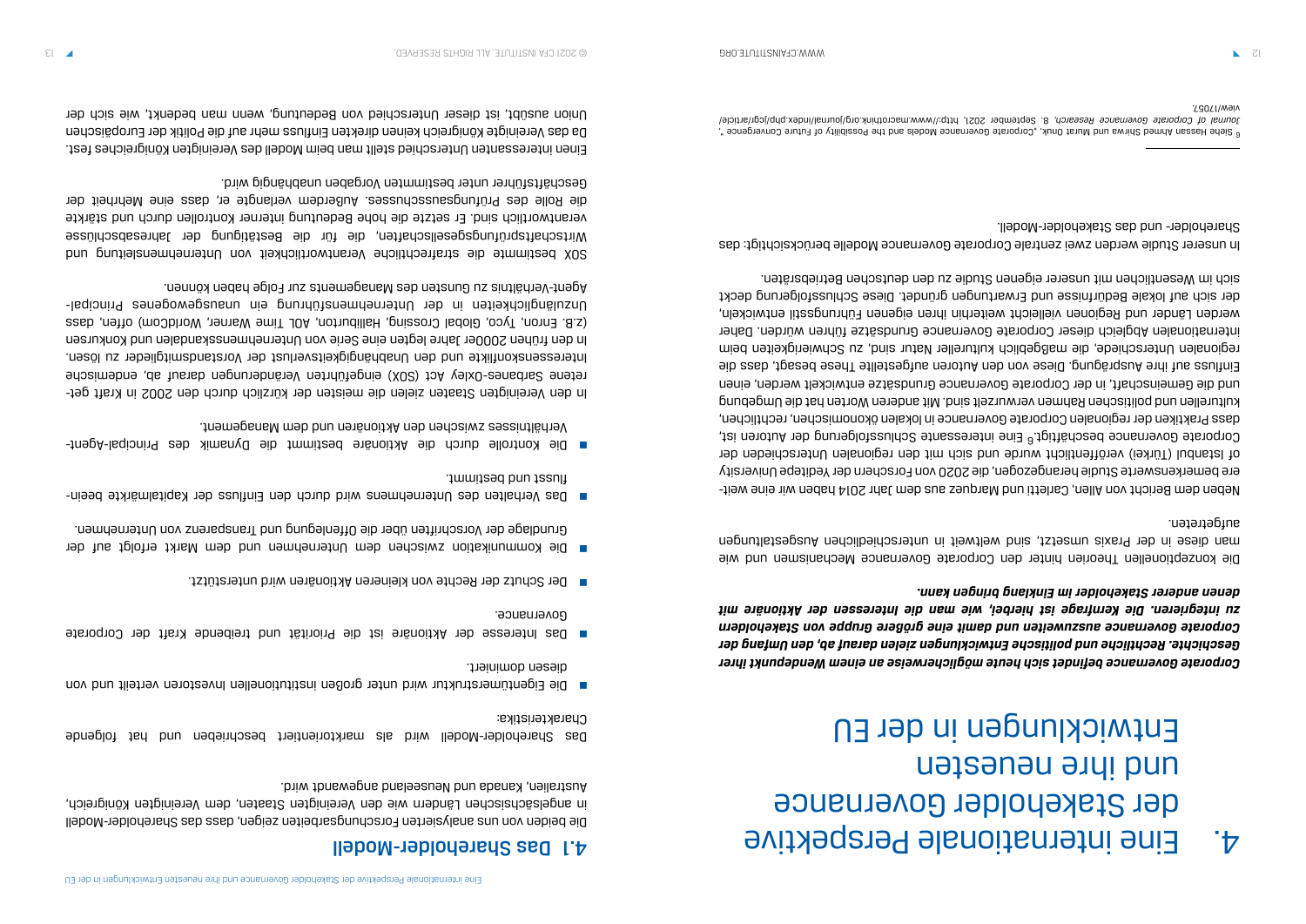# 4. Eine internationale Perspektive der Stakeholder Governance und ihre neuesten Entwicklungen in der EU

***Corporate Governance befindet sich heute möglicherweise an einem Wendepunkt ihrer Geschichte. Rechtliche und politische Entwicklungen zielen darauf ab, den Umfang der Corporate Governance auszuweiten und damit eine größere Gruppe von Stakeholdern zu integrieren. Die Kernfrage ist hierbei, wie man die Interessen der Aktionäre mit denen anderer Stakeholder im Einklang bringen kann.***

Die konzeptionellen Theorien hinter den Corporate Governance Mechanismen und wie man diese in der Praxis umsetzt, sind weltweit in unterschiedlichen Ausgestaltungen aufgetreten.

Neben dem Bericht von Allen, Carletti und Marquez aus dem Jahr 2014 haben wir eine weitere bemerkenswerte Studie herangezogen, die 2020 von Forschern der Yeditepe University of Istanbul (Türkei) veröffentlicht wurde und sich mit den regionalen Unterschieden der Corporate Governance beschäftigt.[6] Eine interessante Schlussfolgerung der Autoren ist, dass Praktiken der regionalen Corporate Governance in lokalen ökonomischen, rechtlichen, kulturellen und politischen Rahmen verwurzelt sind. Mit anderen Worten hat die Umgebung und die Gemeinschaft, in der Corporate Governance Grundsätze entwickelt werden, einen Einfluss auf ihre Ausprägung. Diese von den Autoren aufgestellte These besagt, dass die regionalen Unterschiede, die maßgeblich kultureller Natur sind, zu Schwierigkeiten beim internationalen Abgleich dieser Corporate Governance Grundsätze führen würden. Daher werden Länder und Regionen vielleicht weiterhin ihren eigenen Führungsstil entwickeln, der sich auf lokale Bedürfnisse und Erwartungen gründet. Diese Schlussfolgerung deckt sich im Wesentlichen mit unserer eigenen Studie zu den deutschen Betriebsräten.

In unserer Studie werden zwei zentrale Corporate Governance Modelle berücksichtigt: das Shareholder- und das Stakeholder-Modell.

[6] Siehe Hassan Ahmed Shirwa und Murat Onuk, „Corporate Governance Models and the Possibility of Future Convergence", *Journal of Corporate Governance Research*, 8. September 2021, http://www.macrothink.org/journal/index.php/jcgr/article/view/17057.

## 4.1 Das Shareholder-Modell

Die beiden von uns analysierten Forschungsarbeiten zeigen, dass das Shareholder-Modell in angelsächsischen Ländern wie den Vereinigten Staaten, dem Vereinigten Königreich, Australien, Kanada und Neuseeland angewandt wird.

Das Shareholder-Modell wird als marktorientiert beschrieben und hat folgende Charakteristika:

- Die Eigentümerstruktur wird unter großen institutionellen Investoren verteilt und von diesen dominiert.
- Das Interesse der Aktionäre ist die Priorität und treibende Kraft der Corporate Governance.
- Der Schutz der Rechte von kleineren Aktionären wird unterstützt.
- Die Kommunikation zwischen dem Unternehmen und dem Markt erfolgt auf der Grundlage der Vorschriften über die Offenlegung und Transparenz von Unternehmen.
- Das Verhalten des Unternehmens wird durch den Einfluss der Kapitalmärkte beeinflusst und bestimmt.
- Die Kontrolle durch die Aktionäre bestimmt die Dynamik des Principal-Agent-Verhältnisses zwischen den Aktionären und dem Management.

In den Vereinigten Staaten zielen die meisten der kürzlich durch den 2002 in Kraft getretene Sarbanes-Oxley Act (SOX) eingeführten Veränderungen darauf ab, endemische Interessenskonflikte und den Unabhängigkeitsverlust der Vorstandsmitglieder zu lösen. In den frühen 2000er Jahre legten eine Serie von Unternehmensskandalen und Konkursen (z.B. Enron, Tyco, Global Crossing, Halliburton, AOL Time Warner, WorldCom) offen, dass Unzulänglichkeiten in der Unternehmensführung ein unausgewogenes Principal-Agent-Verhältnis zu Gunsten des Managements zur Folge haben können.

SOX bestimmte die strafrechtliche Verantwortlichkeit von Unternehmensleitung und Wirtschaftsprüfungsgesellschaften, die für die Bestätigung der Jahresabschlüsse verantwortlich sind. Er setzte die hohe Bedeutung interner Kontrollen durch und stärkte die Rolle des Prüfungsausschusses. Außerdem verlangte er, dass eine Mehrheit der Geschäftsführer unter bestimmten Vorgaben unabhängig wird.

Einen interessanten Unterschied stellt man beim Modell des Vereinigten Königreiches fest. Da das Vereinigte Königreich keinen direkten Einfluss mehr auf die Politik der Europäischen Union ausübt, ist dieser Unterschied von Bedeutung, wenn man bedenkt, wie sich der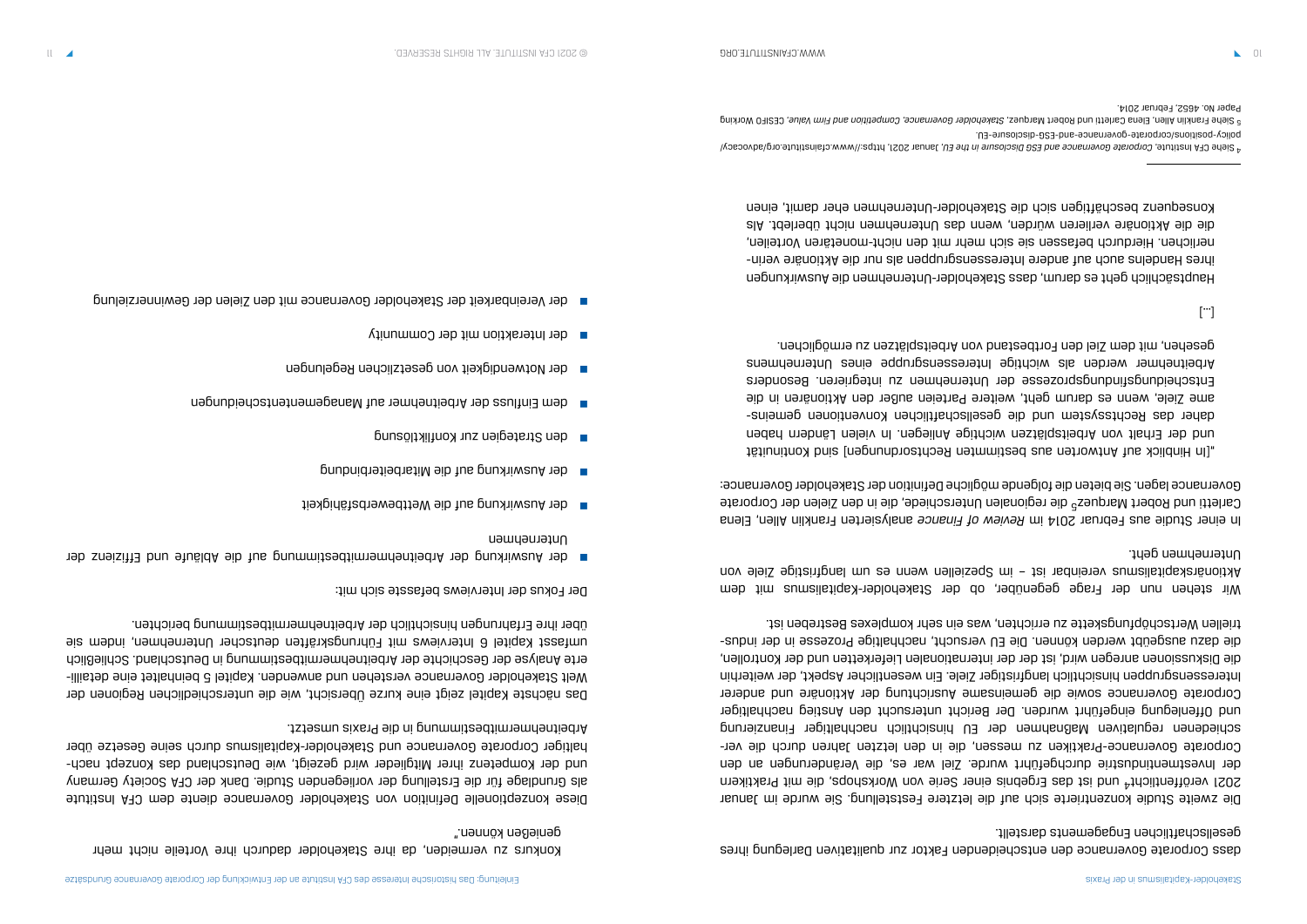dass Corporate Governance den entscheidenden Faktor zur qualitativen Darlegung ihres gesellschaftlichen Engagements darstellt.

Die zweite Studie konzentrierte sich auf die letztere Feststellung. Sie wurde im Januar 2021 veröffentlicht[4] und ist das Ergebnis einer Serie von Workshops, die mit Praktikern der Investmentindustrie durchgeführt wurde. Ziel war es, die Veränderungen an den Corporate Governance-Praktiken zu messen, die in den letzten Jahren durch die verschiedenen regulativen Maßnahmen der EU hinsichtlich nachhaltiger Finanzierung und Offenlegung eingeführt wurden. Der Bericht untersucht den Anstieg nachhaltiger Corporate Governance sowie die gemeinsame Ausrichtung der Aktionäre und anderer Interessensgruppen hinsichtlich langfristiger Ziele. Ein wesentlicher Aspekt, der weiterhin die Diskussionen anregen wird, ist der der internationalen Lieferketten und der Kontrollen, die dazu ausgeübt werden können. Die EU versucht, nachhaltige Prozesse in der industriellen Wertschöpfungskette zu errichten, was ein sehr komplexes Bestreben ist.

Wir stehen nun der Frage gegenüber, ob der Stakeholder-Kapitalismus mit dem Aktionärskapitalismus vereinbar ist – im Speziellen wenn es um langfristige Ziele von Unternehmen geht.

In einer Studie aus Februar 2014 im *Review of Finance* analysierten Franklin Allen, Elena Carletti und Robert Marquez[5] die regionalen Unterschiede, die in den Zielen der Corporate Governance lagen. Sie bieten die folgende mögliche Definition der Stakeholder Governance:

„[In Hinblick auf Antworten aus bestimmten Rechtsordnungen] sind Kontinuität und der Erhalt von Arbeitsplätzen wichtige Anliegen. In vielen Ländern haben daher das Rechtssystem und die gesellschaftlichen Konventionen gemeinsame Ziele, wenn es darum geht, weitere Parteien außer den Aktionären in die Entscheidungsfindungsprozesse der Unternehmen zu integrieren. Besonders Arbeitnehmer werden als wichtige Interessensgruppe eines Unternehmens gesehen, mit dem Ziel den Fortbestand von Arbeitsplätzen zu ermöglichen.

[...]

Hauptsächlich geht es darum, dass Stakeholder-Unternehmen die Auswirkungen ihres Handelns auch auf andere Interessensgruppen als nur die Aktionäre verinnerlichen. Hierdurch befassen sie sich mehr mit den nicht-monetären Vorteilen, die die Aktionäre verlieren würden, wenn das Unternehmen nicht überlebt. Als Konsequenz beschäftigen sich die Stakeholder-Unternehmen eher damit, einen Konkurs zu vermeiden, da ihre Stakeholder dadurch ihre Vorteile nicht mehr genießen können."

Diese konzeptionelle Definition von Stakeholder Governance diente dem CFA Institute als Grundlage für die Erstellung der vorliegenden Studie. Dank der CFA Society Germany und der Kompetenz ihrer Mitglieder wird gezeigt, wie Deutschland das Konzept nachhaltiger Corporate Governance und Stakeholder-Kapitalismus durch seine Gesetze über Arbeitnehmermitbestimmung in die Praxis umsetzt.

Das nächste Kapitel zeigt eine kurze Übersicht, wie die unterschiedlichen Regionen der Welt Stakeholder Governance verstehen und anwenden. Kapitel 5 beinhaltet eine detaillierte Analyse der Geschichte der Arbeitnehmermitbestimmung in Deutschland. Schließlich umfasst Kapitel 6 Interviews mit Führungskräften deutscher Unternehmen, indem sie über ihre Erfahrungen hinsichtlich der Arbeitnehmermitbestimmung berichten.

Der Fokus der Interviews befasste sich mit:

- der Auswirkung der Arbeitnehmermitbestimmung auf die Abläufe und Effizienz der Unternehmen
- der Auswirkung auf die Wettbewerbsfähigkeit
- der Auswirkung auf die Mitarbeiterbindung
- den Strategien zur Konfliktlösung
- dem Einfluss der Arbeitnehmer auf Managemententscheidungen
- der Notwendigkeit von gesetzlichen Regelungen
- der Interaktion mit der Community
- der Vereinbarkeit der Stakeholder Governance mit den Zielen der Gewinnerzielung

---

[4] Siehe CFA Institute, *Corporate Governance and ESG Disclosure in the EU*, Januar 2021, https://www.cfainstitute.org/advocacy/policy-positions/corporate-governance-and-ESG-disclosure-EU.

[5] Siehe Franklin Allen, Elena Carletti und Robert Marquez, *Stakeholder Governance, Competition and Firm Value*, CESifo Working Paper No. 4652, Februar 2014.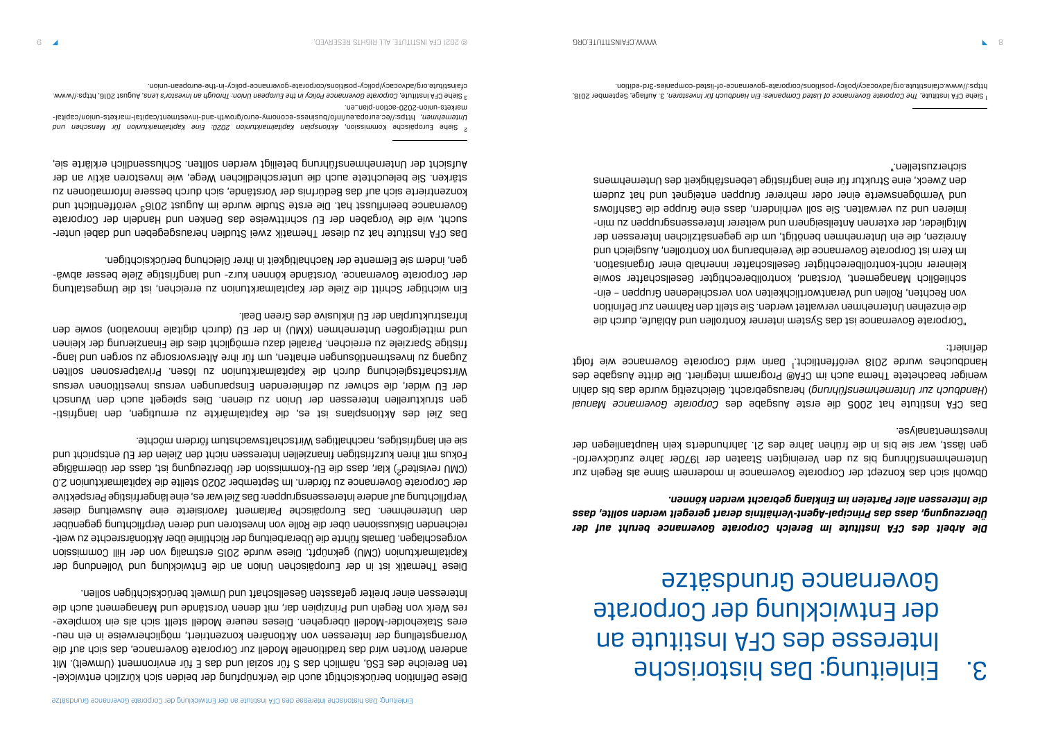# 3. Einleitung: Das historische Interesse des CFA Institute an der Entwicklung der Corporate Governance Grundsätze

***Die Arbeit des CFA Institute im Bereich Corporate Governance beruht auf der Überzeugung, dass das Principal-Agent-Verhältnis derart geregelt werden sollte, dass die Interessen aller Parteien im Einklang gebracht werden können.***

Obwohl sich das Konzept der Corporate Governance in modernem Sinne als Regeln zur Unternehmensführung bis zu den Vereinigten Staaten der 1970er Jahre zurückverfolgen lässt, war sie bis in die frühen Jahre des 21. Jahrhunderts kein Hauptanliegen der Investmentanalyse.

Das CFA Institute hat 2005 die erste Ausgabe des *Corporate Governance Manual* (*Handbuch zur Unternehmensführung*) herausgebracht. Gleichzeitig wurde das bis dahin weniger beachtete Thema auch im CFA® Programm integriert. Die dritte Ausgabe des Handbuches wurde 2018 veröffentlicht.[1] Darin wird Corporate Governance wie folgt definiert:

„Corporate Governance ist das System interner Kontrollen und Abläufe, durch die die einzelnen Unternehmen verwaltet werden. Sie stellt den Rahmen zur Definition von Rechten, Rollen und Verantwortlichkeiten von verschiedenen Gruppen – einschließlich Management, Vorstand, kontrollberechtigter Gesellschafter sowie kleinerer nicht-kontrollberechtigter Gesellschafter innerhalb einer Organisation. Im Kern ist Corporate Governance die Vereinbarung von Kontrollen, Ausgleich und Anreizen, die ein Unternehmen benötigt, um die gegensätzlichen Interessen der Mitglieder, der externen Anteilseignern und weiterer Interessensgruppen zu minimieren und zu verwalten. Sie soll verhindern, dass eine Gruppe die Cashflows und Vermögenswerte einer oder mehrerer Gruppen enteignet und hat zudem den Zweck, eine Struktur für eine langfristige Lebensfähigkeit des Unternehmens sicherzustellen."

Diese Definition berücksichtigt auch die Verknüpfung der beiden sich kürzlich entwickelten Bereiche des ESG, nämlich das S für sozial und das E für environment (Umwelt). Mit anderen Worten wird das traditionelle Modell zur Corporate Governance, das sich auf die Vorrangstellung der Interessen von Aktionären konzentriert, möglicherweise in ein neueres Stakeholder-Modell übergehen. Dieses neuere Modell stellt sich als ein komplexeres Werk von Regeln und Prinzipien dar, mit denen Vorstände und Management auch die Interessen einer breiter gefassten Gesellschaft und Umwelt berücksichtigen sollen.

Diese Thematik ist in der Europäischen Union an die Entwicklung und Vollendung der Kapitalmarktunion (CMU) geknüpft. Diese wurde 2015 erstmalig von der Hill Commission vorgeschlagen. Damals führte die Überarbeitung der Richtlinie über Aktionärsrechte zu weitreichenden Diskussionen über die Rolle von Investoren und deren Verpflichtung gegenüber den Unternehmen. Das Europäische Parlament favorisierte eine Ausweitung dieser Verpflichtung auf andere Interessensgruppen: Das Ziel war es, eine längerfristige Perspektive der Corporate Governance zu fördern. Im September 2020 stellte die Kapitalmarktunion 2.0 (CMU revisited[2]) klar, dass die EU-Kommission der Überzeugung ist, dass der übermäßige Fokus mit ihren kurzfristigen finanziellen Interessen nicht den Zielen der EU entspricht und sie ein langfristiges, nachhaltiges Wirtschaftswachstum fördern möchte.

Das Ziel des Aktionsplans ist es, die Kapitalmärkte zu ermutigen, den langfristigen strukturellen Interessen der Union zu dienen. Dies spiegelt auch den Wunsch der EU wider, die schwer zu definierenden Einsparungen versus Investitionen versus Wirtschaftsgleichung durch die Kapitalmarktunion zu lösen. Privatpersonen sollten Zugang zu Investmentlösungen erhalten, um für ihre Altersvorsorge zu sorgen und langfristige Sparziele zu erreichen. Parallel dazu ermöglicht dies die Finanzierung der kleinen und mittelgroßen Unternehmen (KMU) in der EU (durch digitale Innovation) sowie den Infrastrukturplan der EU inklusive des Green Deal.

Ein wichtiger Schritt die Ziele der Kapitalmarktunion zu erreichen, ist die Umgestaltung der Corporate Governance. Vorstände können kurz- und langfristige Ziele besser abwägen, indem sie Elemente der Nachhaltigkeit in ihrer Gleichung berücksichtigen.

Das CFA Institute hat zu dieser Thematik zwei Studien herausgegeben und dabei untersucht, wie die Vorgaben der EU schrittweise das Denken und Handeln der Corporate Governance beeinflusst hat. Die erste Studie wurde im August 2016[3] veröffentlicht und konzentriere sich auf das Bedürfnis der Vorstände, sich durch bessere Informationen zu stärken. Sie beleuchtete auch die unterschiedlichen Wege, wie Investoren aktiv an der Aufsicht der Unternehmensführung beteiligt werden sollten. Schlussendlich erklärte sie,

---

[1] Siehe CFA Institute, *The Corporate Governance of Listed Companies: Ein Handbuch für Investoren*, 3. Auflage, September 2018, https://www.cfainstitute.org/advocacy/policy-positions/corporate-governance-of-listed-companies-3rd-edition.

[2] Siehe Europäische Kommission, *Aktionsplan Kapitalmarktunion 2020: Eine Kapitalmarktunion für Menschen und Unternehmen*, https://ec.europa.eu/info/business-economy-euro/growth-and-investment/capital-markets-union/capital-markets-union-2020-action-plan_en.

[3] Siehe CFA Institute, *Corporate Governance Policy in the European Union: Through an Investor's Lens*, August 2016, https://www.cfainstitute.org/advocacy/policy-positions/corporate-governance-policy-in-the-european-union.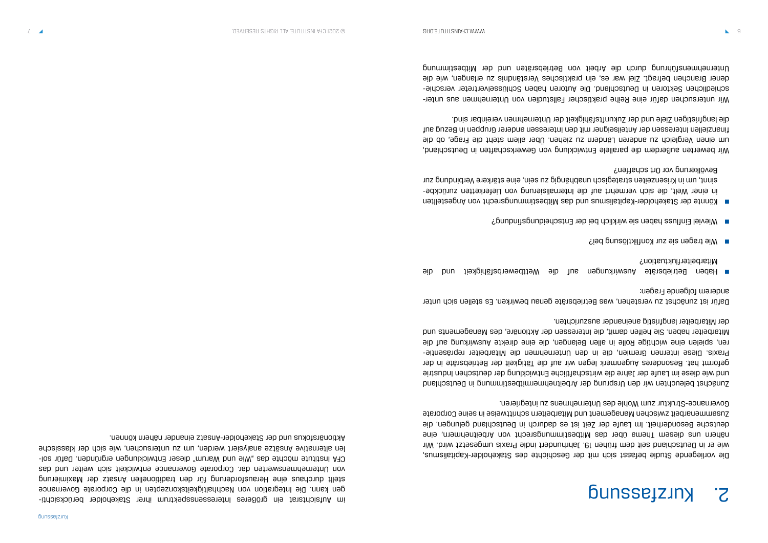# 2. Kurzfassung

Die vorliegende Studie befasst sich mit der Geschichte des Stakeholder-Kapitalismus, wie er in Deutschland seit dem frühen 19. Jahrhundert indie Praxis umgesetzt wird. Wir nähern uns diesem Thema über das Mitbestimmungsrecht von Arbeitnehmern, eine deutsche Besonderheit. Im Laufe der Zeit ist es dadurch in Deutschland gelungen, die Zusammenarbeit zwischen Management und Mitarbeitern schrittweise in seine Corporate Governance-Struktur zum Wohle des Unternehmens zu integrieren.

Zunächst beleuchten wir den Ursprung der Arbeitnehmermitbestimmung in Deutschland und wie diese im Laufe der Jahre die wirtschaftliche Entwicklung der deutschen Industrie geformt hat. Besonderes Augenmerk legen wir auf die Tätigkeit der Betriebsräte in der Praxis. Diese internen Gremien, die in den Unternehmen die Mitarbeiter repräsentieren, spielen eine wichtige Rolle in allen Belangen, die eine direkte Auswirkung auf die Mitarbeiter haben. Sie helfen damit, die Interessen der Aktionäre, des Managements und der Mitarbeiter langfristig aneinander auszurichten.

Dafür ist zunächst zu verstehen, was Betriebsräte genau bewirken. Es stellen sich unter anderem folgende Fragen:

- Haben Betriebsräte Auswirkungen auf die Wettbewerbsfähigkeit und die Mitarbeiterfluktuation?
- Wie tragen sie zur Konfliktlösung bei?
- Wieviel Einfluss haben sie wirklich bei der Entscheidungsfindung?
- Könnte der Stakeholder-Kapitalismus und das Mitbestimmungsrecht von Angestellten in einer Welt, die sich vermehrt auf die Internalisierung von Lieferketten zurückbesinnt, um in Krisenzeiten strategisch unabhängig zu sein, eine stärkere Verbindung zur Bevölkerung vor Ort schaffen?

Wir bewerten außerdem die parallele Entwicklung von Gewerkschaften in Deutschland, um einen Vergleich zu anderen Ländern zu ziehen. Über allem steht die Frage, ob die finanziellen Interessen der Anteilseigner mit den Interessen anderer Gruppen in Bezug auf die langfristigen Ziele und der Zukunftsfähigkeit der Unternehmen vereinbar sind.

Wir untersuchen dafür eine Reihe praktischer Fallstudien von Unternehmen aus unterschiedlichen Sektoren in Deutschland. Die Autoren haben Schlüsselvertreter verschiedener Branchen befragt. Ziel war es, ein praktisches Verständnis zu erlangen, wie die Unternehmensführung durch die Arbeit von Betriebsräten und der Mitbestimmung im Aufsichtsrat ein größeres Interessensspektrum ihrer Stakeholder berücksichtigen kann. Die Integration von Nachhaltigkeitskonzepten in die Corporate Governance stellt durchaus eine Herausforderung für den traditionellen Ansatz der Maximierung von Unternehmenswerten dar. Corporate Governance entwickelt sich weiter und das CFA Institute möchte das „Wie und Warum" dieser Entwicklungen ergründen. Dafür sollen alternative Ansätze analysiert werden, um zu untersuchen, wie sich der klassische Aktionärsfokus und der Stakeholder-Ansatz einander nähern können.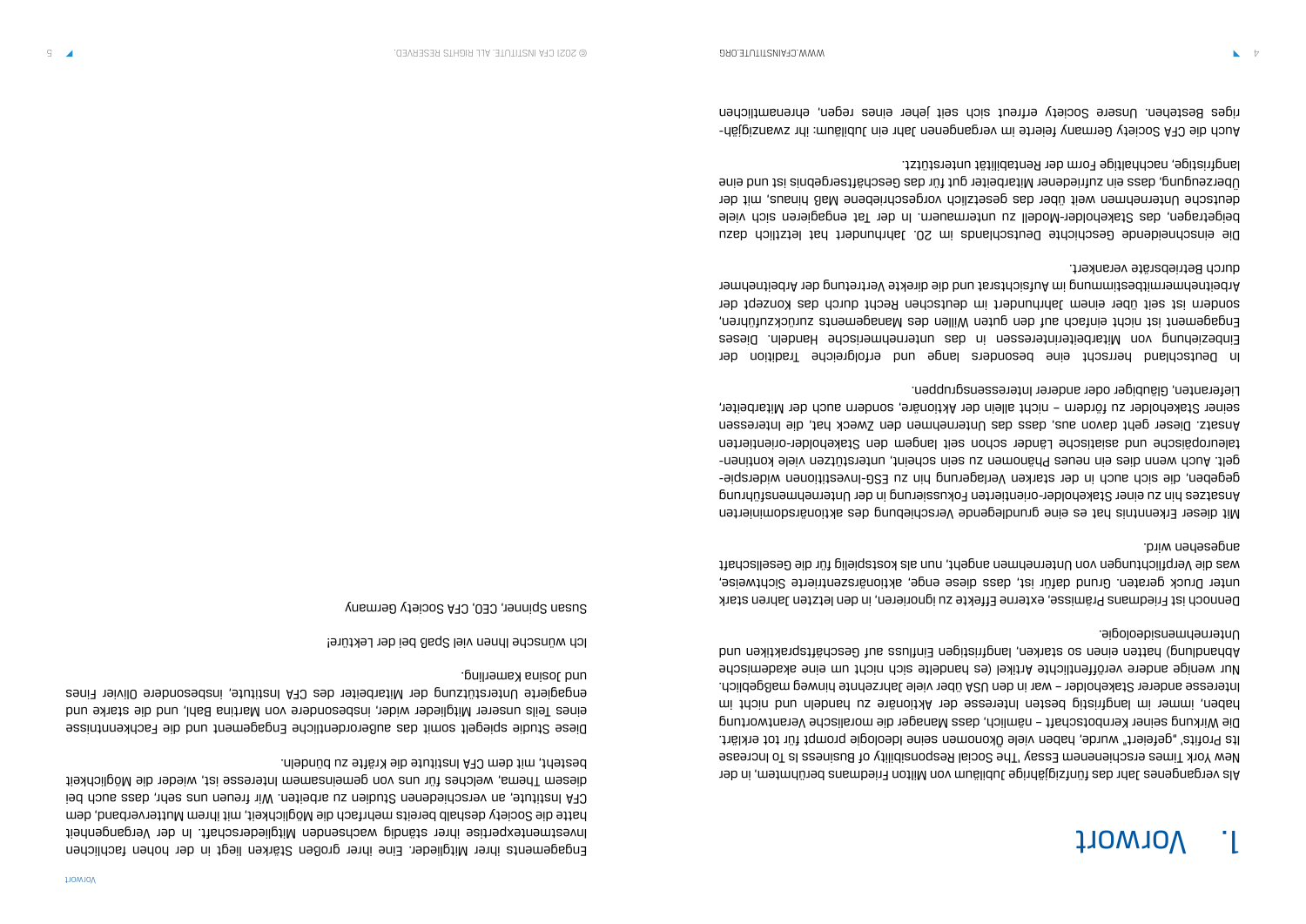# 1. Vorwort

Als vergangenes Jahr das fünfzigjährige Jubiläum von Milton Friedmans berühmtem, in der New York Times erschienenem Essay "The Social Responsibility of Business Is To Increase Its Profits" „gefeiert" wurde, haben viele Ökonomen seine Ideologie prompt für tot erklärt. Die Wirkung seiner Kernbotschaft – nämlich, dass Manager die moralische Verantwortung haben, immer im langfristig besten Interesse der Aktionäre zu handeln und nicht im Interesse anderer Stakeholder – war in den USA über viele Jahrzehnte hinweg maßgeblich. Nur wenige andere veröffentlichte Artikel (es handelte sich nicht um eine akademische Abhandlung) hatten einen so starken, langfristigen Einfluss auf Geschäftspraktiken und Unternehmensideologie.

Dennoch ist Friedmans Prämisse, externe Effekte zu ignorieren, in den letzten Jahren stark unter Druck geraten. Grund dafür ist, dass diese enge, aktionärszentrierte Sichtweise, was die Verpflichtungen von Unternehmen angeht, nun als kostspielig für die Gesellschaft angesehen wird.

Mit dieser Erkenntnis hat es eine grundlegende Verschiebung des aktionärsdominierten Ansatzes hin zu einer Stakeholder-orientierten Fokussierung in der Unternehmensführung gegeben, die sich auch in der starken Verlagerung hin zu ESG-Investitionen widerspiegelt. Auch wenn dies ein neues Phänomen zu sein scheint, unterstützen viele kontinentaleuropäische und asiatische Länder schon seit langem den Stakeholder-orientierten Ansatz. Dieser geht davon aus, dass das Unternehmen den Zweck hat, die Interessen seiner Stakeholder zu fördern – nicht allein der Aktionäre, sondern auch der Mitarbeiter, Lieferanten, Gläubiger oder anderer Interessensgruppen.

In Deutschland herrscht eine besonders lange und erfolgreiche Tradition der Einbeziehung von Mitarbeiterinteressen in das unternehmerische Handeln. Dieses Engagement ist nicht einfach auf den guten Willen des Managements zurückzuführen, sondern ist seit über einem Jahrhundert im deutschen Recht durch das Konzept der Arbeitnehmermitbestimmung im Aufsichtsrat und die direkte Vertretung der Arbeitnehmer durch Betriebsräte verankert.

Die einschneidende Geschichte Deutschlands im 20. Jahrhundert hat letztlich dazu beigetragen, das Stakeholder-Modell zu untermauern. In der Tat engagieren sich viele deutsche Unternehmen weit über das gesetzlich vorgeschriebene Maß hinaus, mit der Überzeugung, dass ein zufriedener Mitarbeiter gut für das Geschäftsergebnis ist und eine langfristige, nachhaltige Form der Rentabilität unterstützt.

Auch die CFA Society Germany feierte im vergangenen Jahr ein Jubiläum: ihr zwanzigjähriges Bestehen. Unsere Society erfreut sich seit jeher eines regen, ehrenamtlichen Engagements ihrer Mitglieder. Eine ihrer großen Stärken liegt in der hohen fachlichen Investmentexpertise ihrer ständig wachsenden Mitgliederschaft. In der Vergangenheit hatte die Society deshalb bereits mehrfach die Möglichkeit, mit ihrem Mutterverband, dem CFA Institute, an verschiedenen Studien zu arbeiten. Wir freuen uns sehr, dass auch bei diesem Thema, welches für uns von gemeinsamem Interesse ist, wieder die Möglichkeit besteht, mit dem CFA Institute die Kräfte zu bündeln.

Diese Studie spiegelt somit das außerordentliche Engagement und die Fachkenntnisse eines Teils unserer Mitglieder wider, insbesondere von Martina Bahl, und die starke und engagierte Unterstützung der Mitarbeiter des CFA Institute, insbesondere Olivier Fines und Josina Kamerling.

Ich wünsche Ihnen viel Spaß bei der Lektüre!

Susan Spinner, CEO, CFA Society Germany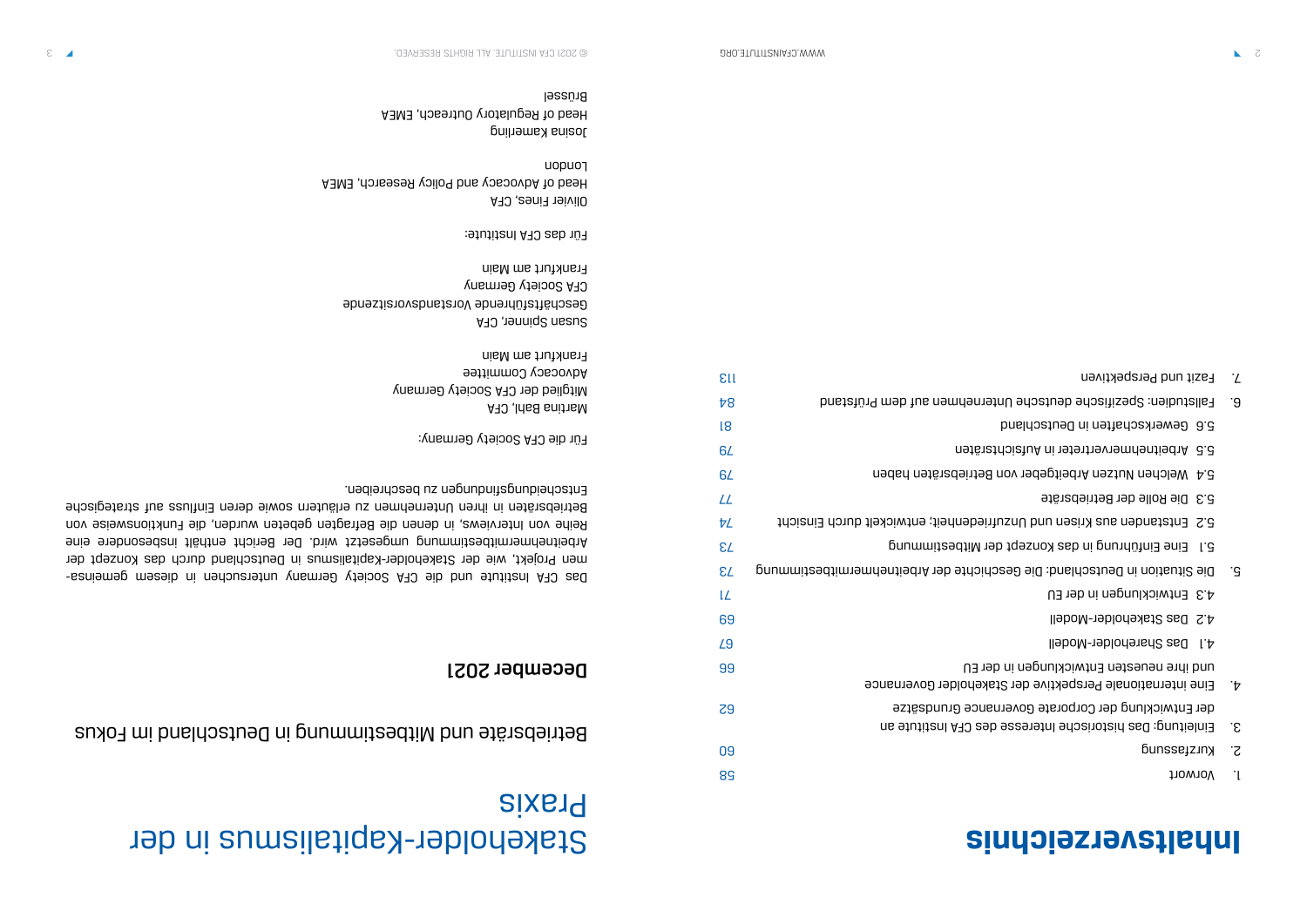# Stakeholder-Kapitalismus in der Praxis

Betriebsräte und Mitbestimmung in Deutschland im Fokus

**Dezember 2021**

Das CFA Institute und die CFA Society Germany untersuchen in diesem gemeinsamen Projekt, wie der Stakeholder-Kapitalismus in Deutschland durch das Konzept der Arbeitnehmermitbestimmung umgesetzt wird. Der Bericht enthält insbesondere eine Reihe von Interviews, in denen die Befragten gebeten wurden, die Funktionsweise von Betriebsräten in ihren Unternehmen zu erläutern sowie deren Einfluss auf strategische Entscheidungsfindungen zu beschreiben.

Für die CFA Society Germany:

Martina Bahl, CFA
Mitglied der CFA Society Germany
Advocacy Committee
Frankfurt am Main

Susan Spinner, CFA
Geschäftsführende Vorstandsvorsitzende
CFA Society Germany
Frankfurt am Main

Für das CFA Institute:

Olivier Fines, CFA
Head of Advocacy and Policy Research, EMEA
London

Josina Kamerling
Head of Regulatory Outreach, EMEA
Brüssel

# Inhaltsverzeichnis

1. Vorwort 58
2. Kurzfassung 60
3. Einleitung: Das historische Interesse des CFA Institute an der Entwicklung der Corporate Governance Grundsätze 62
4. Eine internationale Perspektive der Stakeholder Governance und ihre neuesten Entwicklungen in der EU 66
   - 4.1 Das Shareholder-Modell 67
   - 4.2 Das Stakeholder-Modell 69
   - 4.3 Entwicklungen in der EU 71
5. Die Situation in Deutschland: Die Geschichte der Arbeitnehmermitbestimmung 73
   - 5.1 Eine Einführung in das Konzept der Mitbestimmung 73
   - 5.2 Entstanden aus Krisen und Unzufriedenheit; entwickelt durch Einsicht 74
   - 5.3 Die Rolle der Betriebsräte 77
   - 5.4 Welchen Nutzen Arbeitgeber von Betriebsräten haben 76
   - 5.5 Arbeitnehmervertreter in Aufsichtsräten 76
   - 5.6 Gewerkschaften in Deutschland 81
6. Fallstudien: Spezifische deutsche Unternehmen auf dem Prüfstand 84
7. Fazit und Perspektiven 113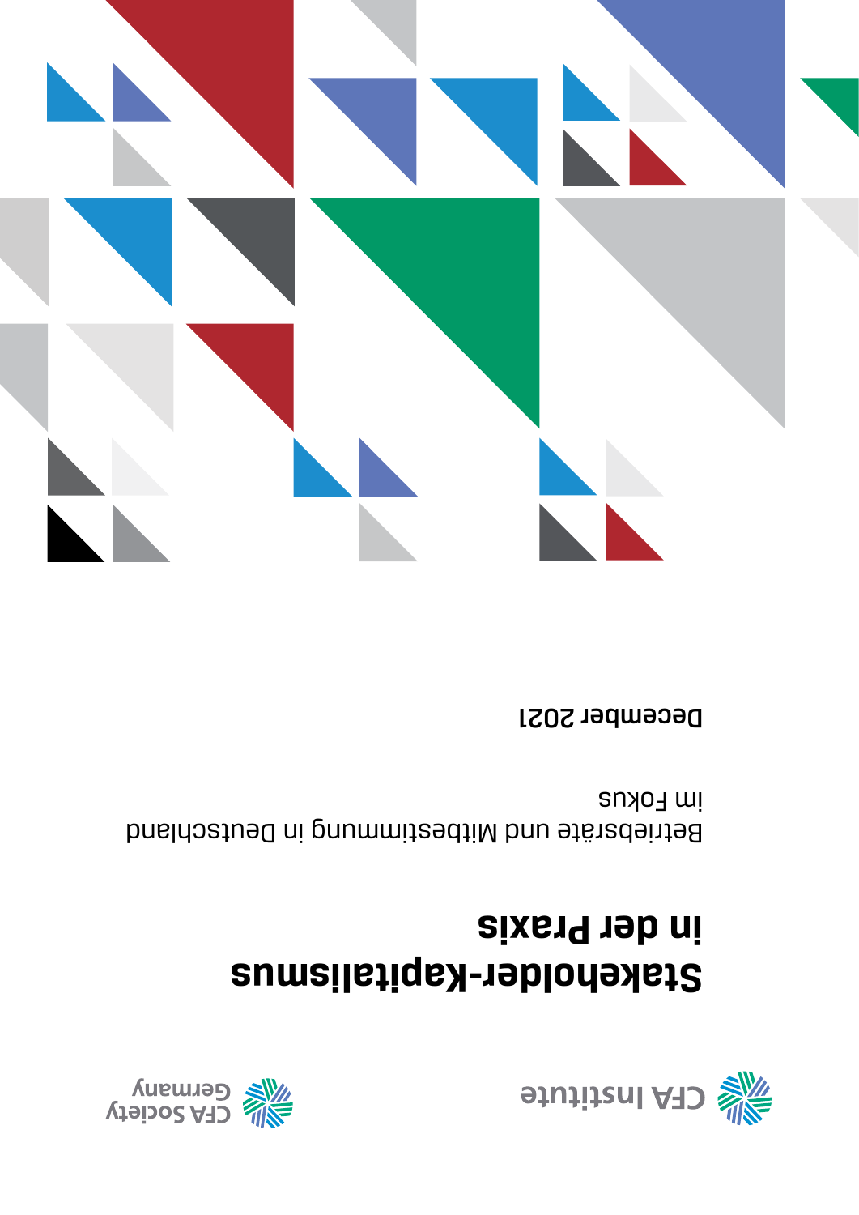# Stakeholder-Kapitalismus in der Praxis

Betriebsräte und Mitbestimmung in Deutschland im Fokus

**December 2021**

CFA Institute

CFA Society Germany